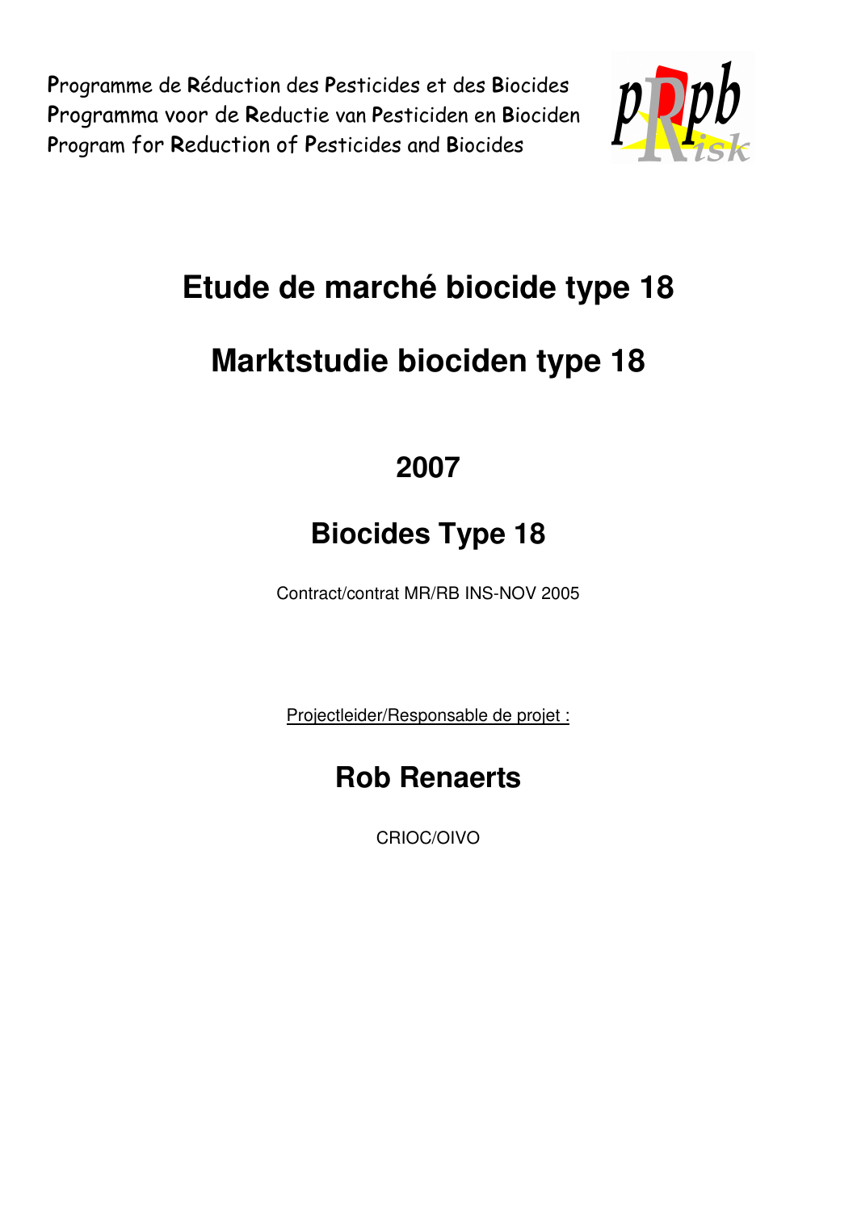Programme de Réduction des Pesticides et des Biocides
Programma voor de Reductie van Pesticiden en Biociden
Program for Reduction of Pesticides and Biocides

# Etude de marché biocide type 18

# Marktstudie biociden type 18

## 2007

## Biocides Type 18

Contract/contrat MR/RB INS-NOV 2005

Projectleider/Responsable de projet :

## Rob Renaerts

CRIOC/OIVO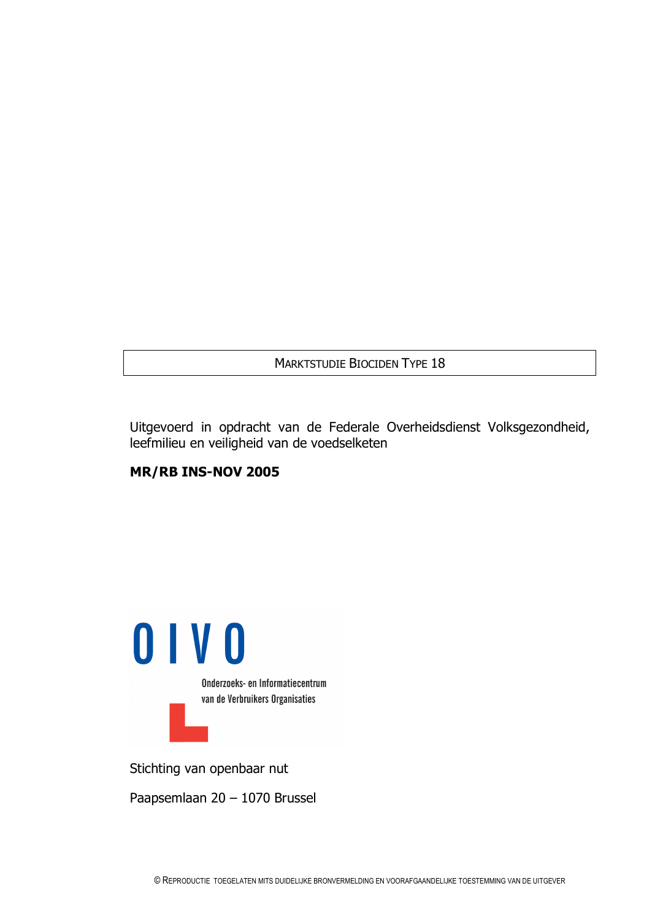MARKTSTUDIE BIOCIDEN TYPE 18

Uitgevoerd in opdracht van de Federale Overheidsdienst Volksgezondheid, leefmilieu en veiligheid van de voedselketen

**MR/RB INS-NOV 2005**

OIVO

Onderzoeks- en Informatiecentrum van de Verbruikers Organisaties

Stichting van openbaar nut

Paapsemlaan 20 – 1070 Brussel

© REPRODUCTIE TOEGELATEN MITS DUIDELIJKE BRONVERMELDING EN VOORAFGAANDELIJKE TOESTEMMING VAN DE UITGEVER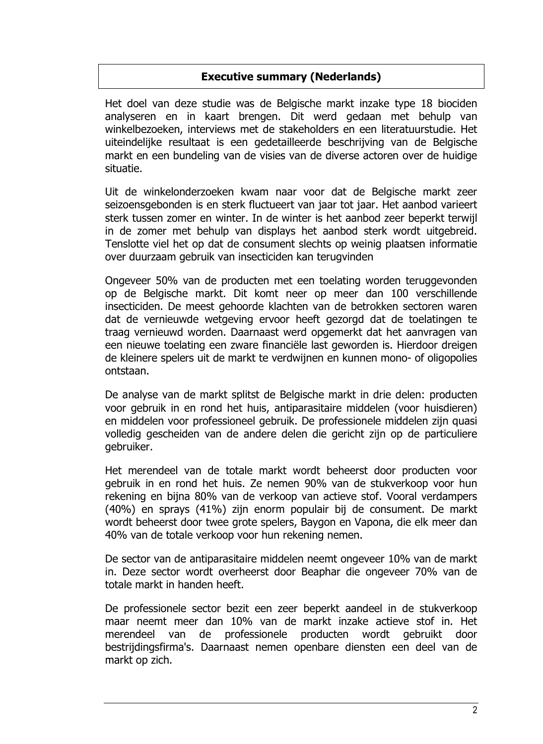## Executive summary (Nederlands)

Het doel van deze studie was de Belgische markt inzake type 18 biociden analyseren en in kaart brengen. Dit werd gedaan met behulp van winkelbezoeken, interviews met de stakeholders en een literatuurstudie. Het uiteindelijke resultaat is een gedetailleerde beschrijving van de Belgische markt en een bundeling van de visies van de diverse actoren over de huidige situatie.

Uit de winkelonderzoeken kwam naar voor dat de Belgische markt zeer seizoensgebonden is en sterk fluctueert van jaar tot jaar. Het aanbod varieert sterk tussen zomer en winter. In de winter is het aanbod zeer beperkt terwijl in de zomer met behulp van displays het aanbod sterk wordt uitgebreid. Tenslotte viel het op dat de consument slechts op weinig plaatsen informatie over duurzaam gebruik van insecticiden kan terugvinden

Ongeveer 50% van de producten met een toelating worden teruggevonden op de Belgische markt. Dit komt neer op meer dan 100 verschillende insecticiden. De meest gehoorde klachten van de betrokken sectoren waren dat de vernieuwde wetgeving ervoor heeft gezorgd dat de toelatingen te traag vernieuwd worden. Daarnaast werd opgemerkt dat het aanvragen van een nieuwe toelating een zware financiële last geworden is. Hierdoor dreigen de kleinere spelers uit de markt te verdwijnen en kunnen mono- of oligopolies ontstaan.

De analyse van de markt splitst de Belgische markt in drie delen: producten voor gebruik in en rond het huis, antiparasitaire middelen (voor huisdieren) en middelen voor professioneel gebruik. De professionele middelen zijn quasi volledig gescheiden van de andere delen die gericht zijn op de particuliere gebruiker.

Het merendeel van de totale markt wordt beheerst door producten voor gebruik in en rond het huis. Ze nemen 90% van de stukverkoop voor hun rekening en bijna 80% van de verkoop van actieve stof. Vooral verdampers (40%) en sprays (41%) zijn enorm populair bij de consument. De markt wordt beheerst door twee grote spelers, Baygon en Vapona, die elk meer dan 40% van de totale verkoop voor hun rekening nemen.

De sector van de antiparasitaire middelen neemt ongeveer 10% van de markt in. Deze sector wordt overheerst door Beaphar die ongeveer 70% van de totale markt in handen heeft.

De professionele sector bezit een zeer beperkt aandeel in de stukverkoop maar neemt meer dan 10% van de markt inzake actieve stof in. Het merendeel van de professionele producten wordt gebruikt door bestrijdingsfirma's. Daarnaast nemen openbare diensten een deel van de markt op zich.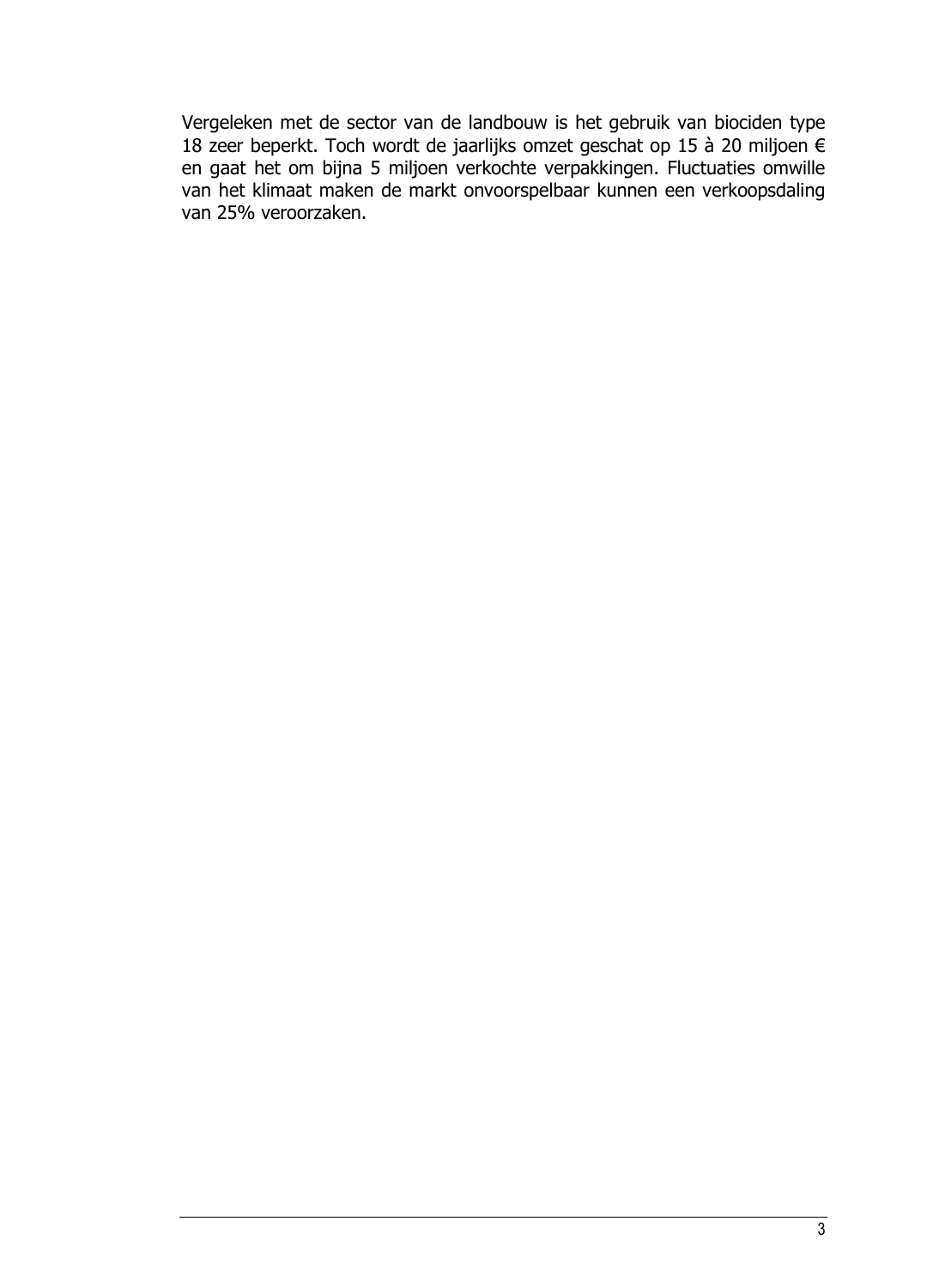Vergeleken met de sector van de landbouw is het gebruik van biociden type 18 zeer beperkt. Toch wordt de jaarlijks omzet geschat op 15 à 20 miljoen € en gaat het om bijna 5 miljoen verkochte verpakkingen. Fluctuaties omwille van het klimaat maken de markt onvoorspelbaar kunnen een verkoopsdaling van 25% veroorzaken.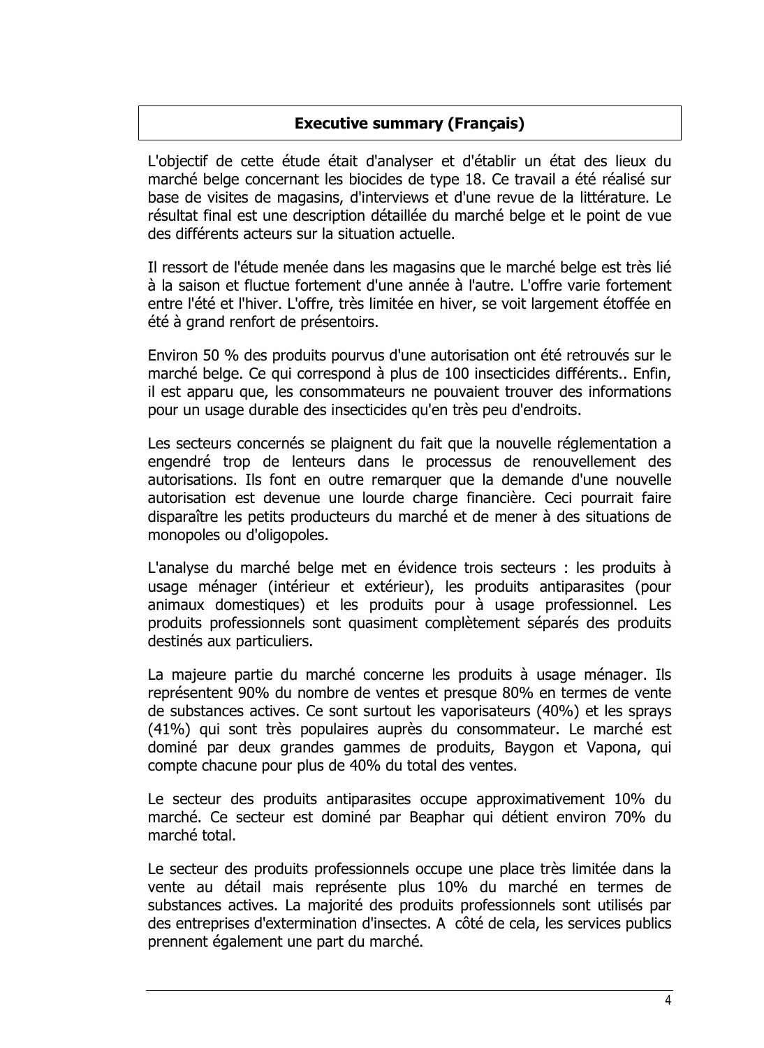## Executive summary (Français)

L'objectif de cette étude était d'analyser et d'établir un état des lieux du marché belge concernant les biocides de type 18. Ce travail a été réalisé sur base de visites de magasins, d'interviews et d'une revue de la littérature. Le résultat final est une description détaillée du marché belge et le point de vue des différents acteurs sur la situation actuelle.

Il ressort de l'étude menée dans les magasins que le marché belge est très lié à la saison et fluctue fortement d'une année à l'autre. L'offre varie fortement entre l'été et l'hiver. L'offre, très limitée en hiver, se voit largement étoffée en été à grand renfort de présentoirs.

Environ 50 % des produits pourvus d'une autorisation ont été retrouvés sur le marché belge. Ce qui correspond à plus de 100 insecticides différents.. Enfin, il est apparu que, les consommateurs ne pouvaient trouver des informations pour un usage durable des insecticides qu'en très peu d'endroits.

Les secteurs concernés se plaignent du fait que la nouvelle réglementation a engendré trop de lenteurs dans le processus de renouvellement des autorisations. Ils font en outre remarquer que la demande d'une nouvelle autorisation est devenue une lourde charge financière. Ceci pourrait faire disparaître les petits producteurs du marché et de mener à des situations de monopoles ou d'oligopoles.

L'analyse du marché belge met en évidence trois secteurs : les produits à usage ménager (intérieur et extérieur), les produits antiparasites (pour animaux domestiques) et les produits pour à usage professionnel. Les produits professionnels sont quasiment complètement séparés des produits destinés aux particuliers.

La majeure partie du marché concerne les produits à usage ménager. Ils représentent 90% du nombre de ventes et presque 80% en termes de vente de substances actives. Ce sont surtout les vaporisateurs (40%) et les sprays (41%) qui sont très populaires auprès du consommateur. Le marché est dominé par deux grandes gammes de produits, Baygon et Vapona, qui compte chacune pour plus de 40% du total des ventes.

Le secteur des produits antiparasites occupe approximativement 10% du marché. Ce secteur est dominé par Beaphar qui détient environ 70% du marché total.

Le secteur des produits professionnels occupe une place très limitée dans la vente au détail mais représente plus 10% du marché en termes de substances actives. La majorité des produits professionnels sont utilisés par des entreprises d'extermination d'insectes. A côté de cela, les services publics prennent également une part du marché.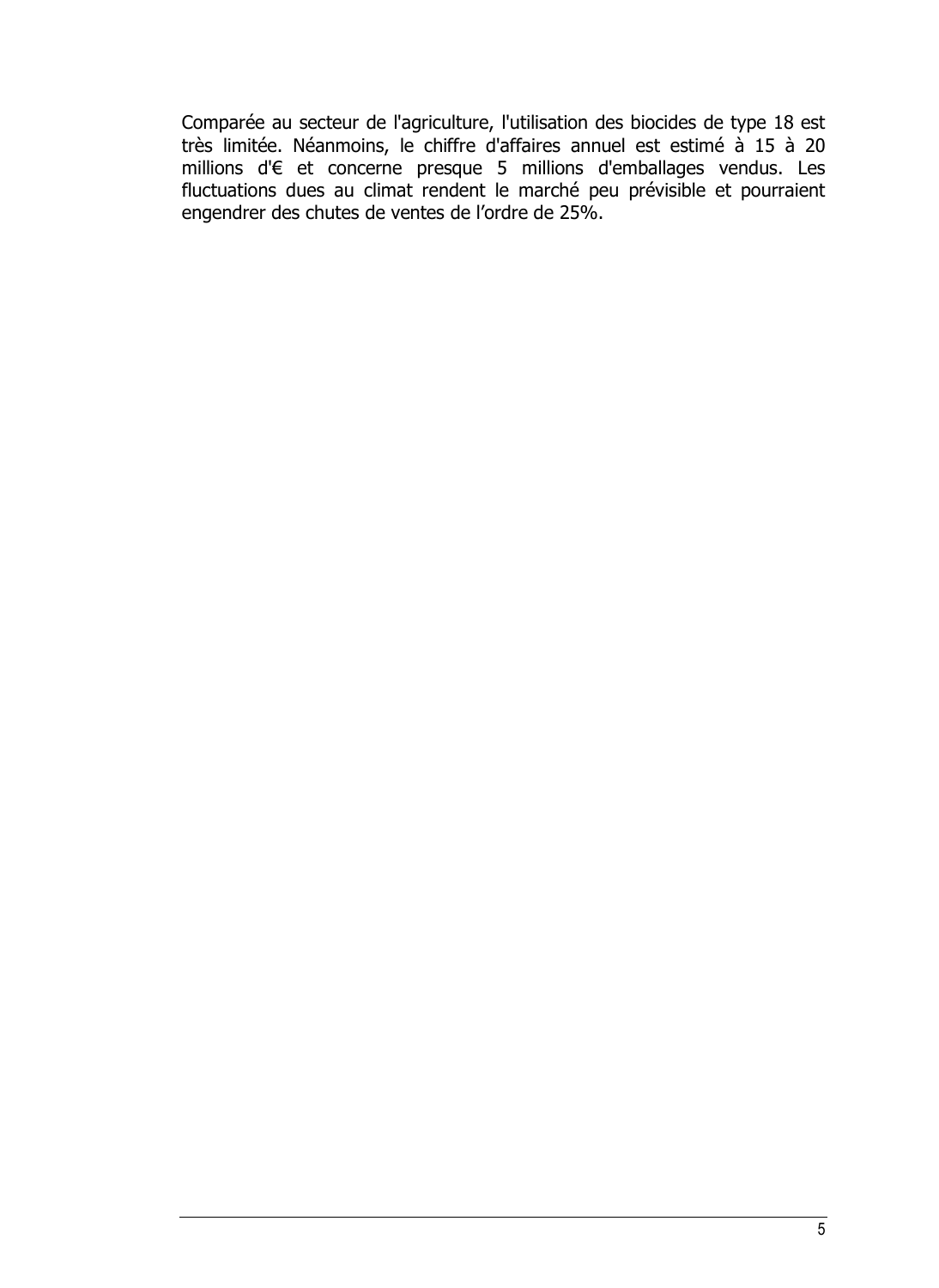Comparée au secteur de l'agriculture, l'utilisation des biocides de type 18 est très limitée. Néanmoins, le chiffre d'affaires annuel est estimé à 15 à 20 millions d'€ et concerne presque 5 millions d'emballages vendus. Les fluctuations dues au climat rendent le marché peu prévisible et pourraient engendrer des chutes de ventes de l'ordre de 25%.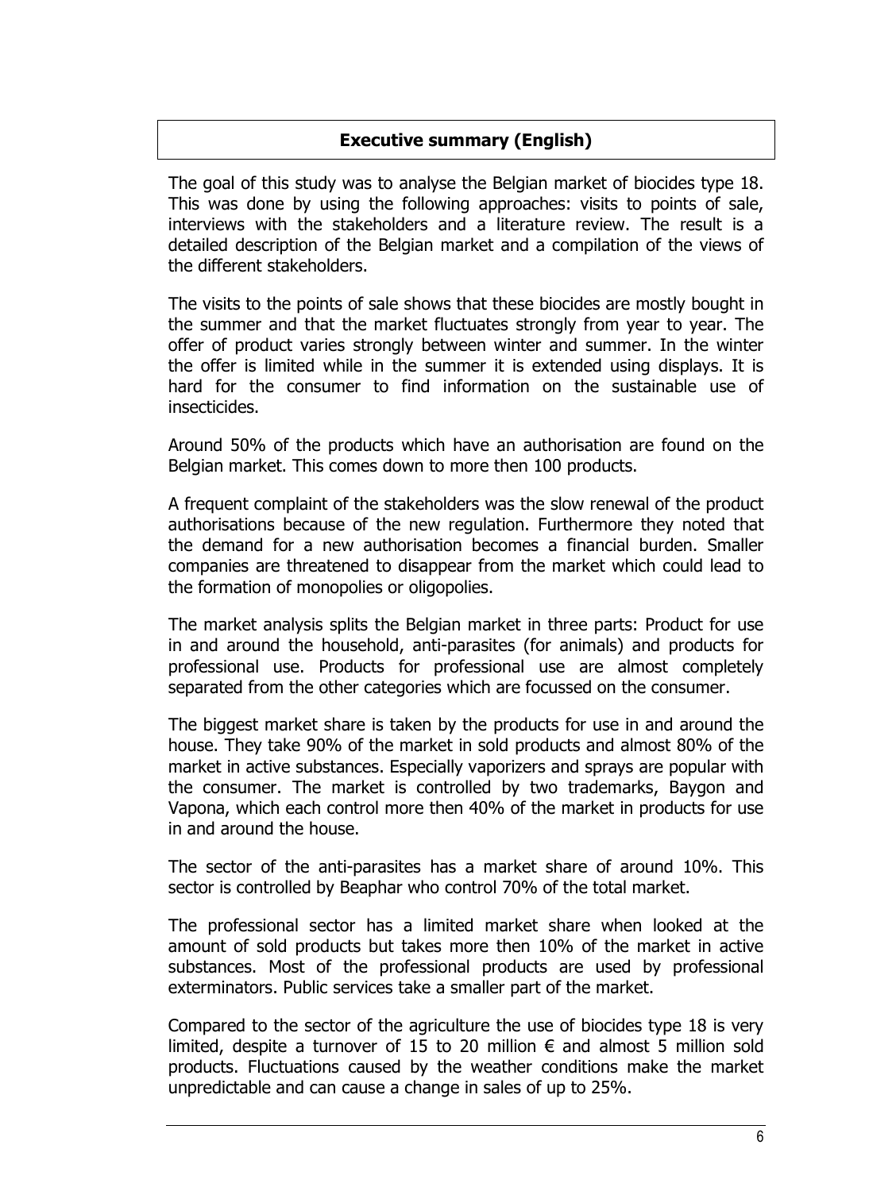## Executive summary (English)

The goal of this study was to analyse the Belgian market of biocides type 18. This was done by using the following approaches: visits to points of sale, interviews with the stakeholders and a literature review. The result is a detailed description of the Belgian market and a compilation of the views of the different stakeholders.

The visits to the points of sale shows that these biocides are mostly bought in the summer and that the market fluctuates strongly from year to year. The offer of product varies strongly between winter and summer. In the winter the offer is limited while in the summer it is extended using displays. It is hard for the consumer to find information on the sustainable use of insecticides.

Around 50% of the products which have an authorisation are found on the Belgian market. This comes down to more then 100 products.

A frequent complaint of the stakeholders was the slow renewal of the product authorisations because of the new regulation. Furthermore they noted that the demand for a new authorisation becomes a financial burden. Smaller companies are threatened to disappear from the market which could lead to the formation of monopolies or oligopolies.

The market analysis splits the Belgian market in three parts: Product for use in and around the household, anti-parasites (for animals) and products for professional use. Products for professional use are almost completely separated from the other categories which are focussed on the consumer.

The biggest market share is taken by the products for use in and around the house. They take 90% of the market in sold products and almost 80% of the market in active substances. Especially vaporizers and sprays are popular with the consumer. The market is controlled by two trademarks, Baygon and Vapona, which each control more then 40% of the market in products for use in and around the house.

The sector of the anti-parasites has a market share of around 10%. This sector is controlled by Beaphar who control 70% of the total market.

The professional sector has a limited market share when looked at the amount of sold products but takes more then 10% of the market in active substances. Most of the professional products are used by professional exterminators. Public services take a smaller part of the market.

Compared to the sector of the agriculture the use of biocides type 18 is very limited, despite a turnover of 15 to 20 million € and almost 5 million sold products. Fluctuations caused by the weather conditions make the market unpredictable and can cause a change in sales of up to 25%.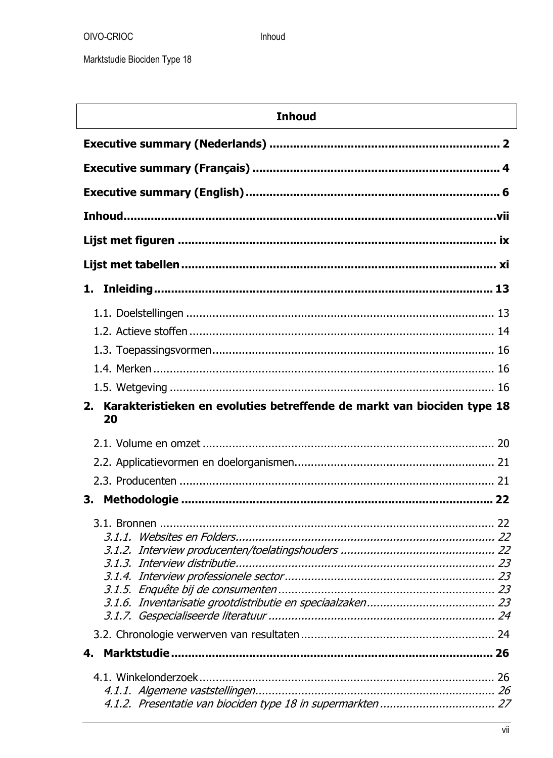# Inhoud

**Executive summary (Nederlands)** ........................................................................ 2

**Executive summary (Français)** ........................................................................... 4

**Executive summary (English)** ............................................................................ 6

**Inhoud**.......................................................................................................vii

**Lijst met figuren** ......................................................................................... ix

**Lijst met tabellen** ........................................................................................ xi

**1. Inleiding** .............................................................................................. 13

1.1. Doelstellingen ..................................................................................... 13
1.2. Actieve stoffen ..................................................................................... 14
1.3. Toepassingsvormen.............................................................................. 16
1.4. Merken ............................................................................................... 16
1.5. Wetgeving ........................................................................................... 16

**2. Karakteristieken en evoluties betreffende de markt van biociden type 18 20**

2.1. Volume en omzet ................................................................................. 20
2.2. Applicatievormen en doelorganismen.................................................... 21
2.3. Producenten ........................................................................................ 21

**3. Methodologie** ........................................................................................ 22

3.1. Bronnen .............................................................................................. 22
*3.1.1. Websites en Folders.......................................................................... 22*
*3.1.2. Interview producenten/toelatingshouders ........................................... 22*
*3.1.3. Interview distributie.......................................................................... 23*
*3.1.4. Interview professionele sector ............................................................ 23*
*3.1.5. Enquête bij de consumenten .............................................................. 23*
*3.1.6. Inventarisatie grootdistributie en speciaalzaken.................................... 23*
*3.1.7. Gespecialiseerde literatuur ................................................................ 24*

3.2. Chronologie verwerven van resultaten ................................................... 24

**4. Marktstudie** .......................................................................................... 26

4.1. Winkelonderzoek.................................................................................. 26
*4.1.1. Algemene vaststellingen.................................................................... 26*
*4.1.2. Presentatie van biociden type 18 in supermarkten ............................... 27*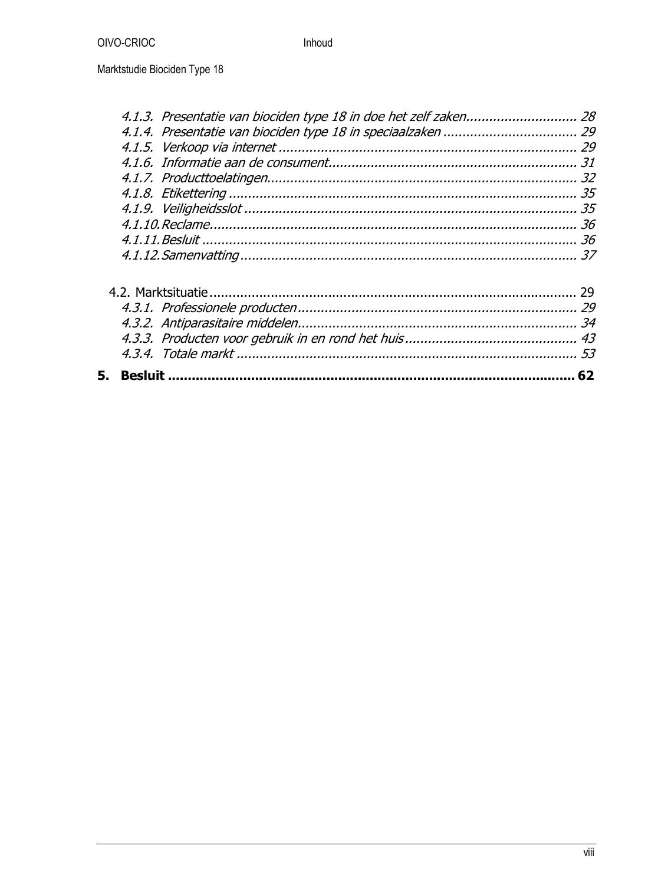*4.1.3. Presentatie van biociden type 18 in doe het zelf zaken.............................. 28*
*4.1.4. Presentatie van biociden type 18 in speciaalzaken ................................... 29*
*4.1.5. Verkoop via internet ............................................................................ 29*
*4.1.6. Informatie aan de consument................................................................ 31*
*4.1.7. Producttoelatingen................................................................................ 32*
*4.1.8. Etikettering .......................................................................................... 35*
*4.1.9. Veiligheidsslot ...................................................................................... 35*
*4.1.10. Reclame............................................................................................... 36*
*4.1.11. Besluit ................................................................................................ 36*
*4.1.12. Samenvatting ....................................................................................... 37*

4.2. Marktsituatie ................................................................................................ 29
*4.3.1. Professionele producten ........................................................................ 29*
*4.3.2. Antiparasitaire middelen........................................................................ 34*
*4.3.3. Producten voor gebruik in en rond het huis ............................................ 43*
*4.3.4. Totale markt ......................................................................................... 53*

**5. Besluit ......................................................................................................... 62**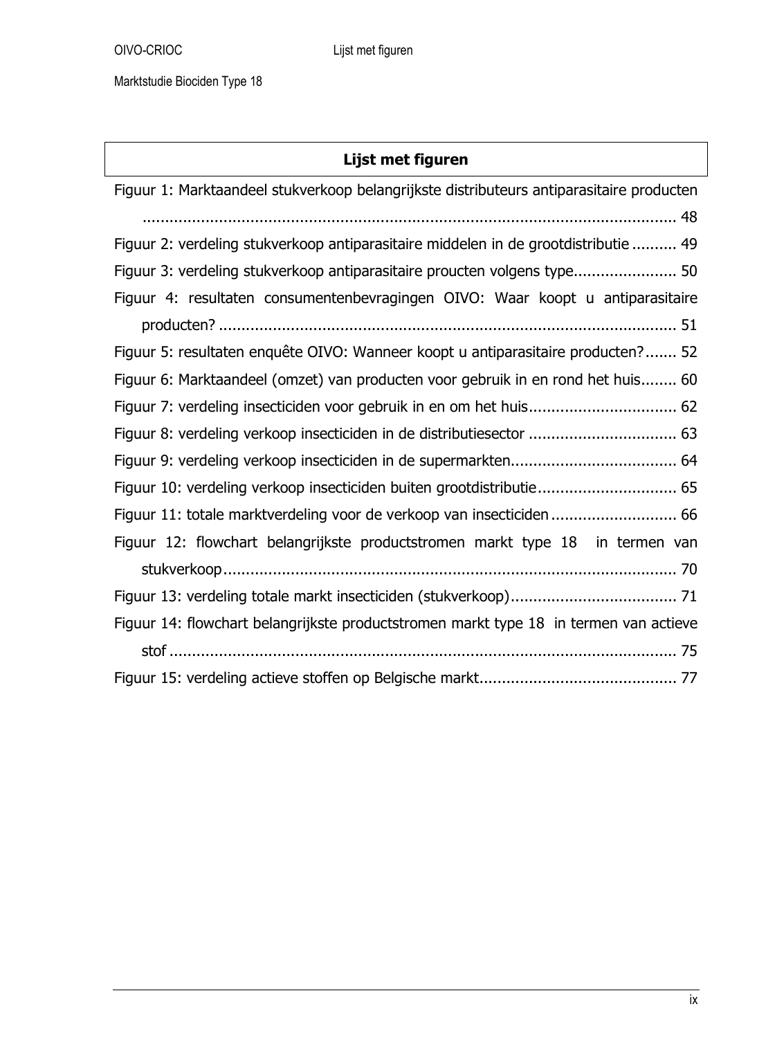## Lijst met figuren

Figuur 1: Marktaandeel stukverkoop belangrijkste distributeurs antiparasitaire producten ........................................................................................................................ 48

Figuur 2: verdeling stukverkoop antiparasitaire middelen in de grootdistributie .......... 49

Figuur 3: verdeling stukverkoop antiparasitaire proucten volgens type....................... 50

Figuur 4: resultaten consumentenbevragingen OIVO: Waar koopt u antiparasitaire producten? ...................................................................................................... 51

Figuur 5: resultaten enquête OIVO: Wanneer koopt u antiparasitaire producten?....... 52

Figuur 6: Marktaandeel (omzet) van producten voor gebruik in en rond het huis........ 60

Figuur 7: verdeling insecticiden voor gebruik in en om het huis................................. 62

Figuur 8: verdeling verkoop insecticiden in de distributiesector ................................. 63

Figuur 9: verdeling verkoop insecticiden in de supermarkten..................................... 64

Figuur 10: verdeling verkoop insecticiden buiten grootdistributie............................... 65

Figuur 11: totale marktverdeling voor de verkoop van insecticiden ............................ 66

Figuur 12: flowchart belangrijkste productstromen markt type 18 in termen van stukverkoop...................................................................................................... 70

Figuur 13: verdeling totale markt insecticiden (stukverkoop)..................................... 71

Figuur 14: flowchart belangrijkste productstromen markt type 18 in termen van actieve stof ................................................................................................................. 75

Figuur 15: verdeling actieve stoffen op Belgische markt............................................ 77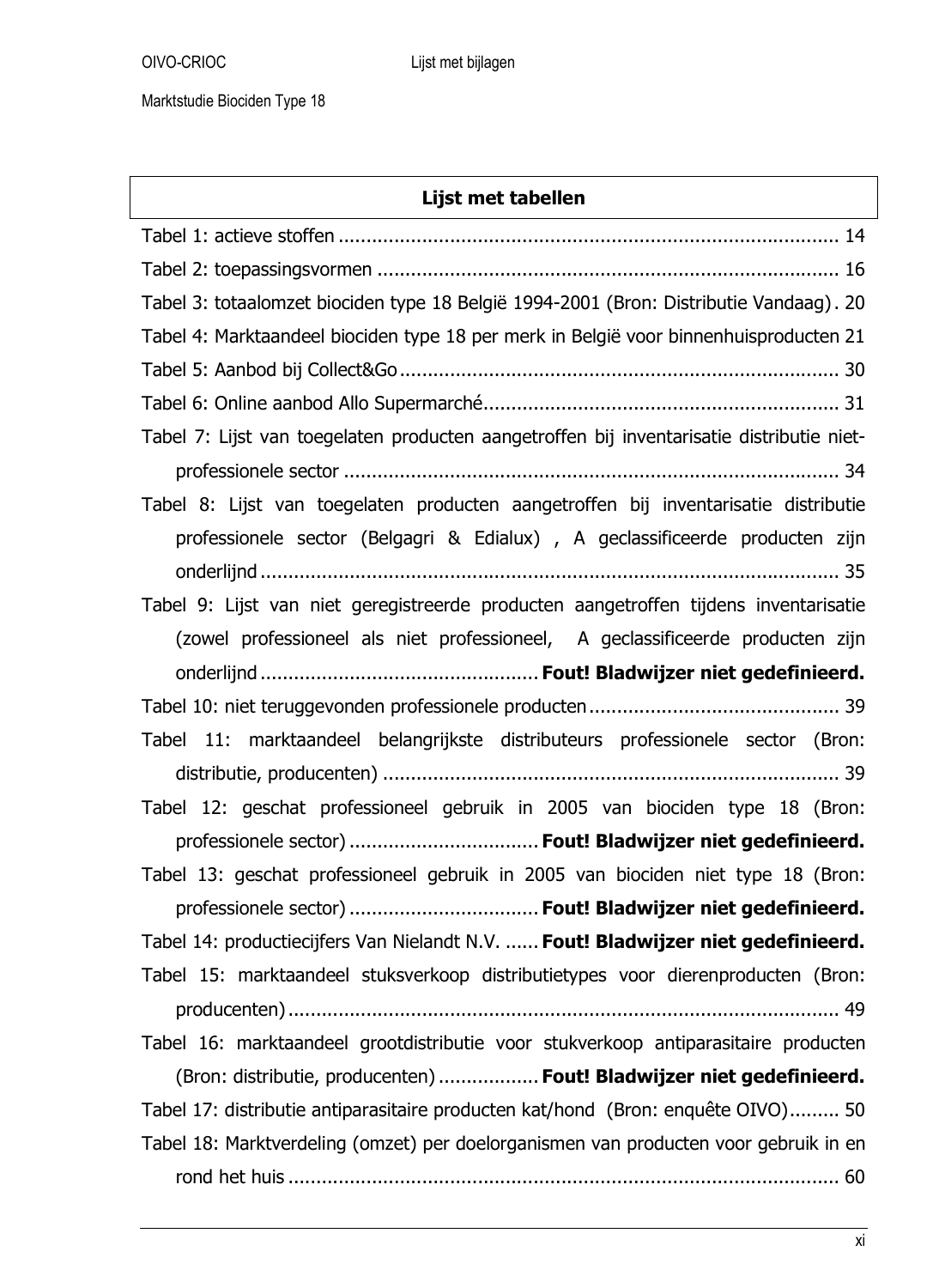## Lijst met tabellen

Tabel 1: actieve stoffen ........................................................................................ 14

Tabel 2: toepassingsvormen ................................................................................. 16

Tabel 3: totaalomzet biociden type 18 België 1994-2001 (Bron: Distributie Vandaag) . 20

Tabel 4: Marktaandeel biociden type 18 per merk in België voor binnenhuisproducten 21

Tabel 5: Aanbod bij Collect&Go ............................................................................. 30

Tabel 6: Online aanbod Allo Supermarché ............................................................... 31

Tabel 7: Lijst van toegelaten producten aangetroffen bij inventarisatie distributie niet-professionele sector ........................................................................................ 34

Tabel 8: Lijst van toegelaten producten aangetroffen bij inventarisatie distributie professionele sector (Belgagri & Edialux) , A geclassificeerde producten zijn onderlijnd ........................................................................................................ 35

Tabel 9: Lijst van niet geregistreerde producten aangetroffen tijdens inventarisatie (zowel professioneel als niet professioneel, A geclassificeerde producten zijn onderlijnd .................................................. **Fout! Bladwijzer niet gedefinieerd.**

Tabel 10: niet teruggevonden professionele producten ............................................. 39

Tabel 11: marktaandeel belangrijkste distributeurs professionele sector (Bron: distributie, producenten) ................................................................................. 39

Tabel 12: geschat professioneel gebruik in 2005 van biociden type 18 (Bron: professionele sector) .................................. **Fout! Bladwijzer niet gedefinieerd.**

Tabel 13: geschat professioneel gebruik in 2005 van biociden niet type 18 (Bron: professionele sector) .................................. **Fout! Bladwijzer niet gedefinieerd.**

Tabel 14: productiecijfers Van Nielandt N.V. ...... **Fout! Bladwijzer niet gedefinieerd.**

Tabel 15: marktaandeel stuksverkoop distributietypes voor dierenproducten (Bron: producenten) .................................................................................................. 49

Tabel 16: marktaandeel grootdistributie voor stukverkoop antiparasitaire producten (Bron: distributie, producenten) .................. **Fout! Bladwijzer niet gedefinieerd.**

Tabel 17: distributie antiparasitaire producten kat/hond (Bron: enquête OIVO) ......... 50

Tabel 18: Marktverdeling (omzet) per doelorganismen van producten voor gebruik in en rond het huis ................................................................................................ 60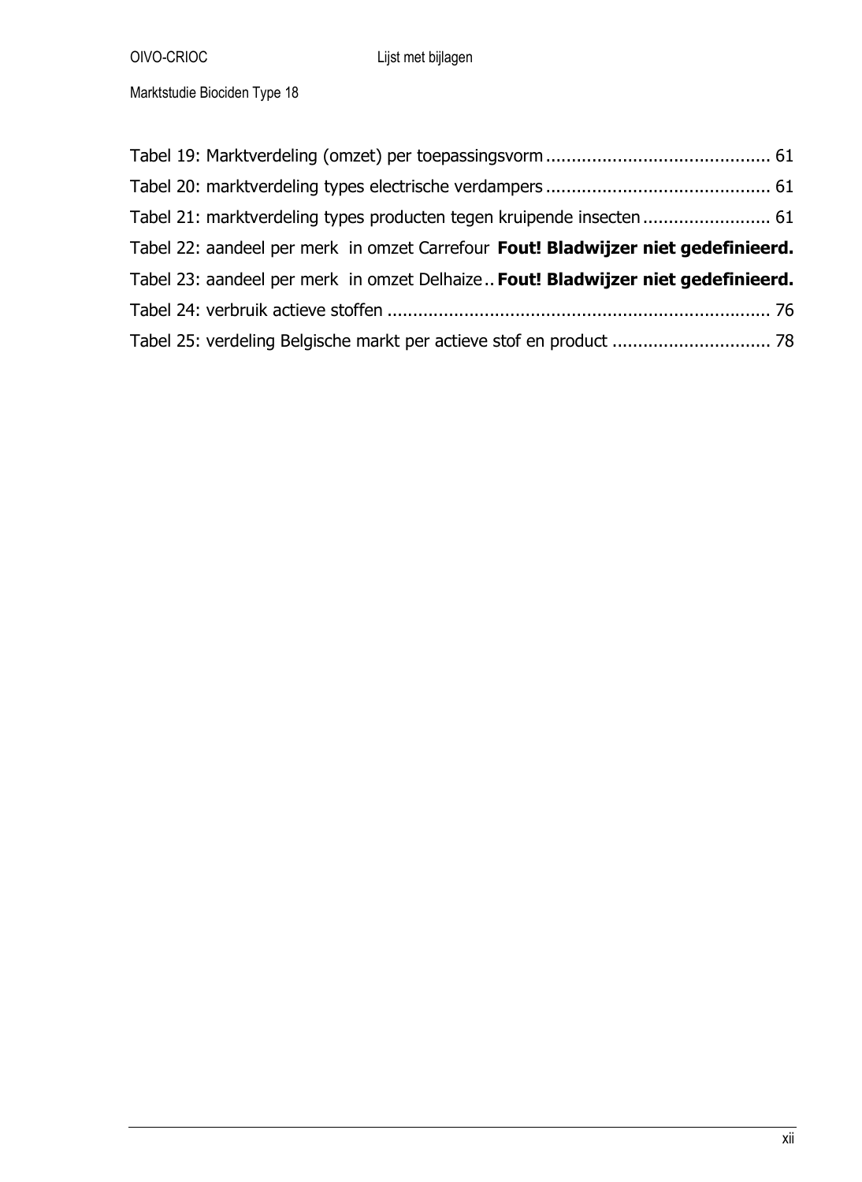Tabel 19: Marktverdeling (omzet) per toepassingsvorm ............................................ 61

Tabel 20: marktverdeling types electrische verdampers ............................................ 61

Tabel 21: marktverdeling types producten tegen kruipende insecten ......................... 61

Tabel 22: aandeel per merk in omzet Carrefour **Fout! Bladwijzer niet gedefinieerd.**

Tabel 23: aandeel per merk in omzet Delhaize .. **Fout! Bladwijzer niet gedefinieerd.**

Tabel 24: verbruik actieve stoffen ........................................................................... 76

Tabel 25: verdeling Belgische markt per actieve stof en product ............................... 78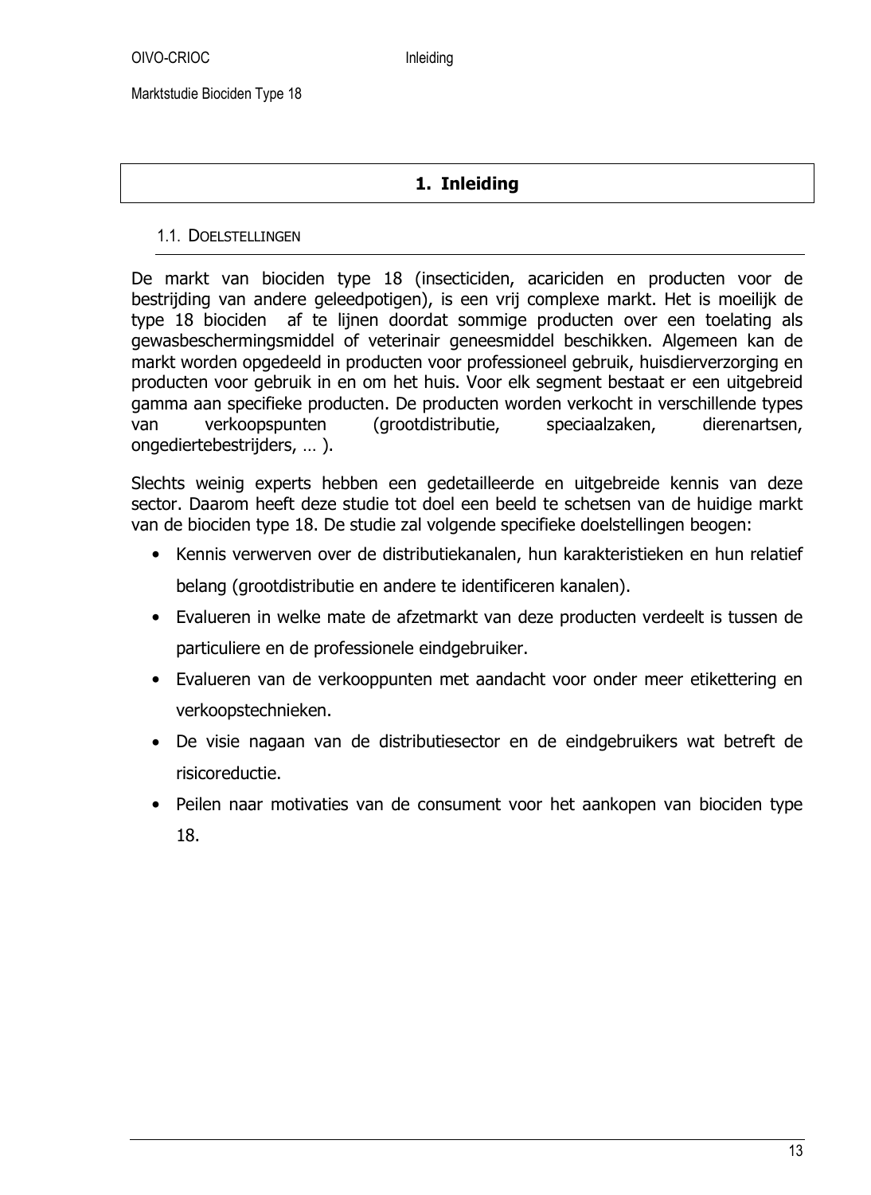# 1. Inleiding

## 1.1. Doelstellingen

De markt van biociden type 18 (insecticiden, acariciden en producten voor de bestrijding van andere geleedpotigen), is een vrij complexe markt. Het is moeilijk de type 18 biociden af te lijnen doordat sommige producten over een toelating als gewasbeschermingsmiddel of veterinair geneesmiddel beschikken. Algemeen kan de markt worden opgedeeld in producten voor professioneel gebruik, huisdierverzorging en producten voor gebruik in en om het huis. Voor elk segment bestaat er een uitgebreid gamma aan specifieke producten. De producten worden verkocht in verschillende types van verkoopspunten (grootdistributie, speciaalzaken, dierenartsen, ongediertebestrijders, … ).

Slechts weinig experts hebben een gedetailleerde en uitgebreide kennis van deze sector. Daarom heeft deze studie tot doel een beeld te schetsen van de huidige markt van de biociden type 18. De studie zal volgende specifieke doelstellingen beogen:

- Kennis verwerven over de distributiekanalen, hun karakteristieken en hun relatief belang (grootdistributie en andere te identificeren kanalen).
- Evalueren in welke mate de afzetmarkt van deze producten verdeelt is tussen de particuliere en de professionele eindgebruiker.
- Evalueren van de verkooppunten met aandacht voor onder meer etikettering en verkoopstechnieken.
- De visie nagaan van de distributiesector en de eindgebruikers wat betreft de risicoreductie.
- Peilen naar motivaties van de consument voor het aankopen van biociden type 18.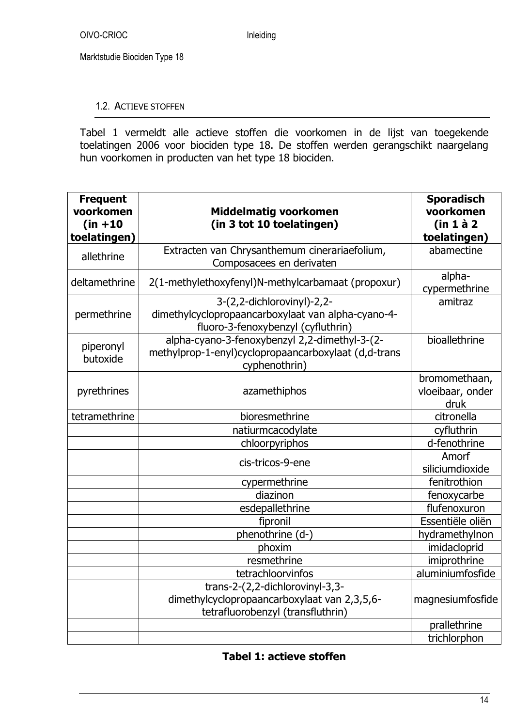## 1.2. ACTIEVE STOFFEN

Tabel 1 vermeldt alle actieve stoffen die voorkomen in de lijst van toegekende toelatingen 2006 voor biociden type 18. De stoffen werden gerangschikt naargelang hun voorkomen in producten van het type 18 biociden.

| **Frequent voorkomen (in +10 toelatingen)** | **Middelmatig voorkomen (in 3 tot 10 toelatingen)** | **Sporadisch voorkomen (in 1 à 2 toelatingen)** |
|---|---|---|
| allethrine | Extracten van Chrysanthemum cinerariaefolium, Composacees en derivaten | abamectine |
| deltamethrine | 2(1-methylethoxyfenyl)N-methylcarbamaat (propoxur) | alpha-cypermethrine |
| permethrine | 3-(2,2-dichlorovinyl)-2,2-dimethylcyclopropaancarboxylaat van alpha-cyano-4-fluoro-3-fenoxybenzyl (cyfluthrin) | amitraz |
| piperonyl butoxide | alpha-cyano-3-fenoxybenzyl 2,2-dimethyl-3-(2-methylprop-1-enyl)cyclopropaancarboxylaat (d,d-trans cyphenothrin) | bioallethrine |
| pyrethrines | azamethiphos | bromomethaan, vloeibaar, onder druk |
| tetramethrine | bioresmethrine | citronella |
| | natiurmcacodylate | cyfluthrin |
| | chloorpyriphos | d-fenothrine |
| | cis-tricos-9-ene | Amorf siliciumdioxide |
| | cypermethrine | fenitrothion |
| | diazinon | fenoxycarbe |
| | esdepallethrine | flufenoxuron |
| | fipronil | Essentiële oliën |
| | phenothrine (d-) | hydramethylnon |
| | phoxim | imidacloprid |
| | resmethrine | imiprothrine |
| | tetrachloorvinfos | aluminiumfosfide |
| | trans-2-(2,2-dichlorovinyl-3,3-dimethylcyclopropaancarboxylaat van 2,3,5,6-tetrafluorobenzyl (transfluthrin) | magnesiumfosfide |
| | | prallethrine |
| | | trichlorphon |

**Tabel 1: actieve stoffen**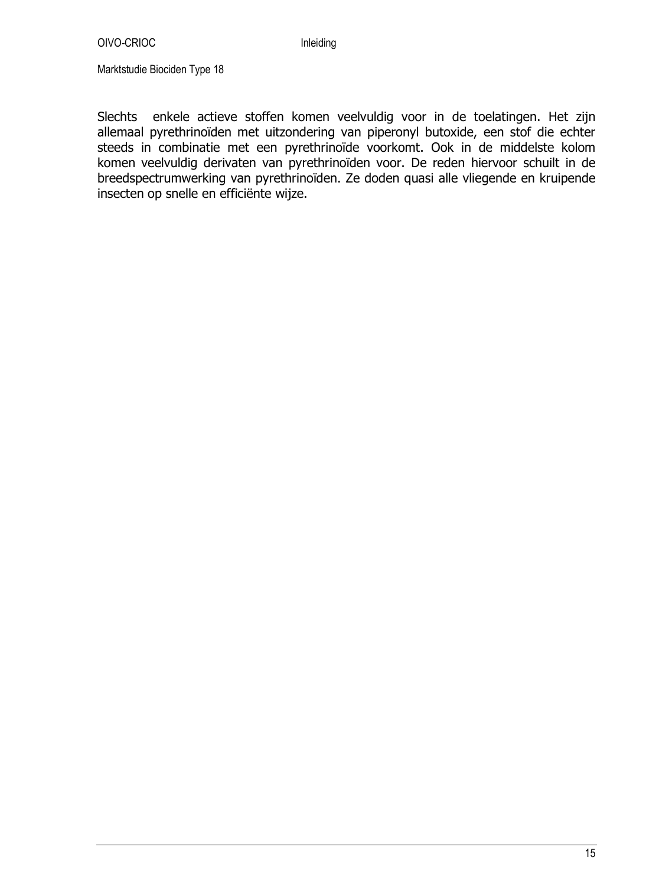Slechts enkele actieve stoffen komen veelvuldig voor in de toelatingen. Het zijn allemaal pyrethrinoïden met uitzondering van piperonyl butoxide, een stof die echter steeds in combinatie met een pyrethrinoïde voorkomt. Ook in de middelste kolom komen veelvuldig derivaten van pyrethrinoïden voor. De reden hiervoor schuilt in de breedspectrumwerking van pyrethrinoïden. Ze doden quasi alle vliegende en kruipende insecten op snelle en efficiënte wijze.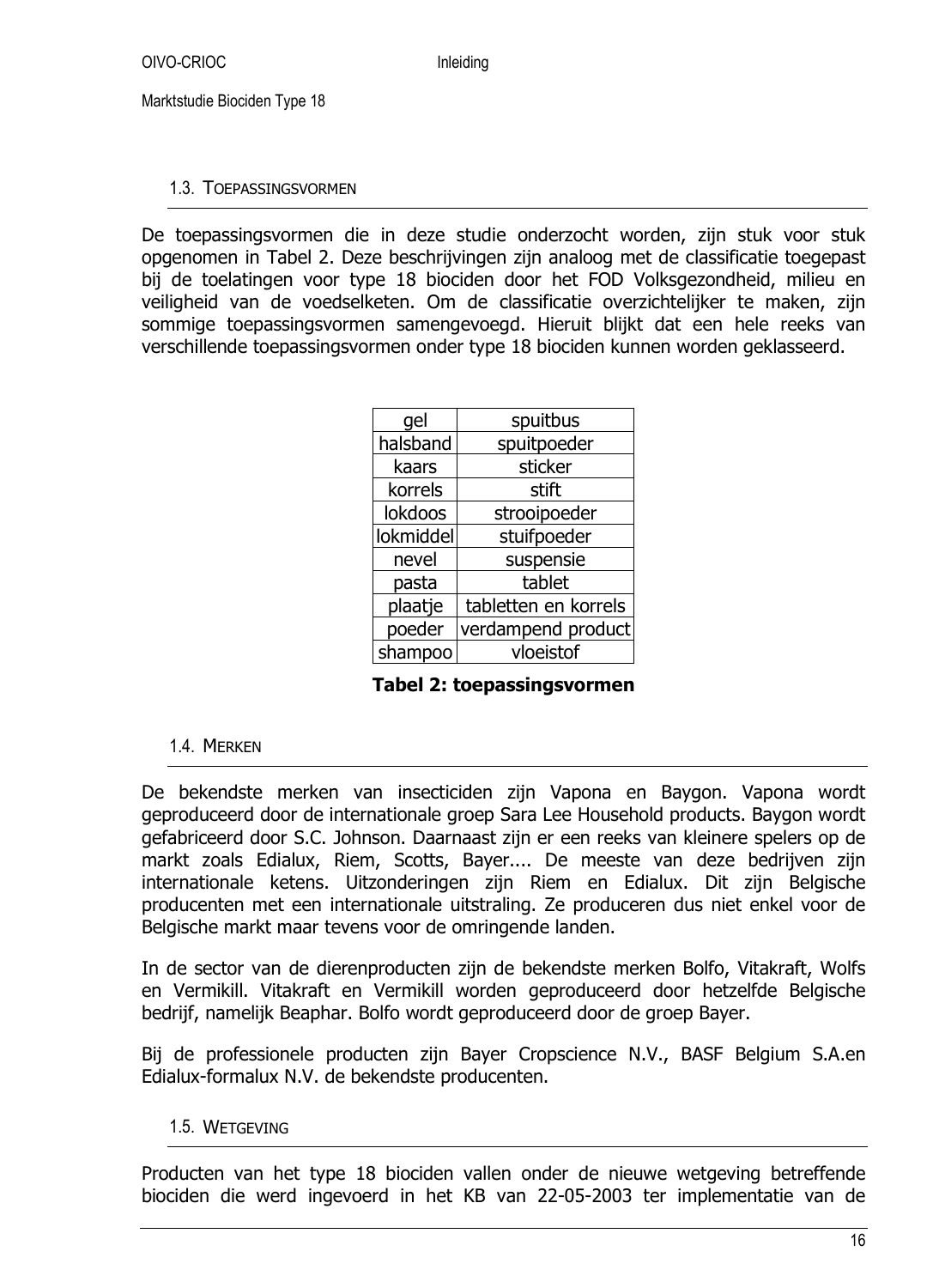### 1.3. Toepassingsvormen

De toepassingsvormen die in deze studie onderzocht worden, zijn stuk voor stuk opgenomen in Tabel 2. Deze beschrijvingen zijn analoog met de classificatie toegepast bij de toelatingen voor type 18 biociden door het FOD Volksgezondheid, milieu en veiligheid van de voedselketen. Om de classificatie overzichtelijker te maken, zijn sommige toepassingsvormen samengevoegd. Hieruit blijkt dat een hele reeks van verschillende toepassingsvormen onder type 18 biociden kunnen worden geklasseerd.

| gel | spuitbus |
|---|---|
| halsband | spuitpoeder |
| kaars | sticker |
| korrels | stift |
| lokdoos | strooipoeder |
| lokmiddel | stuifpoeder |
| nevel | suspensie |
| pasta | tablet |
| plaatje | tabletten en korrels |
| poeder | verdampend product |
| shampoo | vloeistof |

**Tabel 2: toepassingsvormen**

### 1.4. Merken

De bekendste merken van insecticiden zijn Vapona en Baygon. Vapona wordt geproduceerd door de internationale groep Sara Lee Household products. Baygon wordt gefabriceerd door S.C. Johnson. Daarnaast zijn er een reeks van kleinere spelers op de markt zoals Edialux, Riem, Scotts, Bayer.... De meeste van deze bedrijven zijn internationale ketens. Uitzonderingen zijn Riem en Edialux. Dit zijn Belgische producenten met een internationale uitstraling. Ze produceren dus niet enkel voor de Belgische markt maar tevens voor de omringende landen.

In de sector van de dierenproducten zijn de bekendste merken Bolfo, Vitakraft, Wolfs en Vermikill. Vitakraft en Vermikill worden geproduceerd door hetzelfde Belgische bedrijf, namelijk Beaphar. Bolfo wordt geproduceerd door de groep Bayer.

Bij de professionele producten zijn Bayer Cropscience N.V., BASF Belgium S.A.en Edialux-formalux N.V. de bekendste producenten.

### 1.5. Wetgeving

Producten van het type 18 biociden vallen onder de nieuwe wetgeving betreffende biociden die werd ingevoerd in het KB van 22-05-2003 ter implementatie van de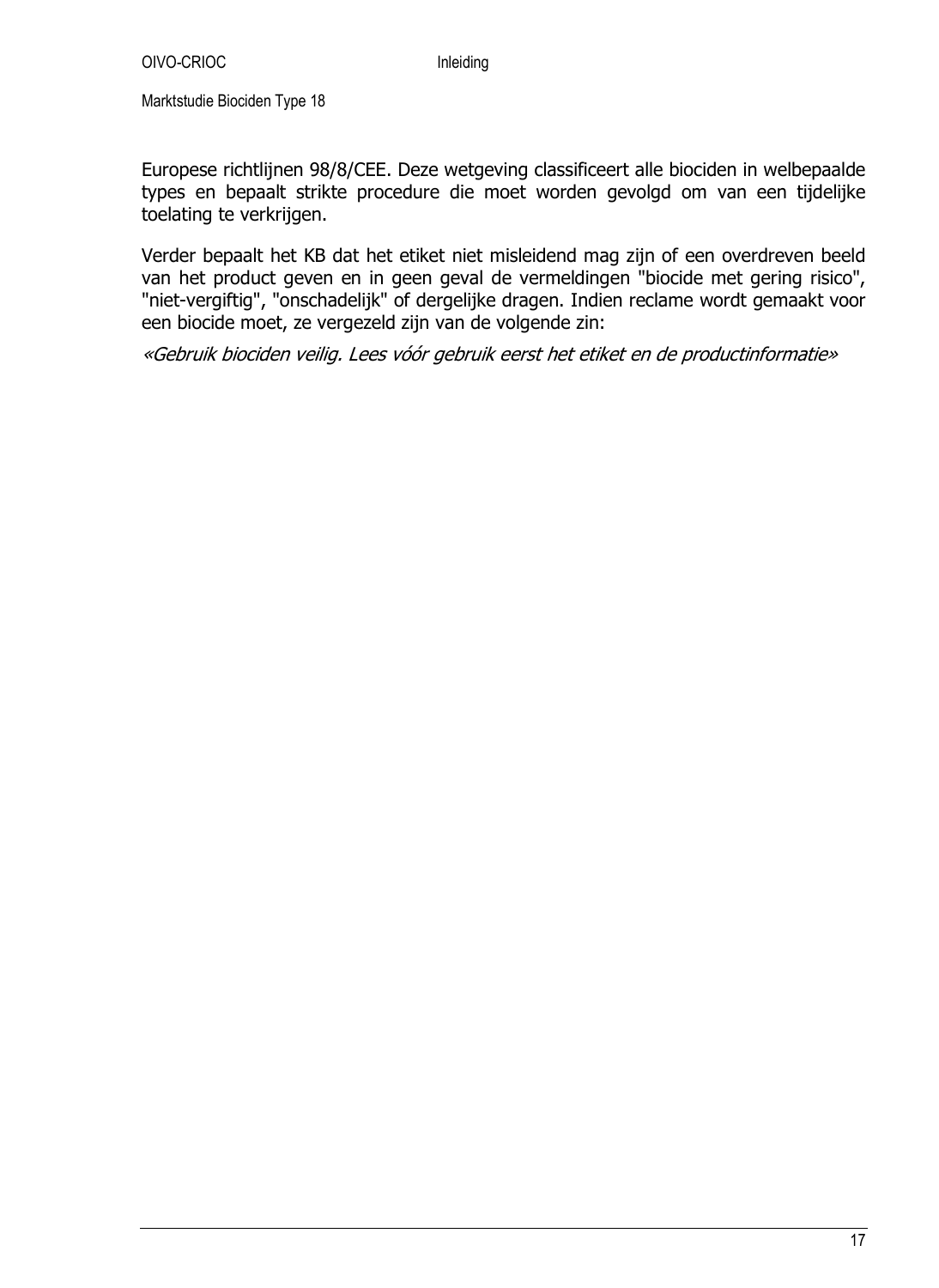Europese richtlijnen 98/8/CEE. Deze wetgeving classificeert alle biociden in welbepaalde types en bepaalt strikte procedure die moet worden gevolgd om van een tijdelijke toelating te verkrijgen.

Verder bepaalt het KB dat het etiket niet misleidend mag zijn of een overdreven beeld van het product geven en in geen geval de vermeldingen "biocide met gering risico", "niet-vergiftig", "onschadelijk" of dergelijke dragen. Indien reclame wordt gemaakt voor een biocide moet, ze vergezeld zijn van de volgende zin:

*«Gebruik biociden veilig. Lees vóór gebruik eerst het etiket en de productinformatie»*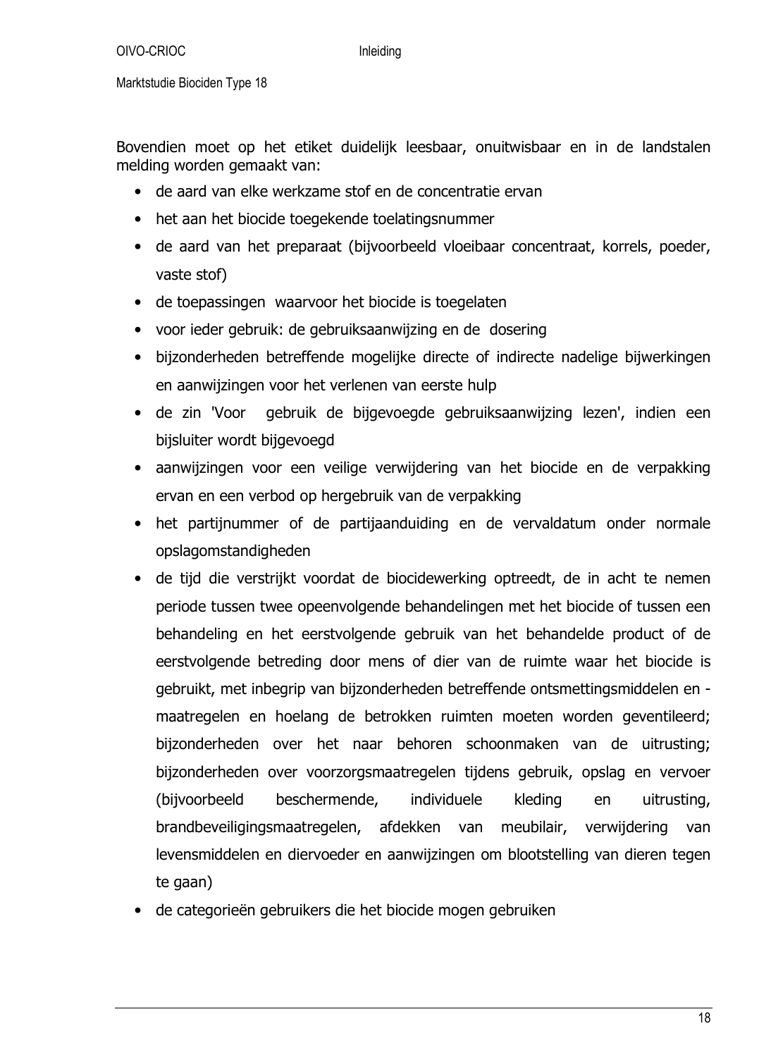Bovendien moet op het etiket duidelijk leesbaar, onuitwisbaar en in de landstalen melding worden gemaakt van:

- de aard van elke werkzame stof en de concentratie ervan
- het aan het biocide toegekende toelatingsnummer
- de aard van het preparaat (bijvoorbeeld vloeibaar concentraat, korrels, poeder, vaste stof)
- de toepassingen waarvoor het biocide is toegelaten
- voor ieder gebruik: de gebruiksaanwijzing en de dosering
- bijzonderheden betreffende mogelijke directe of indirecte nadelige bijwerkingen en aanwijzingen voor het verlenen van eerste hulp
- de zin 'Voor gebruik de bijgevoegde gebruiksaanwijzing lezen', indien een bijsluiter wordt bijgevoegd
- aanwijzingen voor een veilige verwijdering van het biocide en de verpakking ervan en een verbod op hergebruik van de verpakking
- het partijnummer of de partijaanduiding en de vervaldatum onder normale opslagomstandigheden
- de tijd die verstrijkt voordat de biocidewerking optreedt, de in acht te nemen periode tussen twee opeenvolgende behandelingen met het biocide of tussen een behandeling en het eerstvolgende gebruik van het behandelde product of de eerstvolgende betreding door mens of dier van de ruimte waar het biocide is gebruikt, met inbegrip van bijzonderheden betreffende ontsmettingsmiddelen en -maatregelen en hoelang de betrokken ruimten moeten worden geventileerd; bijzonderheden over het naar behoren schoonmaken van de uitrusting; bijzonderheden over voorzorgsmaatregelen tijdens gebruik, opslag en vervoer (bijvoorbeeld beschermende, individuele kleding en uitrusting, brandbeveiligingsmaatregelen, afdekken van meubilair, verwijdering van levensmiddelen en diervoeder en aanwijzingen om blootstelling van dieren tegen te gaan)
- de categorieën gebruikers die het biocide mogen gebruiken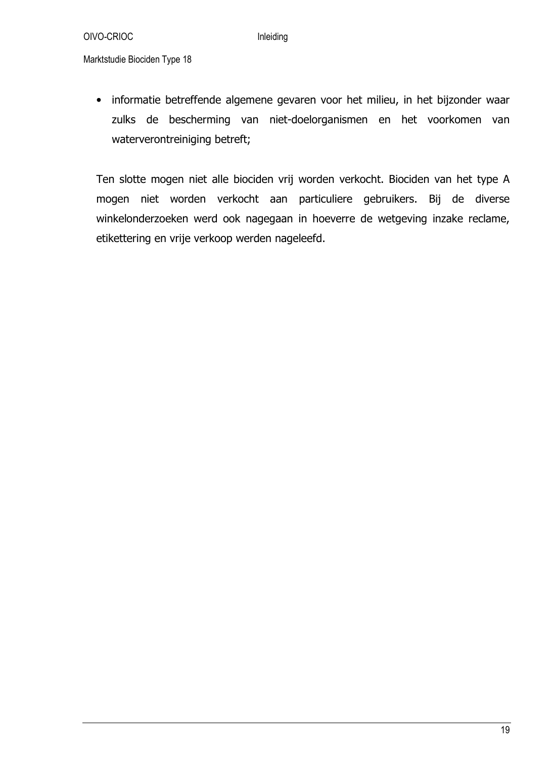- informatie betreffende algemene gevaren voor het milieu, in het bijzonder waar zulks de bescherming van niet-doelorganismen en het voorkomen van waterverontreiniging betreft;

Ten slotte mogen niet alle biociden vrij worden verkocht. Biociden van het type A mogen niet worden verkocht aan particuliere gebruikers. Bij de diverse winkelonderzoeken werd ook nagegaan in hoeverre de wetgeving inzake reclame, etikettering en vrije verkoop werden nageleefd.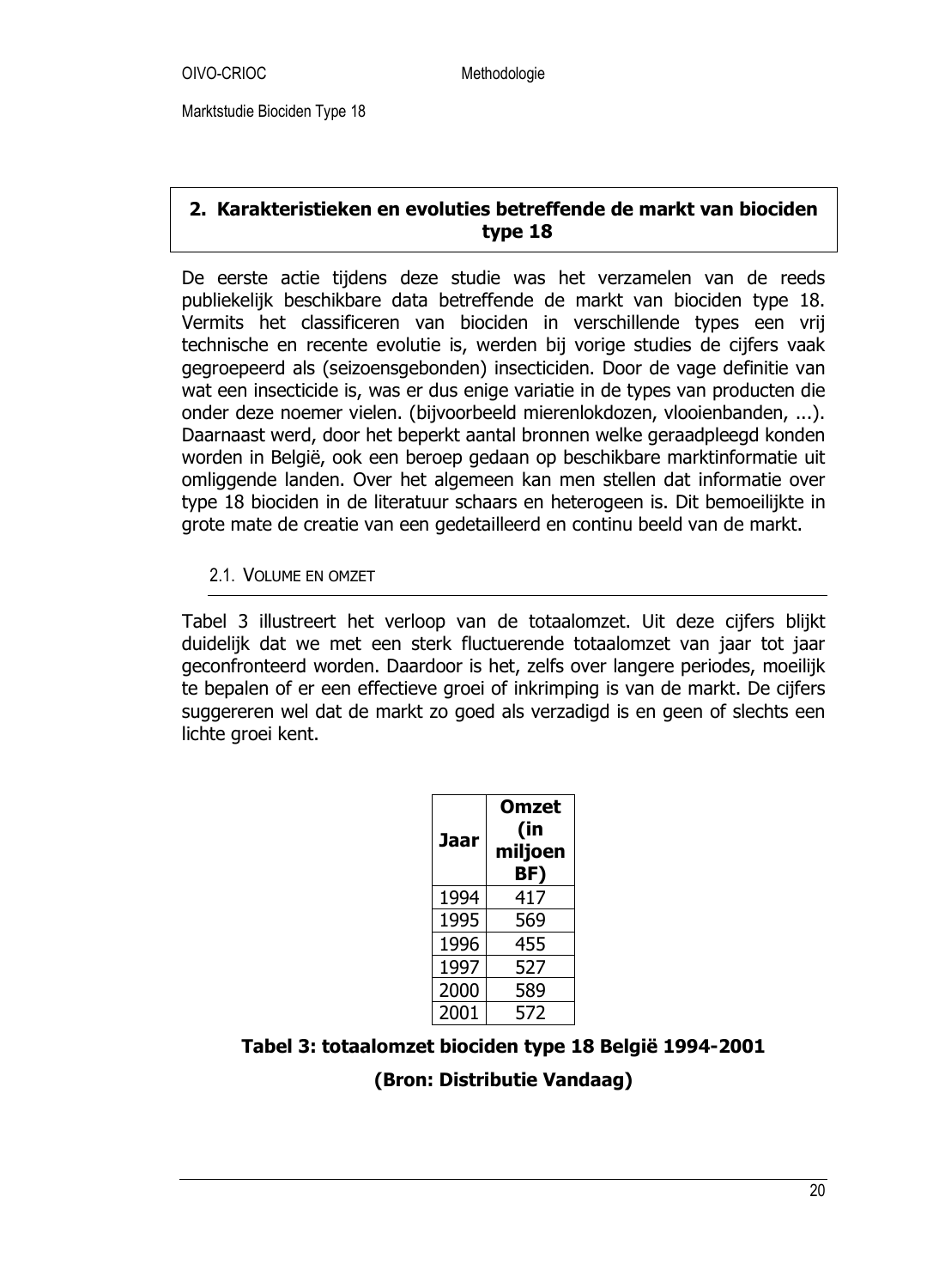## 2. Karakteristieken en evoluties betreffende de markt van biociden type 18

De eerste actie tijdens deze studie was het verzamelen van de reeds publiekelijk beschikbare data betreffende de markt van biociden type 18. Vermits het classificeren van biociden in verschillende types een vrij technische en recente evolutie is, werden bij vorige studies de cijfers vaak gegroepeerd als (seizoensgebonden) insecticiden. Door de vage definitie van wat een insecticide is, was er dus enige variatie in de types van producten die onder deze noemer vielen. (bijvoorbeeld mierenlokdozen, vlooienbanden, ...). Daarnaast werd, door het beperkt aantal bronnen welke geraadpleegd konden worden in België, ook een beroep gedaan op beschikbare marktinformatie uit omliggende landen. Over het algemeen kan men stellen dat informatie over type 18 biociden in de literatuur schaars en heterogeen is. Dit bemoeilijkte in grote mate de creatie van een gedetailleerd en continu beeld van de markt.

### 2.1. Volume en omzet

Tabel 3 illustreert het verloop van de totaalomzet. Uit deze cijfers blijkt duidelijk dat we met een sterk fluctuerende totaalomzet van jaar tot jaar geconfronteerd worden. Daardoor is het, zelfs over langere periodes, moeilijk te bepalen of er een effectieve groei of inkrimping is van de markt. De cijfers suggereren wel dat de markt zo goed als verzadigd is en geen of slechts een lichte groei kent.

| Jaar | Omzet (in miljoen BF) |
|---|---|
| 1994 | 417 |
| 1995 | 569 |
| 1996 | 455 |
| 1997 | 527 |
| 2000 | 589 |
| 2001 | 572 |

**Tabel 3: totaalomzet biociden type 18 België 1994-2001**

**(Bron: Distributie Vandaag)**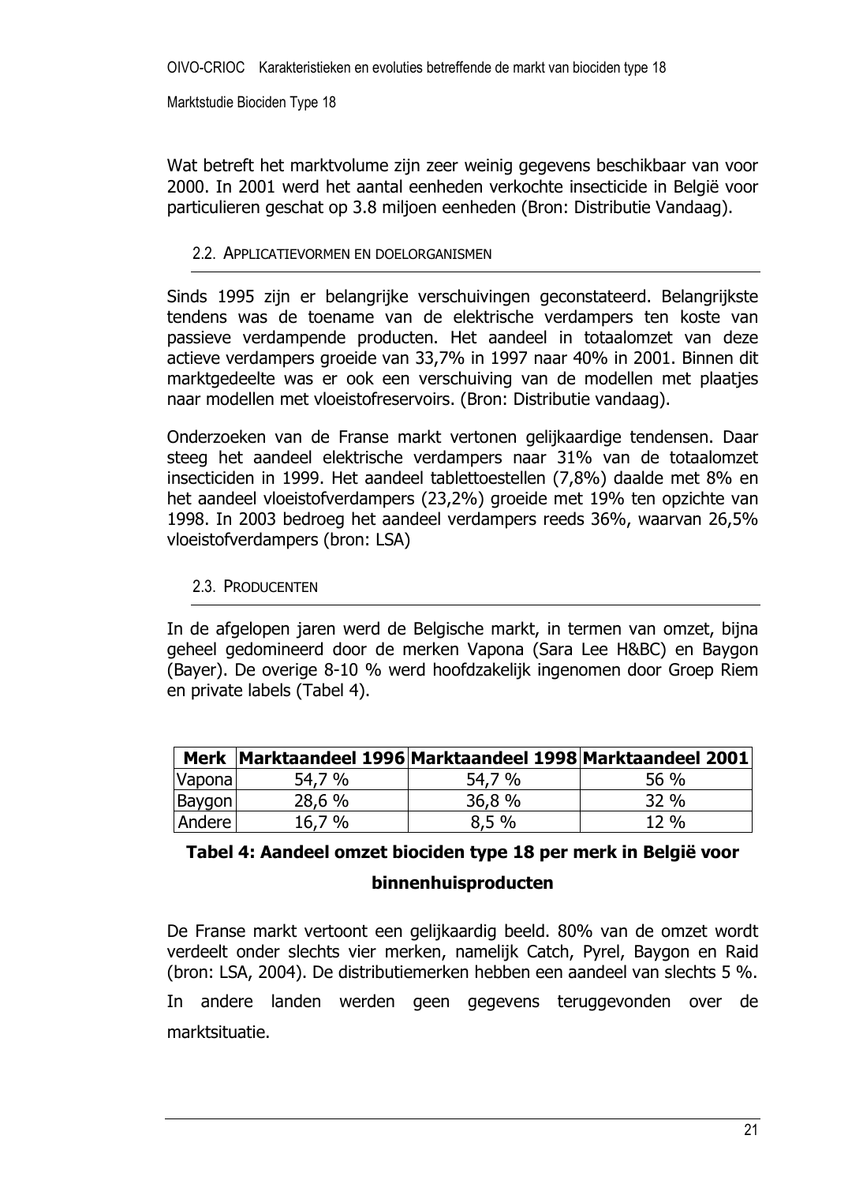Wat betreft het marktvolume zijn zeer weinig gegevens beschikbaar van voor 2000. In 2001 werd het aantal eenheden verkochte insecticide in België voor particulieren geschat op 3.8 miljoen eenheden (Bron: Distributie Vandaag).

### 2.2. Applicatievormen en doelorganismen

Sinds 1995 zijn er belangrijke verschuivingen geconstateerd. Belangrijkste tendens was de toename van de elektrische verdampers ten koste van passieve verdampende producten. Het aandeel in totaalomzet van deze actieve verdampers groeide van 33,7% in 1997 naar 40% in 2001. Binnen dit marktgedeelte was er ook een verschuiving van de modellen met plaatjes naar modellen met vloeistofreservoirs. (Bron: Distributie vandaag).

Onderzoeken van de Franse markt vertonen gelijkaardige tendensen. Daar steeg het aandeel elektrische verdampers naar 31% van de totaalomzet insecticiden in 1999. Het aandeel tablettoestellen (7,8%) daalde met 8% en het aandeel vloeistofverdampers (23,2%) groeide met 19% ten opzichte van 1998. In 2003 bedroeg het aandeel verdampers reeds 36%, waarvan 26,5% vloeistofverdampers (bron: LSA)

### 2.3. Producenten

In de afgelopen jaren werd de Belgische markt, in termen van omzet, bijna geheel gedomineerd door de merken Vapona (Sara Lee H&BC) en Baygon (Bayer). De overige 8-10 % werd hoofdzakelijk ingenomen door Groep Riem en private labels (Tabel 4).

| Merk | Marktaandeel 1996 | Marktaandeel 1998 | Marktaandeel 2001 |
|---|---|---|---|
| Vapona | 54,7 % | 54,7 % | 56 % |
| Baygon | 28,6 % | 36,8 % | 32 % |
| Andere | 16,7 % | 8,5 % | 12 % |

**Tabel 4: Aandeel omzet biociden type 18 per merk in België voor binnenhuisproducten**

De Franse markt vertoont een gelijkaardig beeld. 80% van de omzet wordt verdeelt onder slechts vier merken, namelijk Catch, Pyrel, Baygon en Raid (bron: LSA, 2004). De distributiemerken hebben een aandeel van slechts 5 %.

In andere landen werden geen gegevens teruggevonden over de marktsituatie.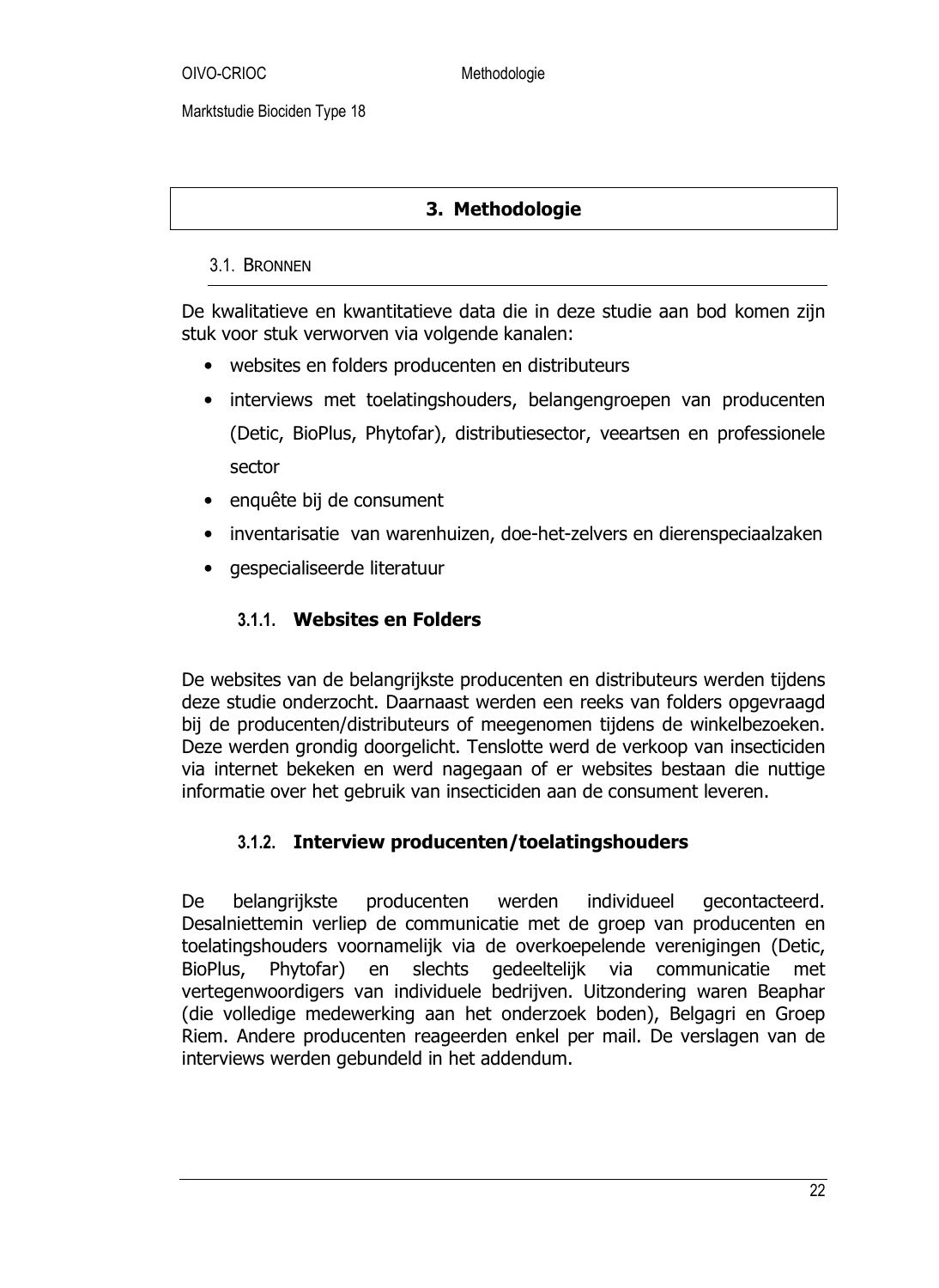# 3. Methodologie

## 3.1. Bronnen

De kwalitatieve en kwantitatieve data die in deze studie aan bod komen zijn stuk voor stuk verworven via volgende kanalen:

- websites en folders producenten en distributeurs
- interviews met toelatingshouders, belangengroepen van producenten (Detic, BioPlus, Phytofar), distributiesector, veeartsen en professionele sector
- enquête bij de consument
- inventarisatie van warenhuizen, doe-het-zelvers en dierenspeciaalzaken
- gespecialiseerde literatuur

### 3.1.1. Websites en Folders

De websites van de belangrijkste producenten en distributeurs werden tijdens deze studie onderzocht. Daarnaast werden een reeks van folders opgevraagd bij de producenten/distributeurs of meegenomen tijdens de winkelbezoeken. Deze werden grondig doorgelicht. Tenslotte werd de verkoop van insecticiden via internet bekeken en werd nagegaan of er websites bestaan die nuttige informatie over het gebruik van insecticiden aan de consument leveren.

### 3.1.2. Interview producenten/toelatingshouders

De belangrijkste producenten werden individueel gecontacteerd. Desalniettemin verliep de communicatie met de groep van producenten en toelatingshouders voornamelijk via de overkoepelende verenigingen (Detic, BioPlus, Phytofar) en slechts gedeeltelijk via communicatie met vertegenwoordigers van individuele bedrijven. Uitzondering waren Beaphar (die volledige medewerking aan het onderzoek boden), Belgagri en Groep Riem. Andere producenten reageerden enkel per mail. De verslagen van de interviews werden gebundeld in het addendum.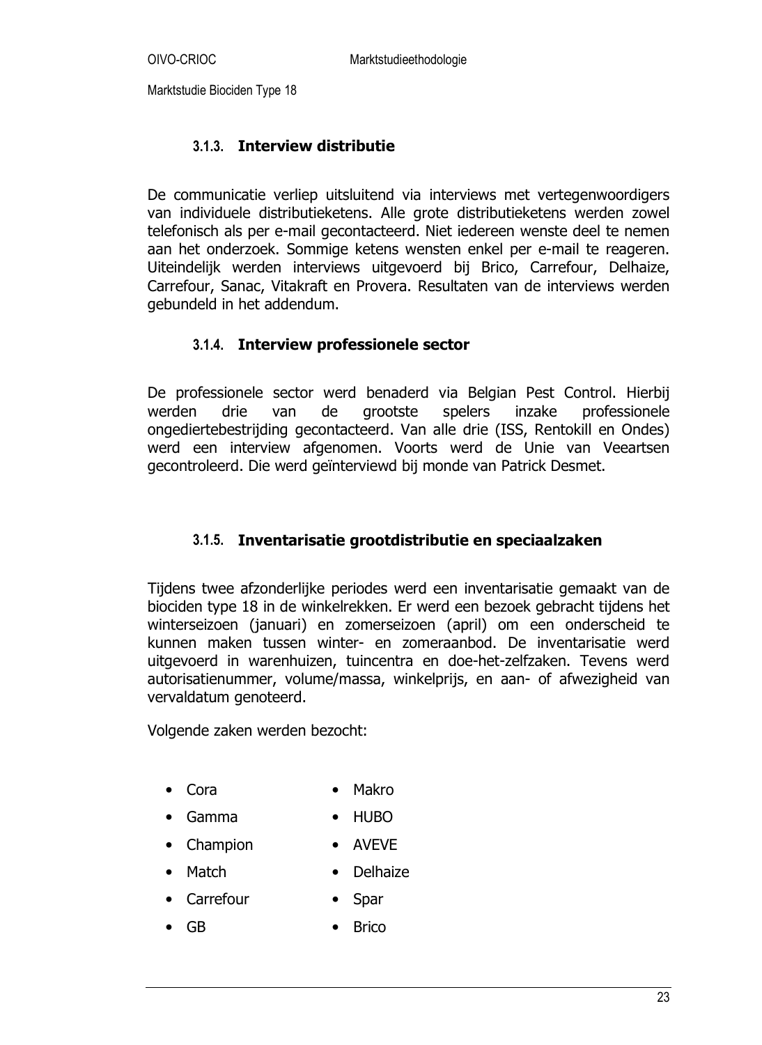### 3.1.3. Interview distributie

De communicatie verliep uitsluitend via interviews met vertegenwoordigers van individuele distributieketens. Alle grote distributieketens werden zowel telefonisch als per e-mail gecontacteerd. Niet iedereen wenste deel te nemen aan het onderzoek. Sommige ketens wensten enkel per e-mail te reageren. Uiteindelijk werden interviews uitgevoerd bij Brico, Carrefour, Delhaize, Carrefour, Sanac, Vitakraft en Provera. Resultaten van de interviews werden gebundeld in het addendum.

### 3.1.4. Interview professionele sector

De professionele sector werd benaderd via Belgian Pest Control. Hierbij werden drie van de grootste spelers inzake professionele ongediertebestrijding gecontacteerd. Van alle drie (ISS, Rentokill en Ondes) werd een interview afgenomen. Voorts werd de Unie van Veeartsen gecontroleerd. Die werd geïnterviewd bij monde van Patrick Desmet.

### 3.1.5. Inventarisatie grootdistributie en speciaalzaken

Tijdens twee afzonderlijke periodes werd een inventarisatie gemaakt van de biociden type 18 in de winkelrekken. Er werd een bezoek gebracht tijdens het winterseizoen (januari) en zomerseizoen (april) om een onderscheid te kunnen maken tussen winter- en zomeraanbod. De inventarisatie werd uitgevoerd in warenhuizen, tuincentra en doe-het-zelfzaken. Tevens werd autorisatienummer, volume/massa, winkelprijs, en aan- of afwezigheid van vervaldatum genoteerd.

Volgende zaken werden bezocht:

- Cora
- Gamma
- Champion
- Match
- Carrefour
- GB
- Makro
- HUBO
- AVEVE
- Delhaize
- Spar
- Brico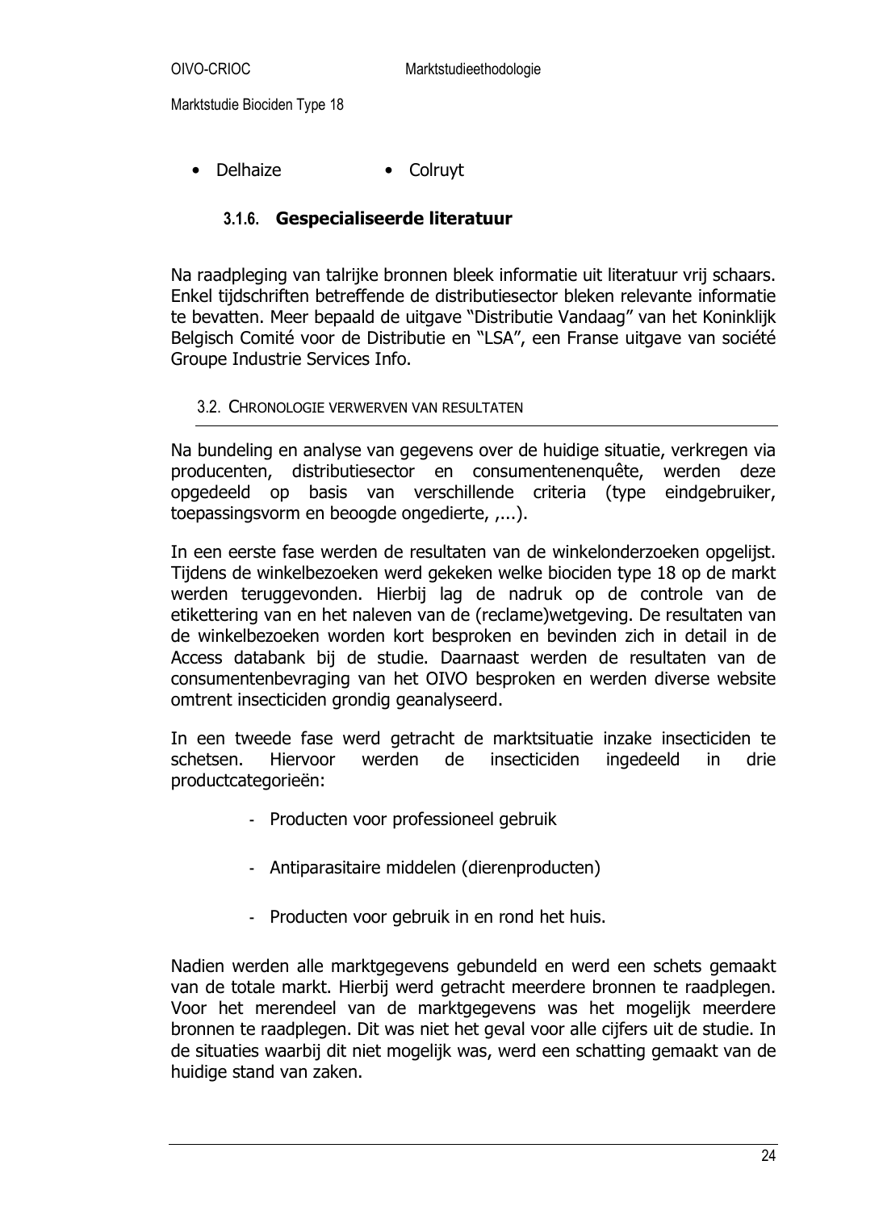- Delhaize
- Colruyt

#### 3.1.6. Gespecialiseerde literatuur

Na raadpleging van talrijke bronnen bleek informatie uit literatuur vrij schaars. Enkel tijdschriften betreffende de distributiesector bleken relevante informatie te bevatten. Meer bepaald de uitgave "Distributie Vandaag" van het Koninklijk Belgisch Comité voor de Distributie en "LSA", een Franse uitgave van société Groupe Industrie Services Info.

### 3.2. Chronologie verwerven van resultaten

Na bundeling en analyse van gegevens over de huidige situatie, verkregen via producenten, distributiesector en consumentenenquête, werden deze opgedeeld op basis van verschillende criteria (type eindgebruiker, toepassingsvorm en beoogde ongedierte, ,...).

In een eerste fase werden de resultaten van de winkelonderzoeken opgelijst. Tijdens de winkelbezoeken werd gekeken welke biociden type 18 op de markt werden teruggevonden. Hierbij lag de nadruk op de controle van de etikettering van en het naleven van de (reclame)wetgeving. De resultaten van de winkelbezoeken worden kort besproken en bevinden zich in detail in de Access databank bij de studie. Daarnaast werden de resultaten van de consumentenbevraging van het OIVO besproken en werden diverse website omtrent insecticiden grondig geanalyseerd.

In een tweede fase werd getracht de marktsituatie inzake insecticiden te schetsen. Hiervoor werden de insecticiden ingedeeld in drie productcategorieën:

- Producten voor professioneel gebruik
- Antiparasitaire middelen (dierenproducten)
- Producten voor gebruik in en rond het huis.

Nadien werden alle marktgegevens gebundeld en werd een schets gemaakt van de totale markt. Hierbij werd getracht meerdere bronnen te raadplegen. Voor het merendeel van de marktgegevens was het mogelijk meerdere bronnen te raadplegen. Dit was niet het geval voor alle cijfers uit de studie. In de situaties waarbij dit niet mogelijk was, werd een schatting gemaakt van de huidige stand van zaken.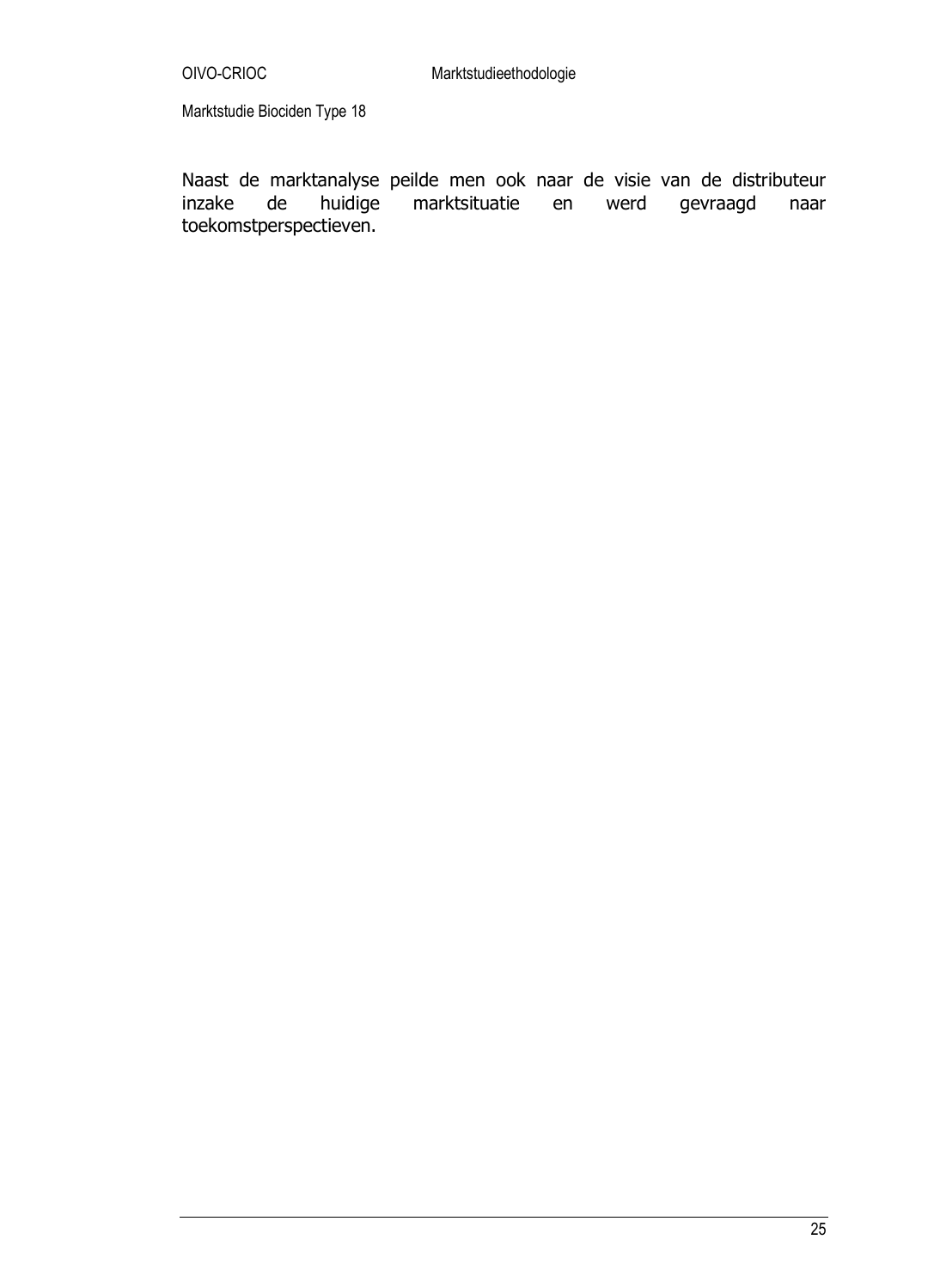Naast de marktanalyse peilde men ook naar de visie van de distributeur inzake de huidige marktsituatie en werd gevraagd naar toekomstperspectieven.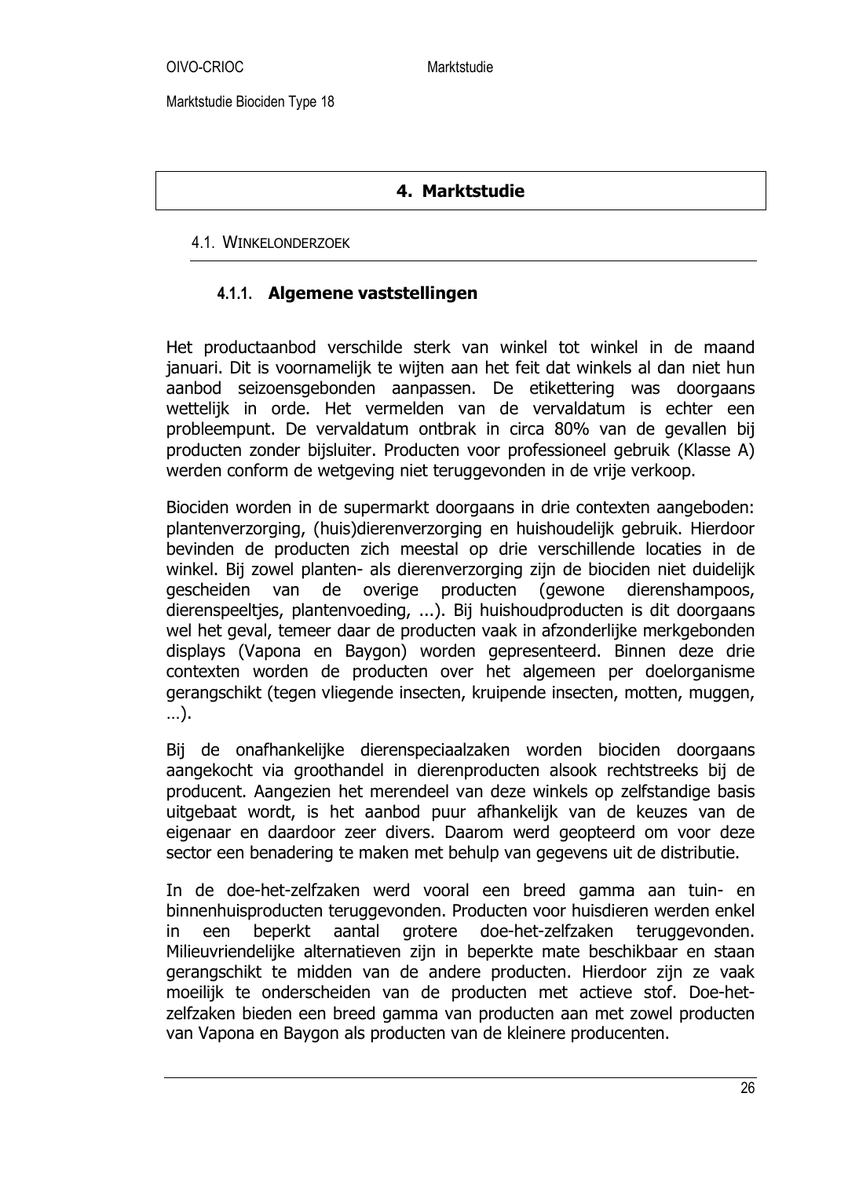# 4. Marktstudie

## 4.1. Winkelonderzoek

### 4.1.1. Algemene vaststellingen

Het productaanbod verschilde sterk van winkel tot winkel in de maand januari. Dit is voornamelijk te wijten aan het feit dat winkels al dan niet hun aanbod seizoensgebonden aanpassen. De etikettering was doorgaans wettelijk in orde. Het vermelden van de vervaldatum is echter een probleempunt. De vervaldatum ontbrak in circa 80% van de gevallen bij producten zonder bijsluiter. Producten voor professioneel gebruik (Klasse A) werden conform de wetgeving niet teruggevonden in de vrije verkoop.

Biociden worden in de supermarkt doorgaans in drie contexten aangeboden: plantenverzorging, (huis)dierenverzorging en huishoudelijk gebruik. Hierdoor bevinden de producten zich meestal op drie verschillende locaties in de winkel. Bij zowel planten- als dierenverzorging zijn de biociden niet duidelijk gescheiden van de overige producten (gewone dierenshampoos, dierenspeeltjes, plantenvoeding, ...). Bij huishoudproducten is dit doorgaans wel het geval, temeer daar de producten vaak in afzonderlijke merkgebonden displays (Vapona en Baygon) worden gepresenteerd. Binnen deze drie contexten worden de producten over het algemeen per doelorganisme gerangschikt (tegen vliegende insecten, kruipende insecten, motten, muggen, …).

Bij de onafhankelijke dierenspeciaalzaken worden biociden doorgaans aangekocht via groothandel in dierenproducten alsook rechtstreeks bij de producent. Aangezien het merendeel van deze winkels op zelfstandige basis uitgebaat wordt, is het aanbod puur afhankelijk van de keuzes van de eigenaar en daardoor zeer divers. Daarom werd geopteerd om voor deze sector een benadering te maken met behulp van gegevens uit de distributie.

In de doe-het-zelfzaken werd vooral een breed gamma aan tuin- en binnenhuisproducten teruggevonden. Producten voor huisdieren werden enkel in een beperkt aantal grotere doe-het-zelfzaken teruggevonden. Milieuvriendelijke alternatieven zijn in beperkte mate beschikbaar en staan gerangschikt te midden van de andere producten. Hierdoor zijn ze vaak moeilijk te onderscheiden van de producten met actieve stof. Doe-het-zelfzaken bieden een breed gamma van producten aan met zowel producten van Vapona en Baygon als producten van de kleinere producenten.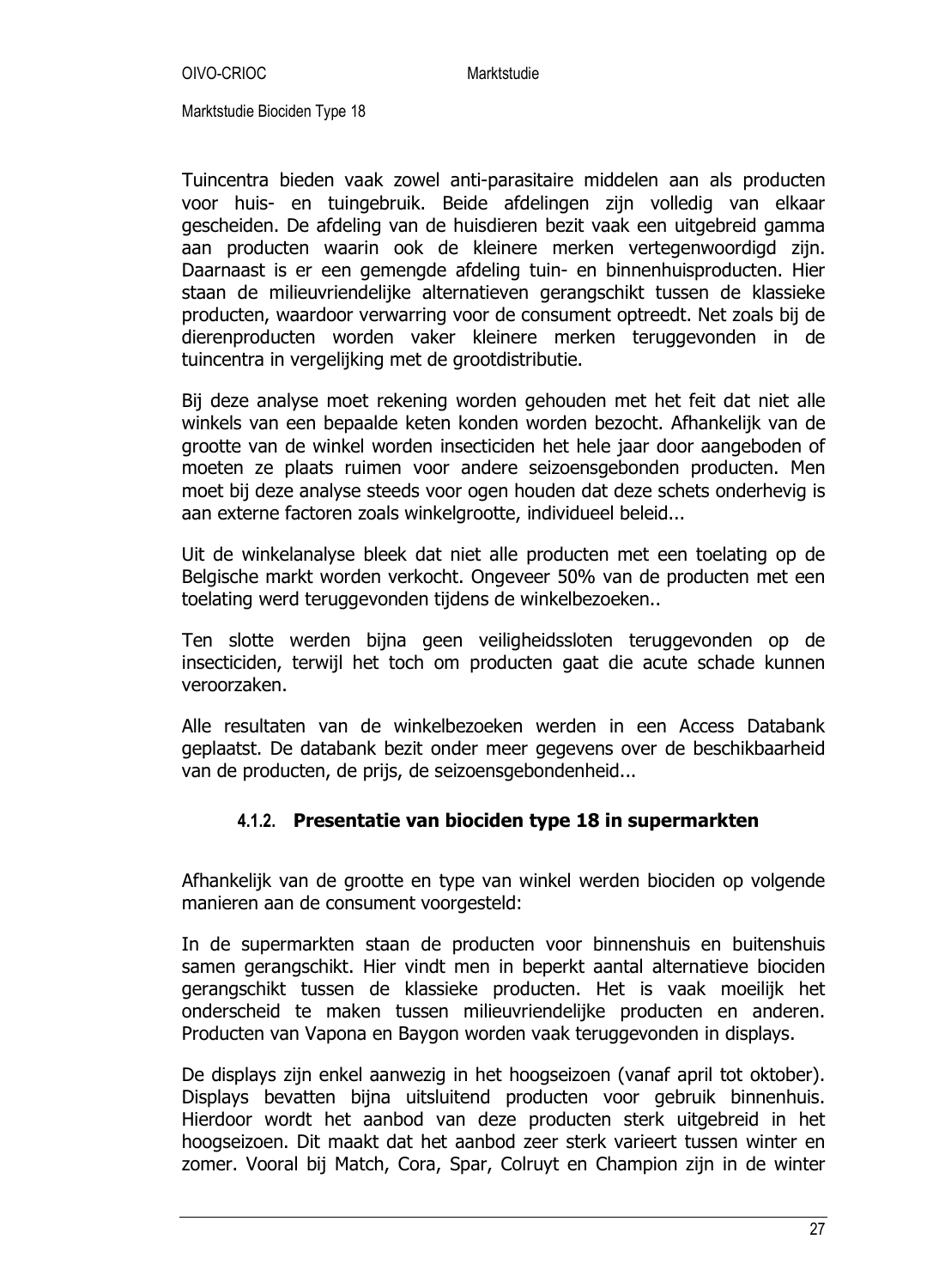Tuincentra bieden vaak zowel anti-parasitaire middelen aan als producten voor huis- en tuingebruik. Beide afdelingen zijn volledig van elkaar gescheiden. De afdeling van de huisdieren bezit vaak een uitgebreid gamma aan producten waarin ook de kleinere merken vertegenwoordigd zijn. Daarnaast is er een gemengde afdeling tuin- en binnenhuisproducten. Hier staan de milieuvriendelijke alternatieven gerangschikt tussen de klassieke producten, waardoor verwarring voor de consument optreedt. Net zoals bij de dierenproducten worden vaker kleinere merken teruggevonden in de tuincentra in vergelijking met de grootdistributie.

Bij deze analyse moet rekening worden gehouden met het feit dat niet alle winkels van een bepaalde keten konden worden bezocht. Afhankelijk van de grootte van de winkel worden insecticiden het hele jaar door aangeboden of moeten ze plaats ruimen voor andere seizoensgebonden producten. Men moet bij deze analyse steeds voor ogen houden dat deze schets onderhevig is aan externe factoren zoals winkelgrootte, individueel beleid...

Uit de winkelanalyse bleek dat niet alle producten met een toelating op de Belgische markt worden verkocht. Ongeveer 50% van de producten met een toelating werd teruggevonden tijdens de winkelbezoeken..

Ten slotte werden bijna geen veiligheidssloten teruggevonden op de insecticiden, terwijl het toch om producten gaat die acute schade kunnen veroorzaken.

Alle resultaten van de winkelbezoeken werden in een Access Databank geplaatst. De databank bezit onder meer gegevens over de beschikbaarheid van de producten, de prijs, de seizoensgebondenheid...

#### 4.1.2. Presentatie van biociden type 18 in supermarkten

Afhankelijk van de grootte en type van winkel werden biociden op volgende manieren aan de consument voorgesteld:

In de supermarkten staan de producten voor binnenshuis en buitenshuis samen gerangschikt. Hier vindt men in beperkt aantal alternatieve biociden gerangschikt tussen de klassieke producten. Het is vaak moeilijk het onderscheid te maken tussen milieuvriendelijke producten en anderen. Producten van Vapona en Baygon worden vaak teruggevonden in displays.

De displays zijn enkel aanwezig in het hoogseizoen (vanaf april tot oktober). Displays bevatten bijna uitsluitend producten voor gebruik binnenhuis. Hierdoor wordt het aanbod van deze producten sterk uitgebreid in het hoogseizoen. Dit maakt dat het aanbod zeer sterk varieert tussen winter en zomer. Vooral bij Match, Cora, Spar, Colruyt en Champion zijn in de winter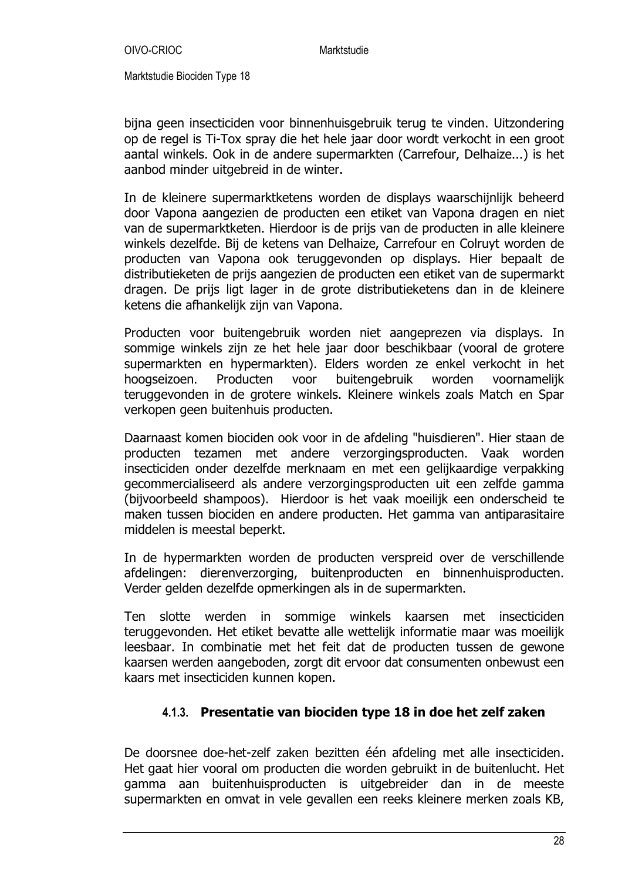bijna geen insecticiden voor binnenhuisgebruik terug te vinden. Uitzondering op de regel is Ti-Tox spray die het hele jaar door wordt verkocht in een groot aantal winkels. Ook in de andere supermarkten (Carrefour, Delhaize...) is het aanbod minder uitgebreid in de winter.

In de kleinere supermarktketens worden de displays waarschijnlijk beheerd door Vapona aangezien de producten een etiket van Vapona dragen en niet van de supermarktketen. Hierdoor is de prijs van de producten in alle kleinere winkels dezelfde. Bij de ketens van Delhaize, Carrefour en Colruyt worden de producten van Vapona ook teruggevonden op displays. Hier bepaalt de distributieketen de prijs aangezien de producten een etiket van de supermarkt dragen. De prijs ligt lager in de grote distributieketens dan in de kleinere ketens die afhankelijk zijn van Vapona.

Producten voor buitengebruik worden niet aangeprezen via displays. In sommige winkels zijn ze het hele jaar door beschikbaar (vooral de grotere supermarkten en hypermarkten). Elders worden ze enkel verkocht in het hoogseizoen. Producten voor buitengebruik worden voornamelijk teruggevonden in de grotere winkels. Kleinere winkels zoals Match en Spar verkopen geen buitenhuis producten.

Daarnaast komen biociden ook voor in de afdeling "huisdieren". Hier staan de producten tezamen met andere verzorgingsproducten. Vaak worden insecticiden onder dezelfde merknaam en met een gelijkaardige verpakking gecommercialiseerd als andere verzorgingsproducten uit een zelfde gamma (bijvoorbeeld shampoos). Hierdoor is het vaak moeilijk een onderscheid te maken tussen biociden en andere producten. Het gamma van antiparasitaire middelen is meestal beperkt.

In de hypermarkten worden de producten verspreid over de verschillende afdelingen: dierenverzorging, buitenproducten en binnenhuisproducten. Verder gelden dezelfde opmerkingen als in de supermarkten.

Ten slotte werden in sommige winkels kaarsen met insecticiden teruggevonden. Het etiket bevatte alle wettelijk informatie maar was moeilijk leesbaar. In combinatie met het feit dat de producten tussen de gewone kaarsen werden aangeboden, zorgt dit ervoor dat consumenten onbewust een kaars met insecticiden kunnen kopen.

#### 4.1.3. Presentatie van biociden type 18 in doe het zelf zaken

De doorsnee doe-het-zelf zaken bezitten één afdeling met alle insecticiden. Het gaat hier vooral om producten die worden gebruikt in de buitenlucht. Het gamma aan buitenhuisproducten is uitgebreider dan in de meeste supermarkten en omvat in vele gevallen een reeks kleinere merken zoals KB,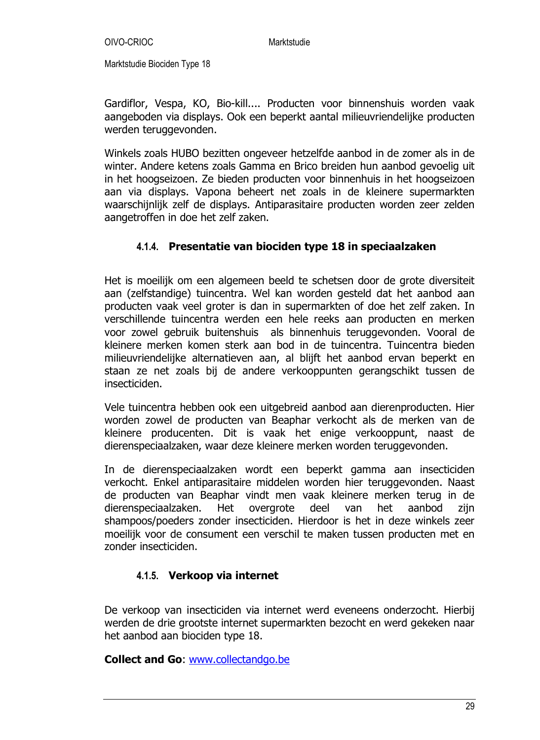Gardiflor, Vespa, KO, Bio-kill.... Producten voor binnenshuis worden vaak aangeboden via displays. Ook een beperkt aantal milieuvriendelijke producten werden teruggevonden.

Winkels zoals HUBO bezitten ongeveer hetzelfde aanbod in de zomer als in de winter. Andere ketens zoals Gamma en Brico breiden hun aanbod gevoelig uit in het hoogseizoen. Ze bieden producten voor binnenhuis in het hoogseizoen aan via displays. Vapona beheert net zoals in de kleinere supermarkten waarschijnlijk zelf de displays. Antiparasitaire producten worden zeer zelden aangetroffen in doe het zelf zaken.

#### 4.1.4. Presentatie van biociden type 18 in speciaalzaken

Het is moeilijk om een algemeen beeld te schetsen door de grote diversiteit aan (zelfstandige) tuincentra. Wel kan worden gesteld dat het aanbod aan producten vaak veel groter is dan in supermarkten of doe het zelf zaken. In verschillende tuincentra werden een hele reeks aan producten en merken voor zowel gebruik buitenshuis als binnenhuis teruggevonden. Vooral de kleinere merken komen sterk aan bod in de tuincentra. Tuincentra bieden milieuvriendelijke alternatieven aan, al blijft het aanbod ervan beperkt en staan ze net zoals bij de andere verkooppunten gerangschikt tussen de insecticiden.

Vele tuincentra hebben ook een uitgebreid aanbod aan dierenproducten. Hier worden zowel de producten van Beaphar verkocht als de merken van de kleinere producenten. Dit is vaak het enige verkooppunt, naast de dierenspeciaalzaken, waar deze kleinere merken worden teruggevonden.

In de dierenspeciaalzaken wordt een beperkt gamma aan insecticiden verkocht. Enkel antiparasitaire middelen worden hier teruggevonden. Naast de producten van Beaphar vindt men vaak kleinere merken terug in de dierenspeciaalzaken. Het overgrote deel van het aanbod zijn shampoos/poeders zonder insecticiden. Hierdoor is het in deze winkels zeer moeilijk voor de consument een verschil te maken tussen producten met en zonder insecticiden.

#### 4.1.5. Verkoop via internet

De verkoop van insecticiden via internet werd eveneens onderzocht. Hierbij werden de drie grootste internet supermarkten bezocht en werd gekeken naar het aanbod aan biociden type 18.

**Collect and Go**: www.collectandgo.be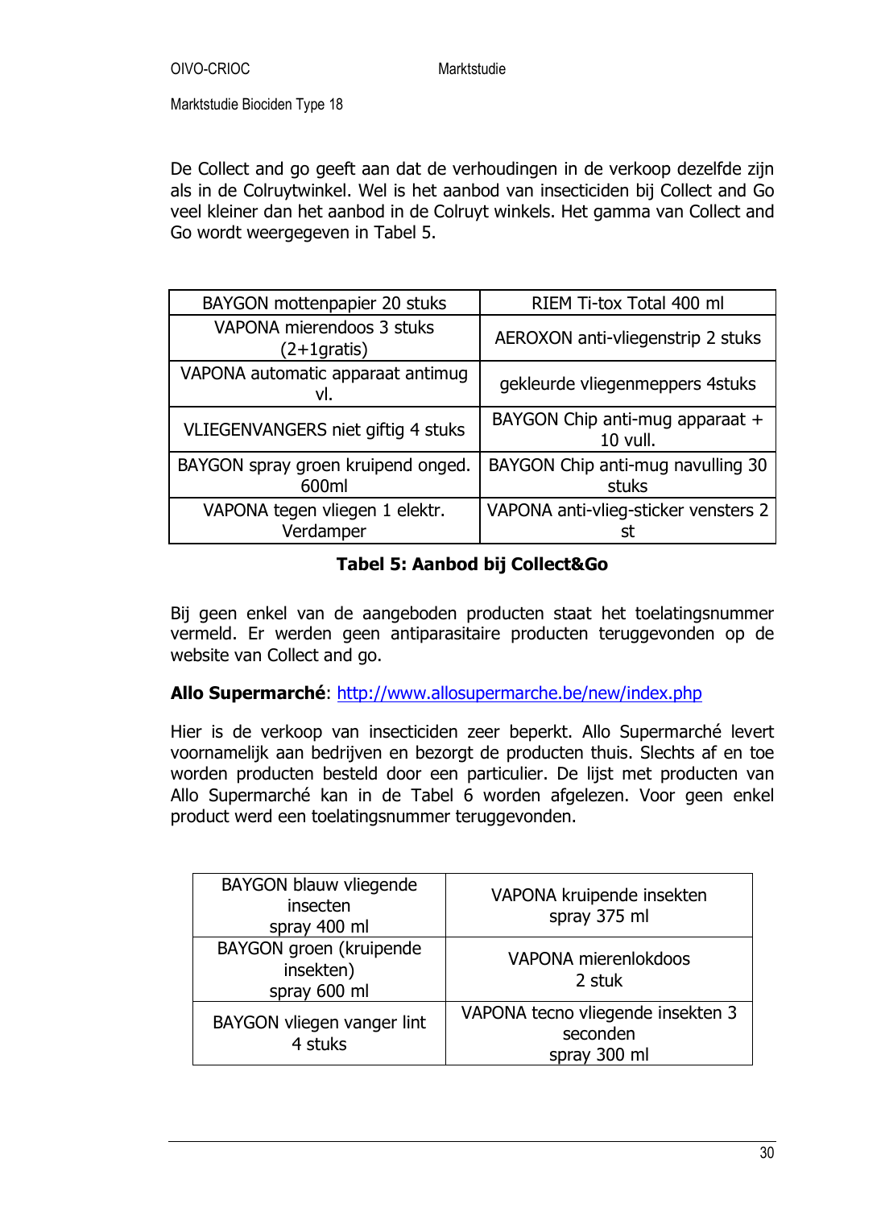De Collect and go geeft aan dat de verhoudingen in de verkoop dezelfde zijn als in de Colruytwinkel. Wel is het aanbod van insecticiden bij Collect and Go veel kleiner dan het aanbod in de Colruyt winkels. Het gamma van Collect and Go wordt weergegeven in Tabel 5.

| | |
|---|---|
| BAYGON mottenpapier 20 stuks | RIEM Ti-tox Total 400 ml |
| VAPONA mierendoos 3 stuks (2+1gratis) | AEROXON anti-vliegenstrip 2 stuks |
| VAPONA automatic apparaat antimug vl. | gekleurde vliegenmeppers 4stuks |
| VLIEGENVANGERS niet giftig 4 stuks | BAYGON Chip anti-mug apparaat + 10 vull. |
| BAYGON spray groen kruipend onged. 600ml | BAYGON Chip anti-mug navulling 30 stuks |
| VAPONA tegen vliegen 1 elektr. Verdamper | VAPONA anti-vlieg-sticker vensters 2 st |

**Tabel 5: Aanbod bij Collect&Go**

Bij geen enkel van de aangeboden producten staat het toelatingsnummer vermeld. Er werden geen antiparasitaire producten teruggevonden op de website van Collect and go.

**Allo Supermarché**: http://www.allosupermarche.be/new/index.php

Hier is de verkoop van insecticiden zeer beperkt. Allo Supermarché levert voornamelijk aan bedrijven en bezorgt de producten thuis. Slechts af en toe worden producten besteld door een particulier. De lijst met producten van Allo Supermarché kan in de Tabel 6 worden afgelezen. Voor geen enkel product werd een toelatingsnummer teruggevonden.

| | |
|---|---|
| BAYGON blauw vliegende insecten spray 400 ml | VAPONA kruipende insekten spray 375 ml |
| BAYGON groen (kruipende insekten) spray 600 ml | VAPONA mierenlokdoos 2 stuk |
| BAYGON vliegen vanger lint 4 stuks | VAPONA tecno vliegende insekten 3 seconden spray 300 ml |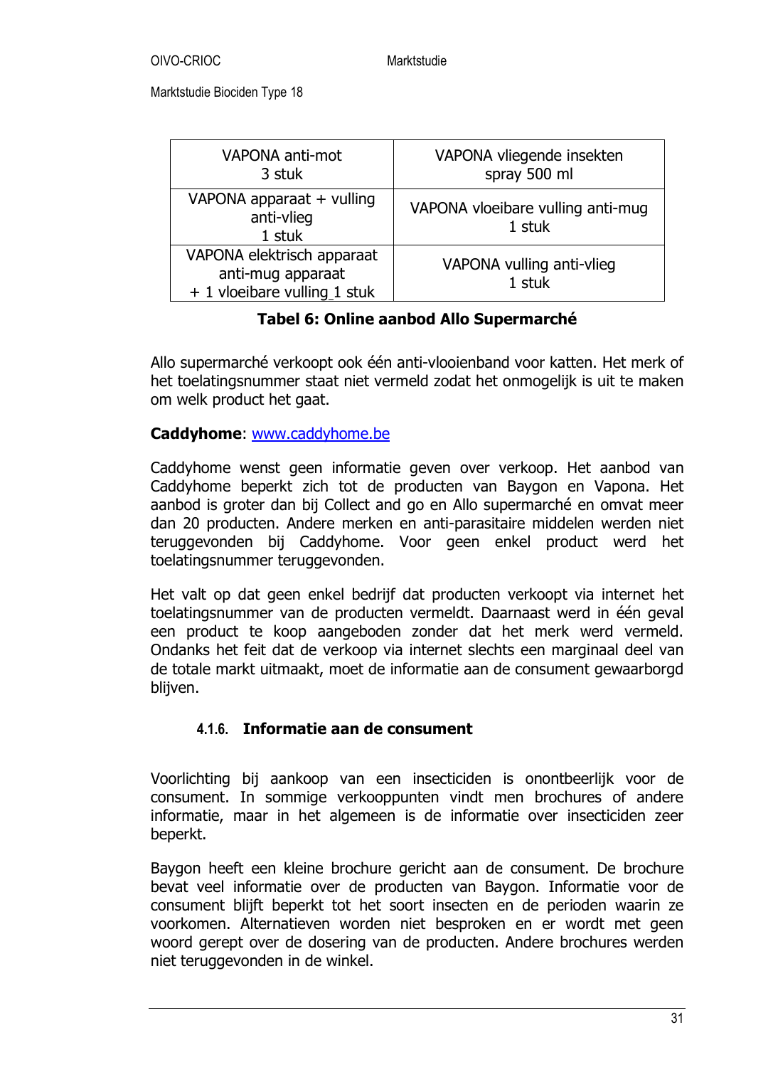| VAPONA anti-mot 3 stuk | VAPONA vliegende insekten spray 500 ml |
|---|---|
| VAPONA apparaat + vulling anti-vlieg 1 stuk | VAPONA vloeibare vulling anti-mug 1 stuk |
| VAPONA elektrisch apparaat anti-mug apparaat + 1 vloeibare vulling_1 stuk | VAPONA vulling anti-vlieg 1 stuk |

**Tabel 6: Online aanbod Allo Supermarché**

Allo supermarché verkoopt ook één anti-vlooienband voor katten. Het merk of het toelatingsnummer staat niet vermeld zodat het onmogelijk is uit te maken om welk product het gaat.

**Caddyhome**: www.caddyhome.be

Caddyhome wenst geen informatie geven over verkoop. Het aanbod van Caddyhome beperkt zich tot de producten van Baygon en Vapona. Het aanbod is groter dan bij Collect and go en Allo supermarché en omvat meer dan 20 producten. Andere merken en anti-parasitaire middelen werden niet teruggevonden bij Caddyhome. Voor geen enkel product werd het toelatingsnummer teruggevonden.

Het valt op dat geen enkel bedrijf dat producten verkoopt via internet het toelatingsnummer van de producten vermeldt. Daarnaast werd in één geval een product te koop aangeboden zonder dat het merk werd vermeld. Ondanks het feit dat de verkoop via internet slechts een marginaal deel van de totale markt uitmaakt, moet de informatie aan de consument gewaarborgd blijven.

#### 4.1.6. Informatie aan de consument

Voorlichting bij aankoop van een insecticiden is onontbeerlijk voor de consument. In sommige verkooppunten vindt men brochures of andere informatie, maar in het algemeen is de informatie over insecticiden zeer beperkt.

Baygon heeft een kleine brochure gericht aan de consument. De brochure bevat veel informatie over de producten van Baygon. Informatie voor de consument blijft beperkt tot het soort insecten en de perioden waarin ze voorkomen. Alternatieven worden niet besproken en er wordt met geen woord gerept over de dosering van de producten. Andere brochures werden niet teruggevonden in de winkel.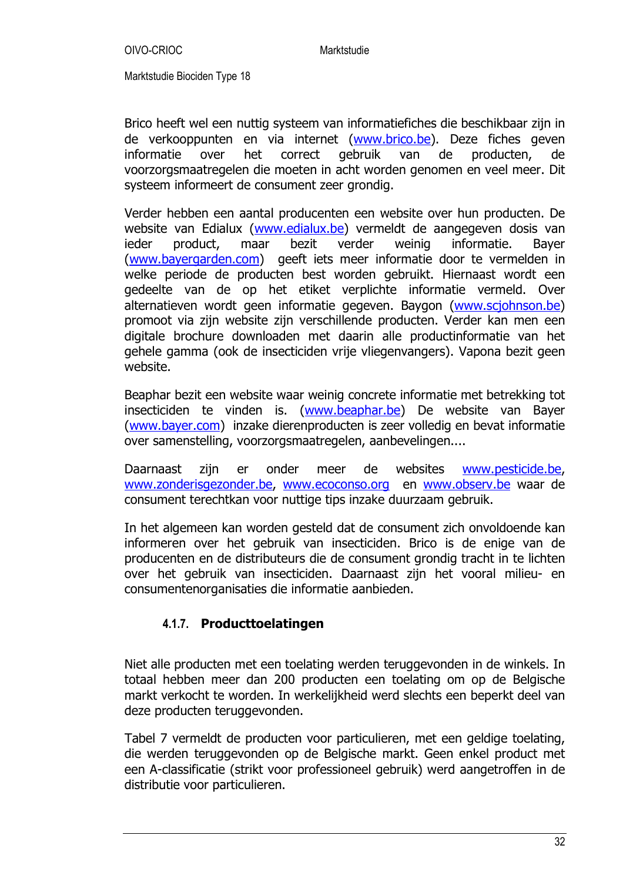Brico heeft wel een nuttig systeem van informatiefiches die beschikbaar zijn in de verkooppunten en via internet (www.brico.be). Deze fiches geven informatie over het correct gebruik van de producten, de voorzorgsmaatregelen die moeten in acht worden genomen en veel meer. Dit systeem informeert de consument zeer grondig.

Verder hebben een aantal producenten een website over hun producten. De website van Edialux (www.edialux.be) vermeldt de aangegeven dosis van ieder product, maar bezit verder weinig informatie. Bayer (www.bayergarden.com) geeft iets meer informatie door te vermelden in welke periode de producten best worden gebruikt. Hiernaast wordt een gedeelte van de op het etiket verplichte informatie vermeld. Over alternatieven wordt geen informatie gegeven. Baygon (www.scjohnson.be) promoot via zijn website zijn verschillende producten. Verder kan men een digitale brochure downloaden met daarin alle productinformatie van het gehele gamma (ook de insecticiden vrije vliegenvangers). Vapona bezit geen website.

Beaphar bezit een website waar weinig concrete informatie met betrekking tot insecticiden te vinden is. (www.beaphar.be) De website van Bayer (www.bayer.com) inzake dierenproducten is zeer volledig en bevat informatie over samenstelling, voorzorgsmaatregelen, aanbevelingen....

Daarnaast zijn er onder meer de websites www.pesticide.be, www.zonderisgezonder.be, www.ecoconso.org en www.observ.be waar de consument terechtkan voor nuttige tips inzake duurzaam gebruik.

In het algemeen kan worden gesteld dat de consument zich onvoldoende kan informeren over het gebruik van insecticiden. Brico is de enige van de producenten en de distributeurs die de consument grondig tracht in te lichten over het gebruik van insecticiden. Daarnaast zijn het vooral milieu- en consumentenorganisaties die informatie aanbieden.

### 4.1.7. Producttoelatingen

Niet alle producten met een toelating werden teruggevonden in de winkels. In totaal hebben meer dan 200 producten een toelating om op de Belgische markt verkocht te worden. In werkelijkheid werd slechts een beperkt deel van deze producten teruggevonden.

Tabel 7 vermeldt de producten voor particulieren, met een geldige toelating, die werden teruggevonden op de Belgische markt. Geen enkel product met een A-classificatie (strikt voor professioneel gebruik) werd aangetroffen in de distributie voor particulieren.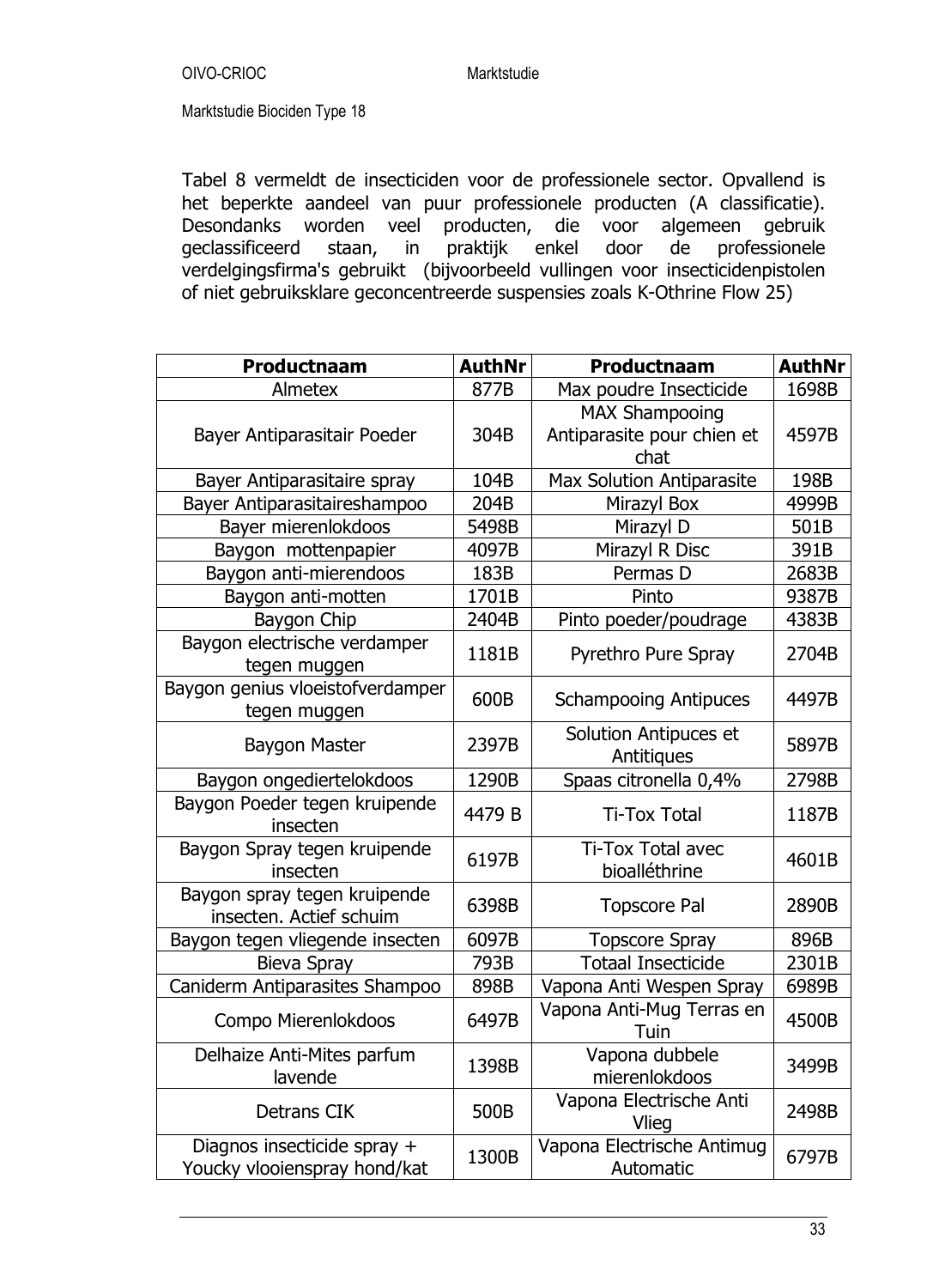Tabel 8 vermeldt de insecticiden voor de professionele sector. Opvallend is het beperkte aandeel van puur professionele producten (A classificatie). Desondanks worden veel producten, die voor algemeen gebruik geclassificeerd staan, in praktijk enkel door de professionele verdelgingsfirma's gebruikt (bijvoorbeeld vullingen voor insecticidenpistolen of niet gebruiksklare geconcentreerde suspensies zoals K-Othrine Flow 25)

| **Productnaam** | **AuthNr** | **Productnaam** | **AuthNr** |
|---|---|---|---|
| Almetex | 877B | Max poudre Insecticide | 1698B |
| Bayer Antiparasitair Poeder | 304B | MAX Shampooing Antiparasite pour chien et chat | 4597B |
| Bayer Antiparasitaire spray | 104B | Max Solution Antiparasite | 198B |
| Bayer Antiparasitaireshampoo | 204B | Mirazyl Box | 4999B |
| Bayer mierenlokdoos | 5498B | Mirazyl D | 501B |
| Baygon mottenpapier | 4097B | Mirazyl R Disc | 391B |
| Baygon anti-mierendoos | 183B | Permas D | 2683B |
| Baygon anti-motten | 1701B | Pinto | 9387B |
| Baygon Chip | 2404B | Pinto poeder/poudrage | 4383B |
| Baygon electrische verdamper tegen muggen | 1181B | Pyrethro Pure Spray | 2704B |
| Baygon genius vloeistofverdamper tegen muggen | 600B | Schampooing Antipuces | 4497B |
| Baygon Master | 2397B | Solution Antipuces et Antitiques | 5897B |
| Baygon ongediertelokdoos | 1290B | Spaas citronella 0,4% | 2798B |
| Baygon Poeder tegen kruipende insecten | 4479 B | Ti-Tox Total | 1187B |
| Baygon Spray tegen kruipende insecten | 6197B | Ti-Tox Total avec bioalléthrine | 4601B |
| Baygon spray tegen kruipende insecten. Actief schuim | 6398B | Topscore Pal | 2890B |
| Baygon tegen vliegende insecten | 6097B | Topscore Spray | 896B |
| Bieva Spray | 793B | Totaal Insecticide | 2301B |
| Caniderm Antiparasites Shampoo | 898B | Vapona Anti Wespen Spray | 6989B |
| Compo Mierenlokdoos | 6497B | Vapona Anti-Mug Terras en Tuin | 4500B |
| Delhaize Anti-Mites parfum lavende | 1398B | Vapona dubbele mierenlokdoos | 3499B |
| Detrans CIK | 500B | Vapona Electrische Anti Vlieg | 2498B |
| Diagnos insecticide spray + Youcky vlooienspray hond/kat | 1300B | Vapona Electrische Antimug Automatic | 6797B |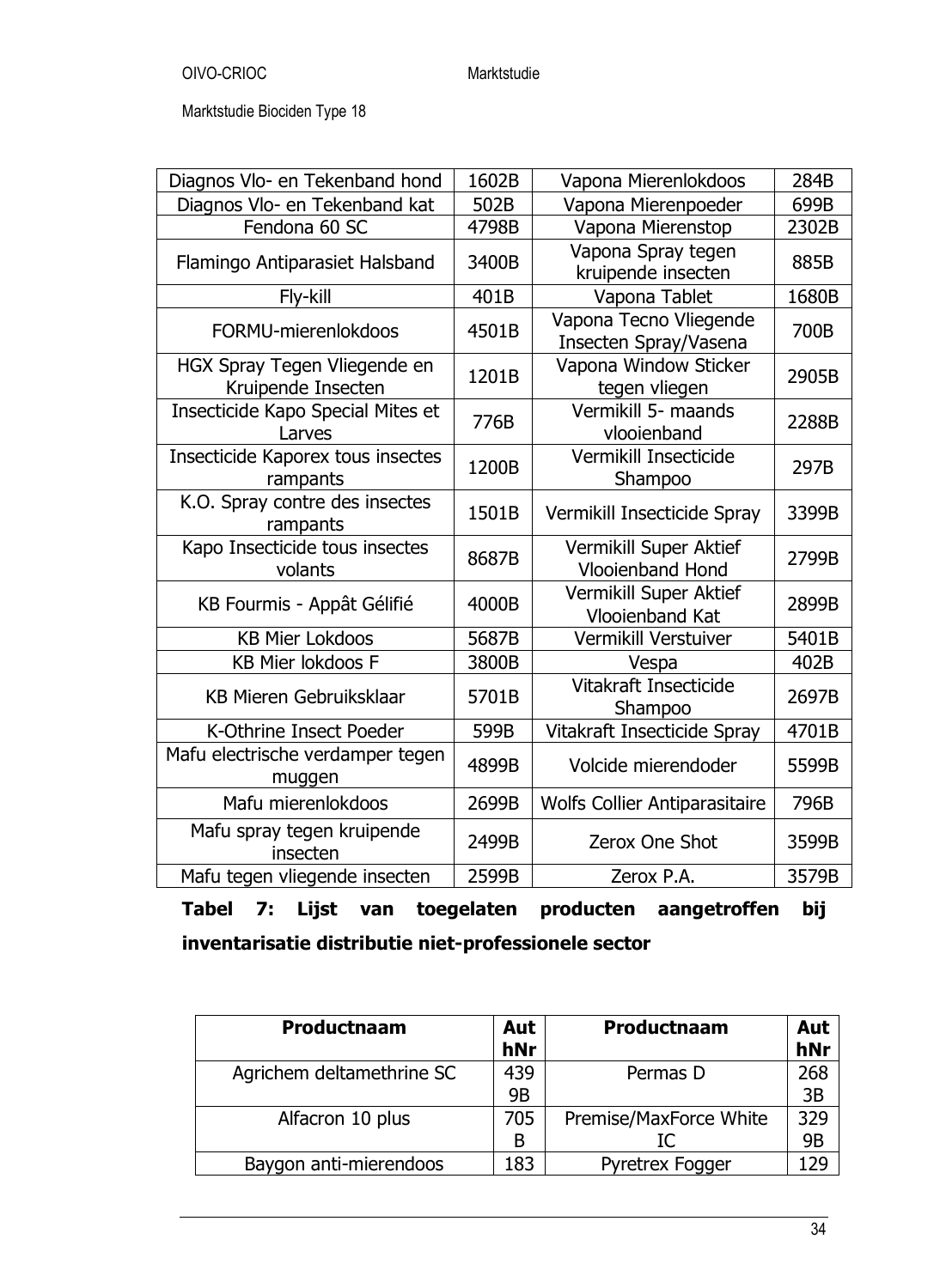| Diagnos Vlo- en Tekenband hond | 1602B | Vapona Mierenlokdoos | 284B |
|---|---|---|---|
| Diagnos Vlo- en Tekenband kat | 502B | Vapona Mierenpoeder | 699B |
| Fendona 60 SC | 4798B | Vapona Mierenstop | 2302B |
| Flamingo Antiparasiet Halsband | 3400B | Vapona Spray tegen kruipende insecten | 885B |
| Fly-kill | 401B | Vapona Tablet | 1680B |
| FORMU-mierenlokdoos | 4501B | Vapona Tecno Vliegende Insecten Spray/Vasena | 700B |
| HGX Spray Tegen Vliegende en Kruipende Insecten | 1201B | Vapona Window Sticker tegen vliegen | 2905B |
| Insecticide Kapo Special Mites et Larves | 776B | Vermikill 5- maands vlooienband | 2288B |
| Insecticide Kaporex tous insectes rampants | 1200B | Vermikill Insecticide Shampoo | 297B |
| K.O. Spray contre des insectes rampants | 1501B | Vermikill Insecticide Spray | 3399B |
| Kapo Insecticide tous insectes volants | 8687B | Vermikill Super Aktief Vlooienband Hond | 2799B |
| KB Fourmis - Appât Gélifié | 4000B | Vermikill Super Aktief Vlooienband Kat | 2899B |
| KB Mier Lokdoos | 5687B | Vermikill Verstuiver | 5401B |
| KB Mier lokdoos F | 3800B | Vespa | 402B |
| KB Mieren Gebruiksklaar | 5701B | Vitakraft Insecticide Shampoo | 2697B |
| K-Othrine Insect Poeder | 599B | Vitakraft Insecticide Spray | 4701B |
| Mafu electrische verdamper tegen muggen | 4899B | Volcide mierendoder | 5599B |
| Mafu mierenlokdoos | 2699B | Wolfs Collier Antiparasitaire | 796B |
| Mafu spray tegen kruipende insecten | 2499B | Zerox One Shot | 3599B |
| Mafu tegen vliegende insecten | 2599B | Zerox P.A. | 3579B |

**Tabel 7: Lijst van toegelaten producten aangetroffen bij inventarisatie distributie niet-professionele sector**

| Productnaam | AuthNr | Productnaam | AuthNr |
|---|---|---|---|
| Agrichem deltamethrine SC | 4399B | Permas D | 2683B |
| Alfacron 10 plus | 705B | Premise/MaxForce White IC | 3299B |
| Baygon anti-mierendoos | 183 | Pyretrex Fogger | 129 |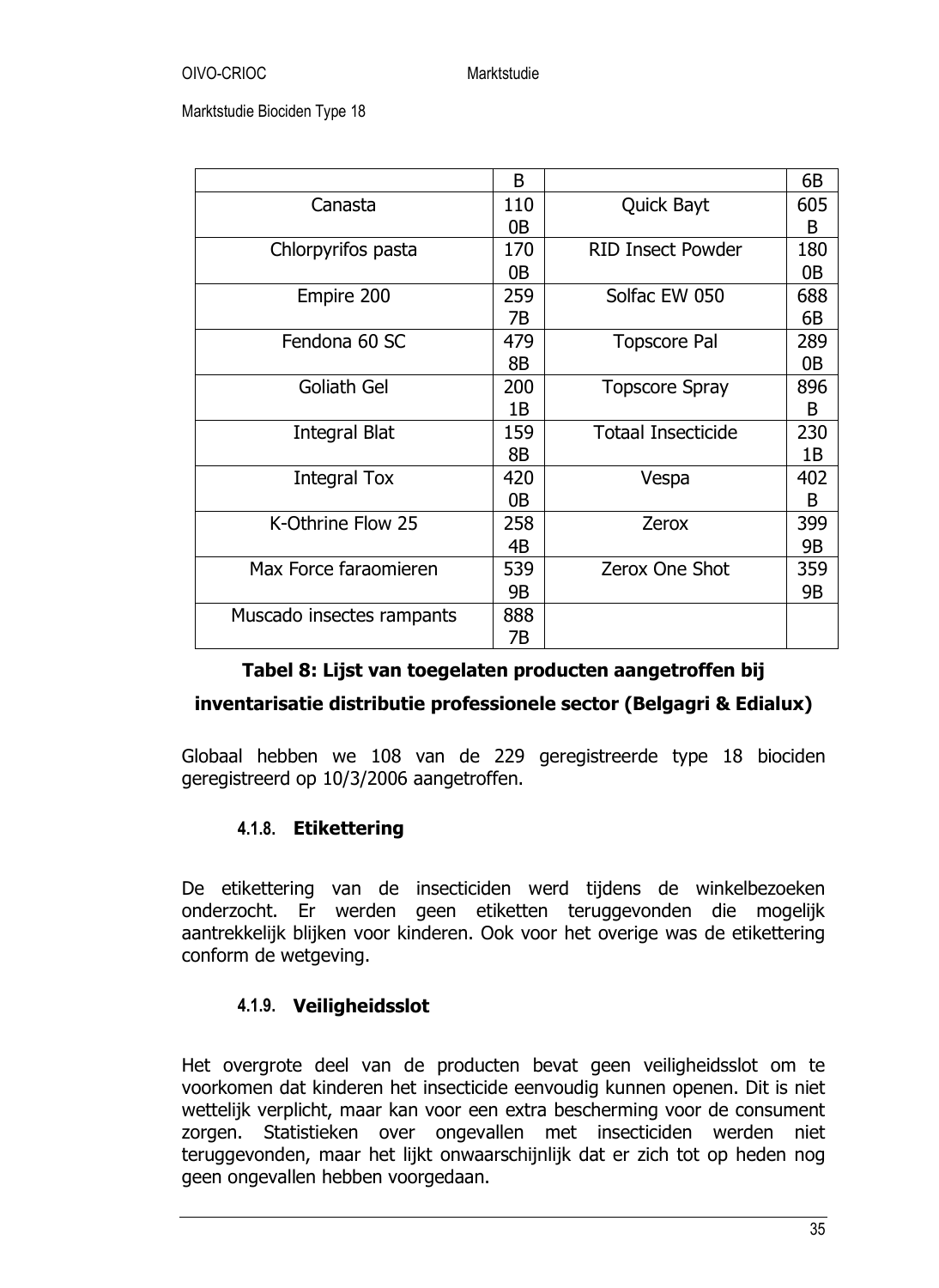| | B | | 6B |
|---|---|---|---|
| Canasta | 1100B | Quick Bayt | 605B |
| Chlorpyrifos pasta | 1700B | RID Insect Powder | 1800B |
| Empire 200 | 2597B | Solfac EW 050 | 6886B |
| Fendona 60 SC | 4798B | Topscore Pal | 2890B |
| Goliath Gel | 2001B | Topscore Spray | 896B |
| Integral Blat | 1598B | Totaal Insecticide | 2301B |
| Integral Tox | 4200B | Vespa | 402B |
| K-Othrine Flow 25 | 2584B | Zerox | 3999B |
| Max Force faraomieren | 5399B | Zerox One Shot | 3599B |
| Muscado insectes rampants | 8887B | | |

**Tabel 8: Lijst van toegelaten producten aangetroffen bij inventarisatie distributie professionele sector (Belgagri & Edialux)**

Globaal hebben we 108 van de 229 geregistreerde type 18 biociden geregistreerd op 10/3/2006 aangetroffen.

### 4.1.8. Etikettering

De etikettering van de insecticiden werd tijdens de winkelbezoeken onderzocht. Er werden geen etiketten teruggevonden die mogelijk aantrekkelijk blijken voor kinderen. Ook voor het overige was de etikettering conform de wetgeving.

### 4.1.9. Veiligheidsslot

Het overgrote deel van de producten bevat geen veiligheidsslot om te voorkomen dat kinderen het insecticide eenvoudig kunnen openen. Dit is niet wettelijk verplicht, maar kan voor een extra bescherming voor de consument zorgen. Statistieken over ongevallen met insecticiden werden niet teruggevonden, maar het lijkt onwaarschijnlijk dat er zich tot op heden nog geen ongevallen hebben voorgedaan.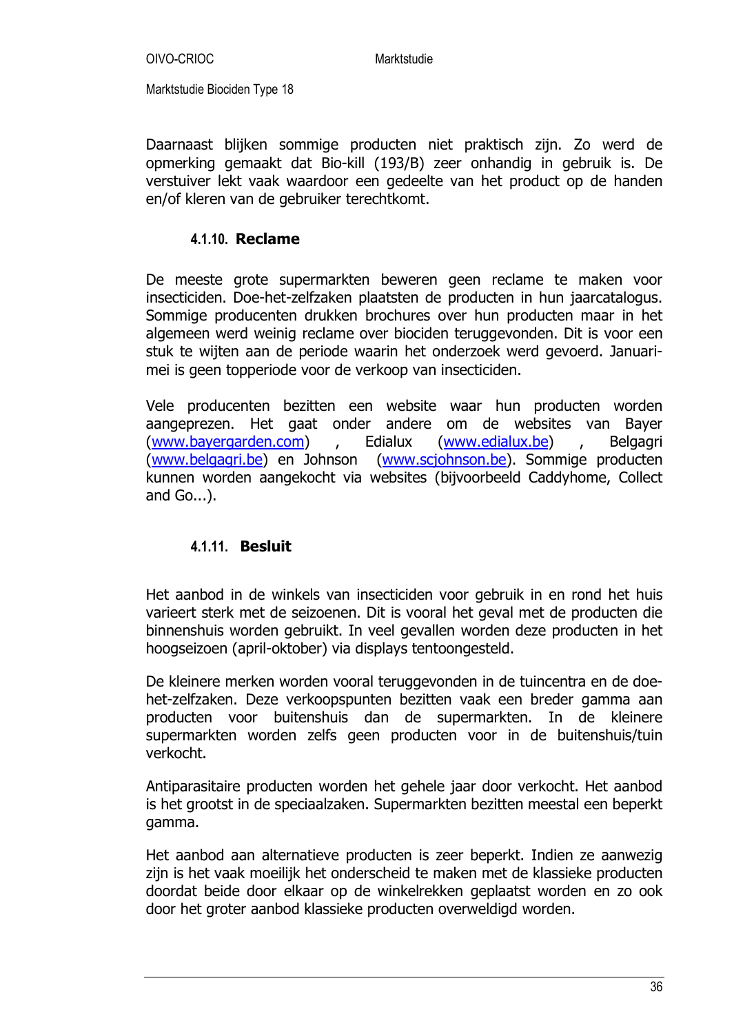Daarnaast blijken sommige producten niet praktisch zijn. Zo werd de opmerking gemaakt dat Bio-kill (193/B) zeer onhandig in gebruik is. De verstuiver lekt vaak waardoor een gedeelte van het product op de handen en/of kleren van de gebruiker terechtkomt.

#### 4.1.10. Reclame

De meeste grote supermarkten beweren geen reclame te maken voor insecticiden. Doe-het-zelfzaken plaatsten de producten in hun jaarcatalogus. Sommige producenten drukken brochures over hun producten maar in het algemeen werd weinig reclame over biociden teruggevonden. Dit is voor een stuk te wijten aan de periode waarin het onderzoek werd gevoerd. Januari-mei is geen topperiode voor de verkoop van insecticiden.

Vele producenten bezitten een website waar hun producten worden aangeprezen. Het gaat onder andere om de websites van Bayer (www.bayergarden.com) , Edialux (www.edialux.be) , Belgagri (www.belgagri.be) en Johnson (www.scjohnson.be). Sommige producten kunnen worden aangekocht via websites (bijvoorbeeld Caddyhome, Collect and Go...).

#### 4.1.11. Besluit

Het aanbod in de winkels van insecticiden voor gebruik in en rond het huis varieert sterk met de seizoenen. Dit is vooral het geval met de producten die binnenshuis worden gebruikt. In veel gevallen worden deze producten in het hoogseizoen (april-oktober) via displays tentoongesteld.

De kleinere merken worden vooral teruggevonden in de tuincentra en de doe-het-zelfzaken. Deze verkoopspunten bezitten vaak een breder gamma aan producten voor buitenshuis dan de supermarkten. In de kleinere supermarkten worden zelfs geen producten voor in de buitenshuis/tuin verkocht.

Antiparasitaire producten worden het gehele jaar door verkocht. Het aanbod is het grootst in de speciaalzaken. Supermarkten bezitten meestal een beperkt gamma.

Het aanbod aan alternatieve producten is zeer beperkt. Indien ze aanwezig zijn is het vaak moeilijk het onderscheid te maken met de klassieke producten doordat beide door elkaar op de winkelrekken geplaatst worden en zo ook door het groter aanbod klassieke producten overweldigd worden.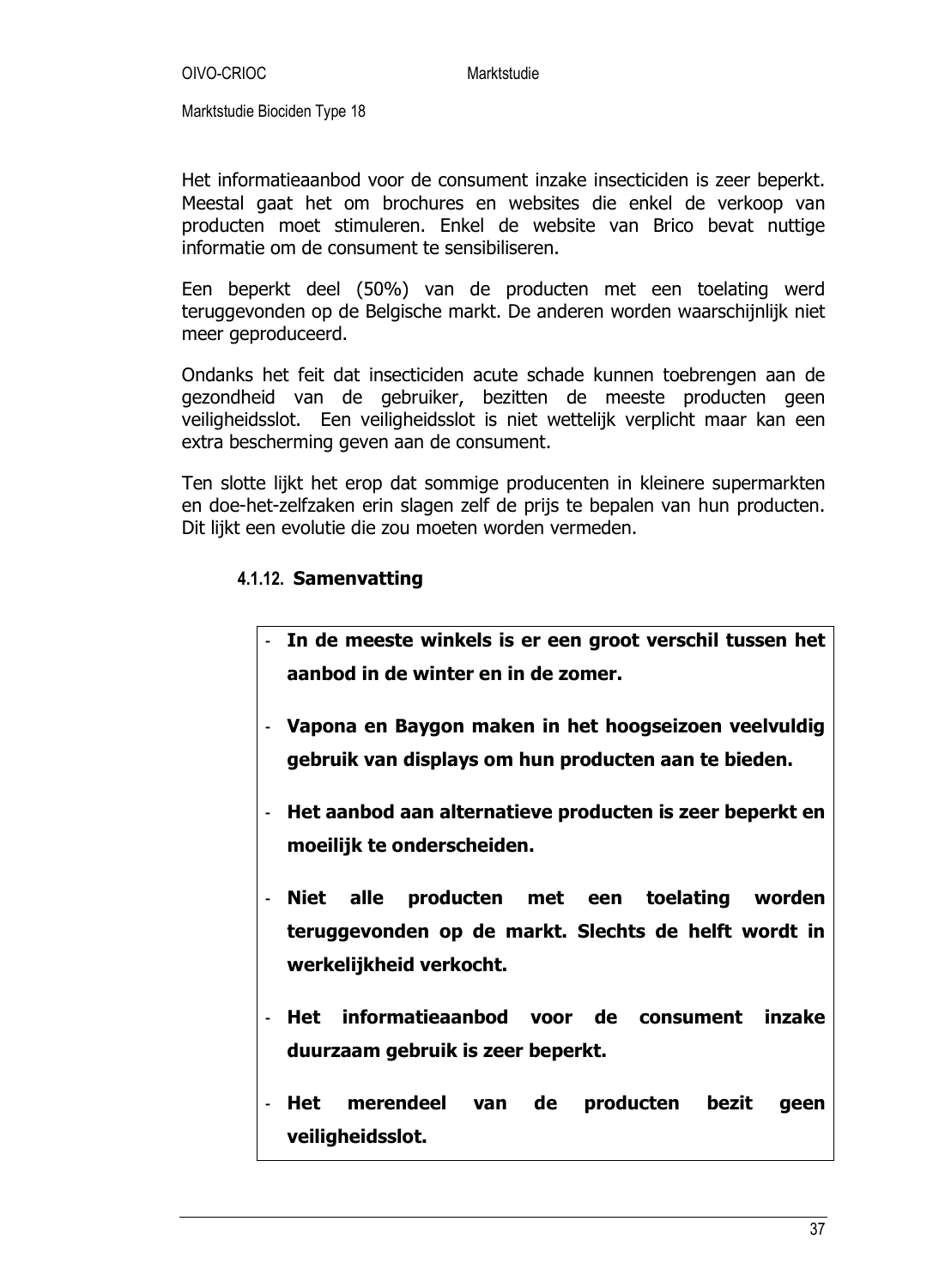Het informatieaanbod voor de consument inzake insecticiden is zeer beperkt. Meestal gaat het om brochures en websites die enkel de verkoop van producten moet stimuleren. Enkel de website van Brico bevat nuttige informatie om de consument te sensibiliseren.

Een beperkt deel (50%) van de producten met een toelating werd teruggevonden op de Belgische markt. De anderen worden waarschijnlijk niet meer geproduceerd.

Ondanks het feit dat insecticiden acute schade kunnen toebrengen aan de gezondheid van de gebruiker, bezitten de meeste producten geen veiligheidsslot. Een veiligheidsslot is niet wettelijk verplicht maar kan een extra bescherming geven aan de consument.

Ten slotte lijkt het erop dat sommige producenten in kleinere supermarkten en doe-het-zelfzaken erin slagen zelf de prijs te bepalen van hun producten. Dit lijkt een evolutie die zou moeten worden vermeden.

#### 4.1.12. Samenvatting

- **In de meeste winkels is er een groot verschil tussen het aanbod in de winter en in de zomer.**
- **Vapona en Baygon maken in het hoogseizoen veelvuldig gebruik van displays om hun producten aan te bieden.**
- **Het aanbod aan alternatieve producten is zeer beperkt en moeilijk te onderscheiden.**
- **Niet alle producten met een toelating worden teruggevonden op de markt. Slechts de helft wordt in werkelijkheid verkocht.**
- **Het informatieaanbod voor de consument inzake duurzaam gebruik is zeer beperkt.**
- **Het merendeel van de producten bezit geen veiligheidsslot.**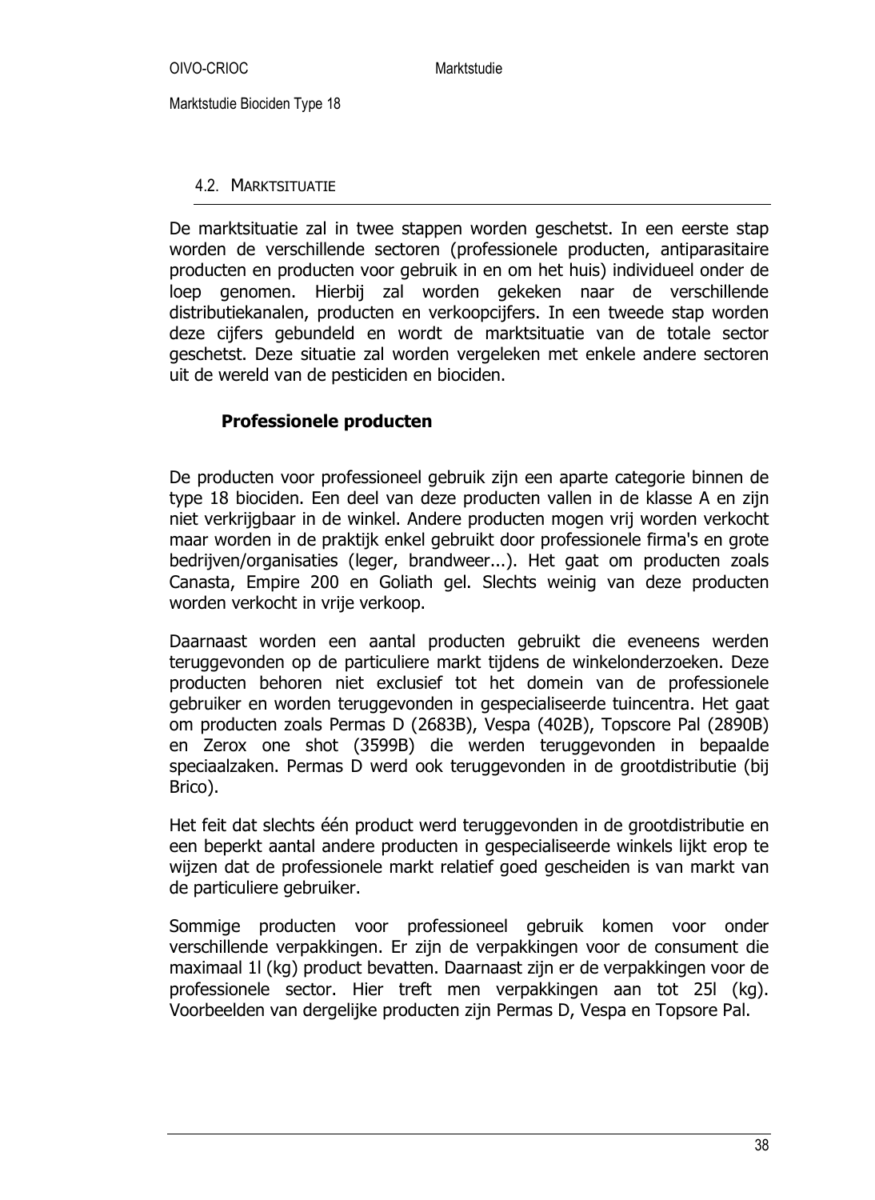## 4.2. Marktsituatie

De marktsituatie zal in twee stappen worden geschetst. In een eerste stap worden de verschillende sectoren (professionele producten, antiparasitaire producten en producten voor gebruik in en om het huis) individueel onder de loep genomen. Hierbij zal worden gekeken naar de verschillende distributiekanalen, producten en verkoopcijfers. In een tweede stap worden deze cijfers gebundeld en wordt de marktsituatie van de totale sector geschetst. Deze situatie zal worden vergeleken met enkele andere sectoren uit de wereld van de pesticiden en biociden.

### Professionele producten

De producten voor professioneel gebruik zijn een aparte categorie binnen de type 18 biociden. Een deel van deze producten vallen in de klasse A en zijn niet verkrijgbaar in de winkel. Andere producten mogen vrij worden verkocht maar worden in de praktijk enkel gebruikt door professionele firma's en grote bedrijven/organisaties (leger, brandweer...). Het gaat om producten zoals Canasta, Empire 200 en Goliath gel. Slechts weinig van deze producten worden verkocht in vrije verkoop.

Daarnaast worden een aantal producten gebruikt die eveneens werden teruggevonden op de particuliere markt tijdens de winkelonderzoeken. Deze producten behoren niet exclusief tot het domein van de professionele gebruiker en worden teruggevonden in gespecialiseerde tuincentra. Het gaat om producten zoals Permas D (2683B), Vespa (402B), Topscore Pal (2890B) en Zerox one shot (3599B) die werden teruggevonden in bepaalde speciaalzaken. Permas D werd ook teruggevonden in de grootdistributie (bij Brico).

Het feit dat slechts één product werd teruggevonden in de grootdistributie en een beperkt aantal andere producten in gespecialiseerde winkels lijkt erop te wijzen dat de professionele markt relatief goed gescheiden is van markt van de particuliere gebruiker.

Sommige producten voor professioneel gebruik komen voor onder verschillende verpakkingen. Er zijn de verpakkingen voor de consument die maximaal 1l (kg) product bevatten. Daarnaast zijn er de verpakkingen voor de professionele sector. Hier treft men verpakkingen aan tot 25l (kg). Voorbeelden van dergelijke producten zijn Permas D, Vespa en Topsore Pal.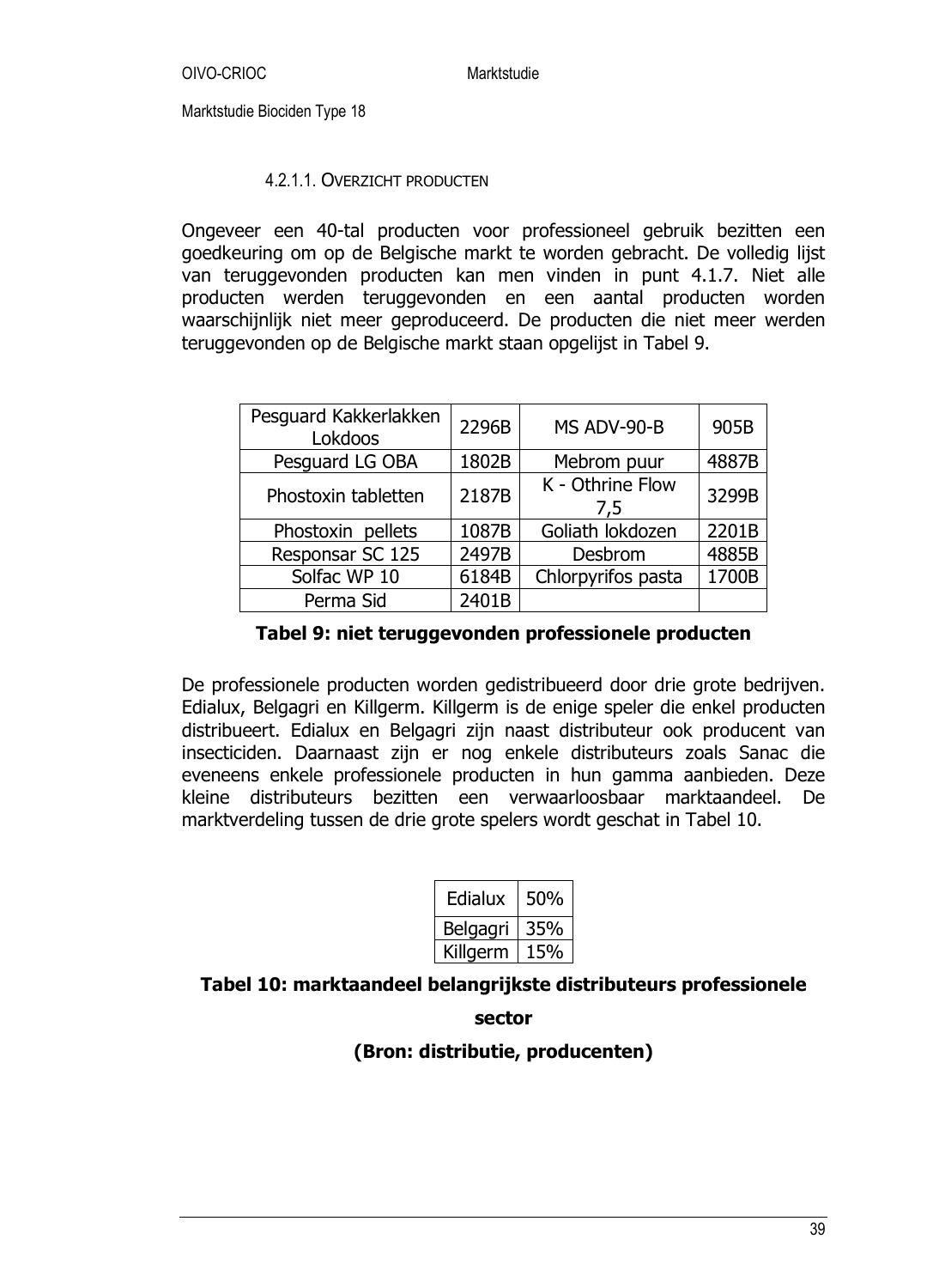#### 4.2.1.1. Overzicht producten

Ongeveer een 40-tal producten voor professioneel gebruik bezitten een goedkeuring om op de Belgische markt te worden gebracht. De volledig lijst van teruggevonden producten kan men vinden in punt 4.1.7. Niet alle producten werden teruggevonden en een aantal producten worden waarschijnlijk niet meer geproduceerd. De producten die niet meer werden teruggevonden op de Belgische markt staan opgelijst in Tabel 9.

| Pesguard Kakkerlakken Lokdoos | 2296B | MS ADV-90-B | 905B |
|---|---|---|---|
| Pesguard LG OBA | 1802B | Mebrom puur | 4887B |
| Phostoxin tabletten | 2187B | K - Othrine Flow 7,5 | 3299B |
| Phostoxin pellets | 1087B | Goliath lokdozen | 2201B |
| Responsar SC 125 | 2497B | Desbrom | 4885B |
| Solfac WP 10 | 6184B | Chlorpyrifos pasta | 1700B |
| Perma Sid | 2401B | | |

**Tabel 9: niet teruggevonden professionele producten**

De professionele producten worden gedistribueerd door drie grote bedrijven. Edialux, Belgagri en Killgerm. Killgerm is de enige speler die enkel producten distribueert. Edialux en Belgagri zijn naast distributeur ook producent van insecticiden. Daarnaast zijn er nog enkele distributeurs zoals Sanac die eveneens enkele professionele producten in hun gamma aanbieden. Deze kleine distributeurs bezitten een verwaarloosbaar marktaandeel. De marktverdeling tussen de drie grote spelers wordt geschat in Tabel 10.

| Edialux | 50% |
|---|---|
| Belgagri | 35% |
| Killgerm | 15% |

**Tabel 10: marktaandeel belangrijkste distributeurs professionele sector**

**(Bron: distributie, producenten)**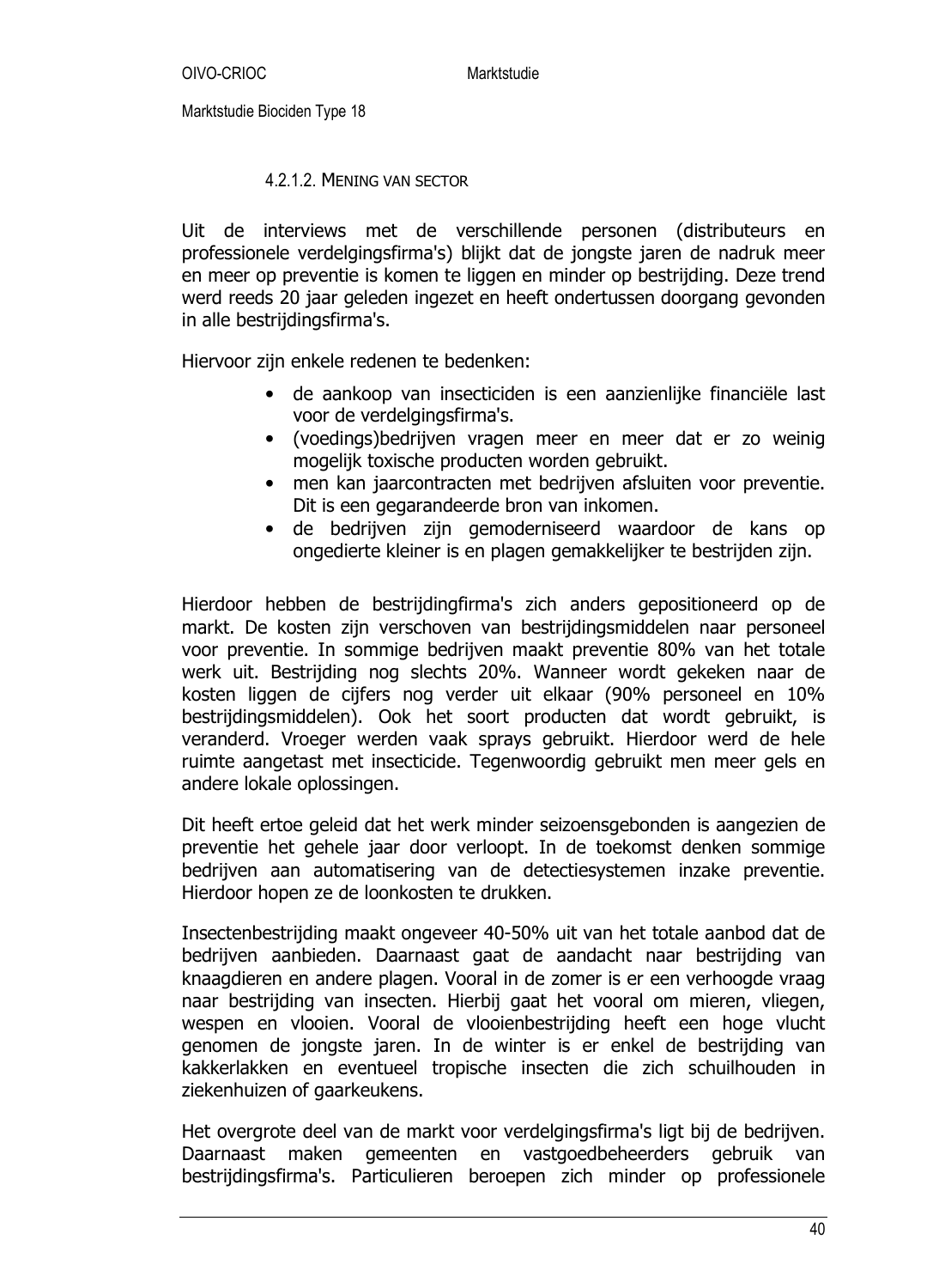#### 4.2.1.2. Mening van sector

Uit de interviews met de verschillende personen (distributeurs en professionele verdelgingsfirma's) blijkt dat de jongste jaren de nadruk meer en meer op preventie is komen te liggen en minder op bestrijding. Deze trend werd reeds 20 jaar geleden ingezet en heeft ondertussen doorgang gevonden in alle bestrijdingsfirma's.

Hiervoor zijn enkele redenen te bedenken:

- de aankoop van insecticiden is een aanzienlijke financiële last voor de verdelgingsfirma's.
- (voedings)bedrijven vragen meer en meer dat er zo weinig mogelijk toxische producten worden gebruikt.
- men kan jaarcontracten met bedrijven afsluiten voor preventie. Dit is een gegarandeerde bron van inkomen.
- de bedrijven zijn gemoderniseerd waardoor de kans op ongedierte kleiner is en plagen gemakkelijker te bestrijden zijn.

Hierdoor hebben de bestrijdingfirma's zich anders gepositioneerd op de markt. De kosten zijn verschoven van bestrijdingsmiddelen naar personeel voor preventie. In sommige bedrijven maakt preventie 80% van het totale werk uit. Bestrijding nog slechts 20%. Wanneer wordt gekeken naar de kosten liggen de cijfers nog verder uit elkaar (90% personeel en 10% bestrijdingsmiddelen). Ook het soort producten dat wordt gebruikt, is veranderd. Vroeger werden vaak sprays gebruikt. Hierdoor werd de hele ruimte aangetast met insecticide. Tegenwoordig gebruikt men meer gels en andere lokale oplossingen.

Dit heeft ertoe geleid dat het werk minder seizoensgebonden is aangezien de preventie het gehele jaar door verloopt. In de toekomst denken sommige bedrijven aan automatisering van de detectiesystemen inzake preventie. Hierdoor hopen ze de loonkosten te drukken.

Insectenbestrijding maakt ongeveer 40-50% uit van het totale aanbod dat de bedrijven aanbieden. Daarnaast gaat de aandacht naar bestrijding van knaagdieren en andere plagen. Vooral in de zomer is er een verhoogde vraag naar bestrijding van insecten. Hierbij gaat het vooral om mieren, vliegen, wespen en vlooien. Vooral de vlooienbestrijding heeft een hoge vlucht genomen de jongste jaren. In de winter is er enkel de bestrijding van kakkerlakken en eventueel tropische insecten die zich schuilhouden in ziekenhuizen of gaarkeukens.

Het overgrote deel van de markt voor verdelgingsfirma's ligt bij de bedrijven. Daarnaast maken gemeenten en vastgoedbeheerders gebruik van bestrijdingsfirma's. Particulieren beroepen zich minder op professionele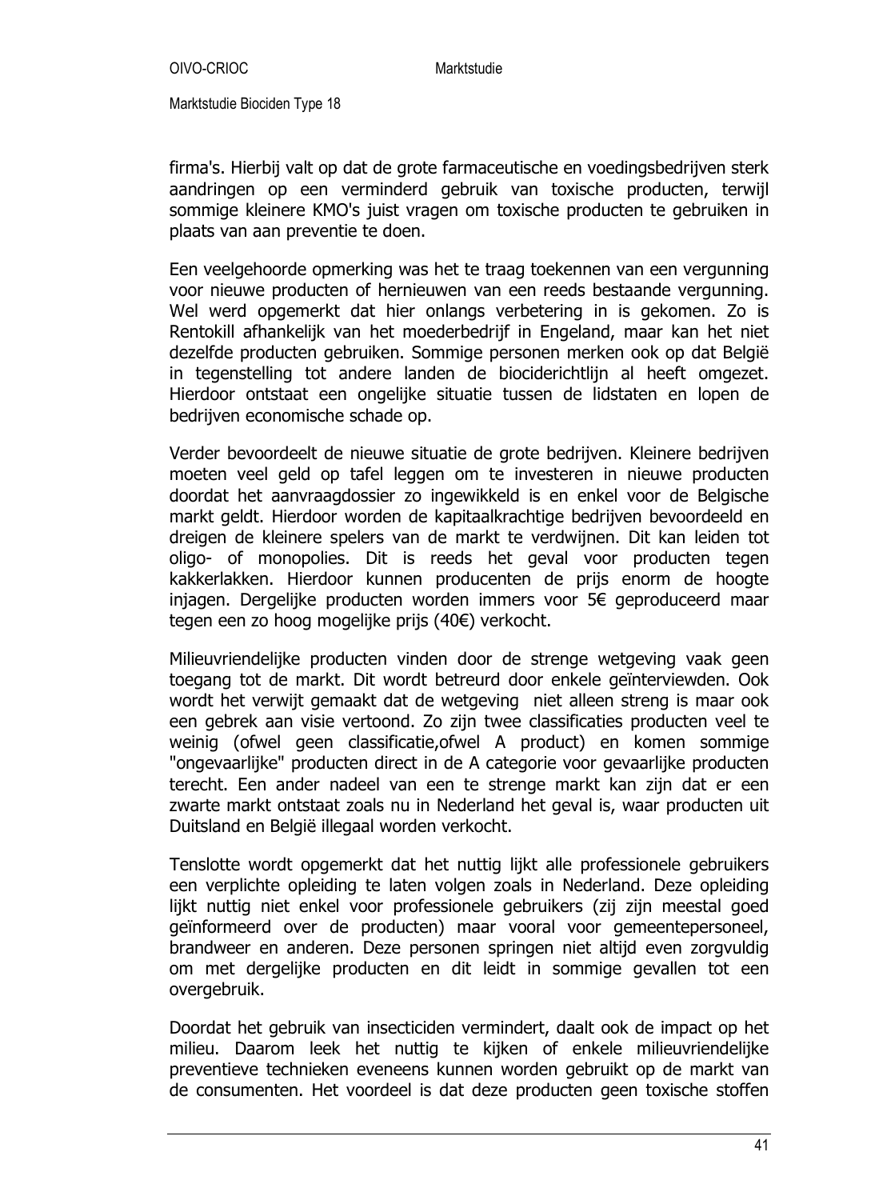firma's. Hierbij valt op dat de grote farmaceutische en voedingsbedrijven sterk aandringen op een verminderd gebruik van toxische producten, terwijl sommige kleinere KMO's juist vragen om toxische producten te gebruiken in plaats van aan preventie te doen.

Een veelgehoorde opmerking was het te traag toekennen van een vergunning voor nieuwe producten of hernieuwen van een reeds bestaande vergunning. Wel werd opgemerkt dat hier onlangs verbetering in is gekomen. Zo is Rentokill afhankelijk van het moederbedrijf in Engeland, maar kan het niet dezelfde producten gebruiken. Sommige personen merken ook op dat België in tegenstelling tot andere landen de biociderichtlijn al heeft omgezet. Hierdoor ontstaat een ongelijke situatie tussen de lidstaten en lopen de bedrijven economische schade op.

Verder bevoordeelt de nieuwe situatie de grote bedrijven. Kleinere bedrijven moeten veel geld op tafel leggen om te investeren in nieuwe producten doordat het aanvraagdossier zo ingewikkeld is en enkel voor de Belgische markt geldt. Hierdoor worden de kapitaalkrachtige bedrijven bevoordeeld en dreigen de kleinere spelers van de markt te verdwijnen. Dit kan leiden tot oligo- of monopolies. Dit is reeds het geval voor producten tegen kakkerlakken. Hierdoor kunnen producenten de prijs enorm de hoogte injagen. Dergelijke producten worden immers voor 5€ geproduceerd maar tegen een zo hoog mogelijke prijs (40€) verkocht.

Milieuvriendelijke producten vinden door de strenge wetgeving vaak geen toegang tot de markt. Dit wordt betreurd door enkele geïnterviewden. Ook wordt het verwijt gemaakt dat de wetgeving niet alleen streng is maar ook een gebrek aan visie vertoond. Zo zijn twee classificaties producten veel te weinig (ofwel geen classificatie,ofwel A product) en komen sommige "ongevaarlijke" producten direct in de A categorie voor gevaarlijke producten terecht. Een ander nadeel van een te strenge markt kan zijn dat er een zwarte markt ontstaat zoals nu in Nederland het geval is, waar producten uit Duitsland en België illegaal worden verkocht.

Tenslotte wordt opgemerkt dat het nuttig lijkt alle professionele gebruikers een verplichte opleiding te laten volgen zoals in Nederland. Deze opleiding lijkt nuttig niet enkel voor professionele gebruikers (zij zijn meestal goed geïnformeerd over de producten) maar vooral voor gemeentepersoneel, brandweer en anderen. Deze personen springen niet altijd even zorgvuldig om met dergelijke producten en dit leidt in sommige gevallen tot een overgebruik.

Doordat het gebruik van insecticiden vermindert, daalt ook de impact op het milieu. Daarom leek het nuttig te kijken of enkele milieuvriendelijke preventieve technieken eveneens kunnen worden gebruikt op de markt van de consumenten. Het voordeel is dat deze producten geen toxische stoffen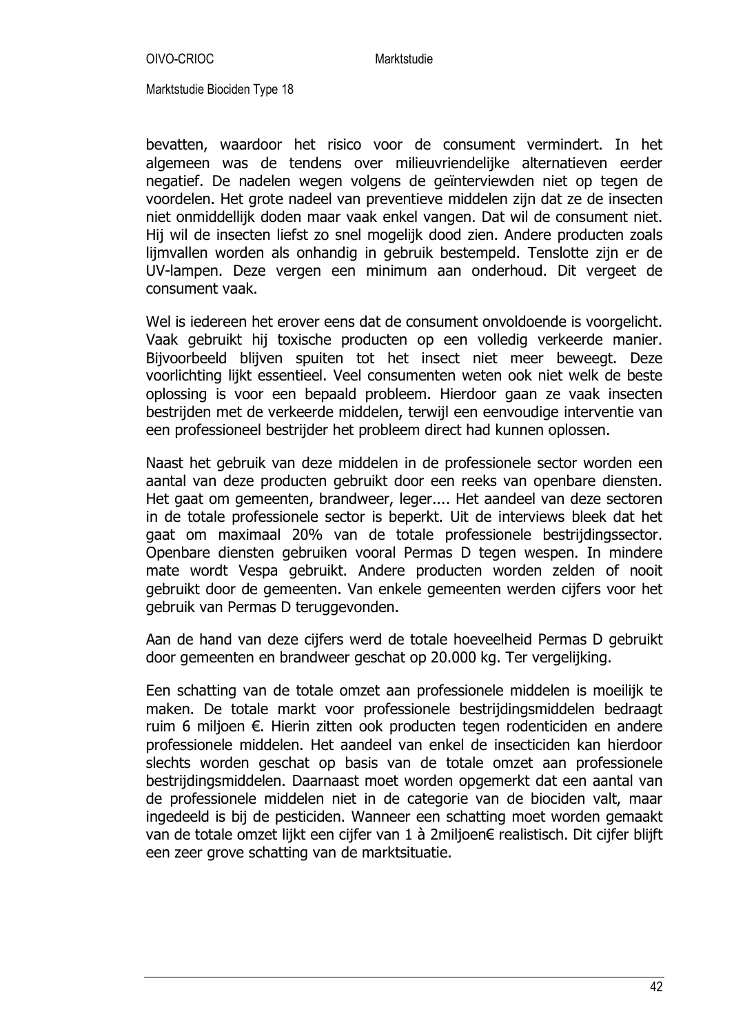bevatten, waardoor het risico voor de consument vermindert. In het algemeen was de tendens over milieuvriendelijke alternatieven eerder negatief. De nadelen wegen volgens de geïnterviewden niet op tegen de voordelen. Het grote nadeel van preventieve middelen zijn dat ze de insecten niet onmiddellijk doden maar vaak enkel vangen. Dat wil de consument niet. Hij wil de insecten liefst zo snel mogelijk dood zien. Andere producten zoals lijmvallen worden als onhandig in gebruik bestempeld. Tenslotte zijn er de UV-lampen. Deze vergen een minimum aan onderhoud. Dit vergeet de consument vaak.

Wel is iedereen het erover eens dat de consument onvoldoende is voorgelicht. Vaak gebruikt hij toxische producten op een volledig verkeerde manier. Bijvoorbeeld blijven spuiten tot het insect niet meer beweegt. Deze voorlichting lijkt essentieel. Veel consumenten weten ook niet welk de beste oplossing is voor een bepaald probleem. Hierdoor gaan ze vaak insecten bestrijden met de verkeerde middelen, terwijl een eenvoudige interventie van een professioneel bestrijder het probleem direct had kunnen oplossen.

Naast het gebruik van deze middelen in de professionele sector worden een aantal van deze producten gebruikt door een reeks van openbare diensten. Het gaat om gemeenten, brandweer, leger.... Het aandeel van deze sectoren in de totale professionele sector is beperkt. Uit de interviews bleek dat het gaat om maximaal 20% van de totale professionele bestrijdingssector. Openbare diensten gebruiken vooral Permas D tegen wespen. In mindere mate wordt Vespa gebruikt. Andere producten worden zelden of nooit gebruikt door de gemeenten. Van enkele gemeenten werden cijfers voor het gebruik van Permas D teruggevonden.

Aan de hand van deze cijfers werd de totale hoeveelheid Permas D gebruikt door gemeenten en brandweer geschat op 20.000 kg. Ter vergelijking.

Een schatting van de totale omzet aan professionele middelen is moeilijk te maken. De totale markt voor professionele bestrijdingsmiddelen bedraagt ruim 6 miljoen €. Hierin zitten ook producten tegen rodenticiden en andere professionele middelen. Het aandeel van enkel de insecticiden kan hierdoor slechts worden geschat op basis van de totale omzet aan professionele bestrijdingsmiddelen. Daarnaast moet worden opgemerkt dat een aantal van de professionele middelen niet in de categorie van de biociden valt, maar ingedeeld is bij de pesticiden. Wanneer een schatting moet worden gemaakt van de totale omzet lijkt een cijfer van 1 à 2miljoen€ realistisch. Dit cijfer blijft een zeer grove schatting van de marktsituatie.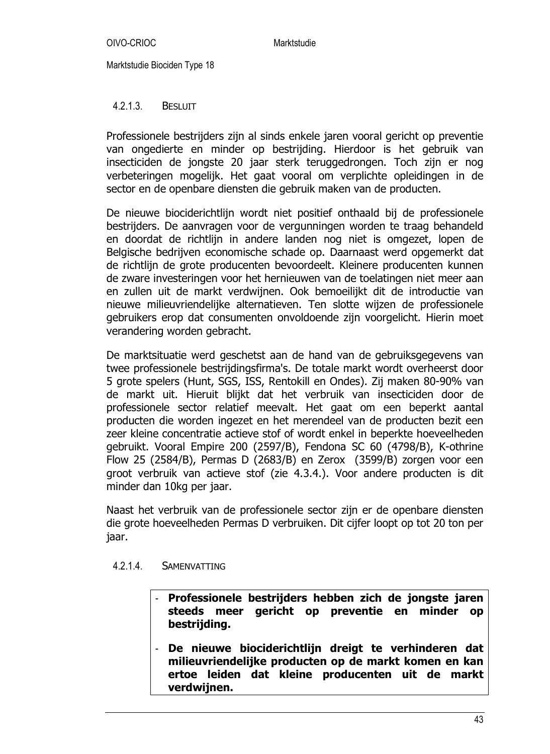#### 4.2.1.3. Besluit

Professionele bestrijders zijn al sinds enkele jaren vooral gericht op preventie van ongedierte en minder op bestrijding. Hierdoor is het gebruik van insecticiden de jongste 20 jaar sterk teruggedrongen. Toch zijn er nog verbeteringen mogelijk. Het gaat vooral om verplichte opleidingen in de sector en de openbare diensten die gebruik maken van de producten.

De nieuwe biociderichtlijn wordt niet positief onthaald bij de professionele bestrijders. De aanvragen voor de vergunningen worden te traag behandeld en doordat de richtlijn in andere landen nog niet is omgezet, lopen de Belgische bedrijven economische schade op. Daarnaast werd opgemerkt dat de richtlijn de grote producenten bevoordeelt. Kleinere producenten kunnen de zware investeringen voor het hernieuwen van de toelatingen niet meer aan en zullen uit de markt verdwijnen. Ook bemoeilijkt dit de introductie van nieuwe milieuvriendelijke alternatieven. Ten slotte wijzen de professionele gebruikers erop dat consumenten onvoldoende zijn voorgelicht. Hierin moet verandering worden gebracht.

De marktsituatie werd geschetst aan de hand van de gebruiksgegevens van twee professionele bestrijdingsfirma's. De totale markt wordt overheerst door 5 grote spelers (Hunt, SGS, ISS, Rentokill en Ondes). Zij maken 80-90% van de markt uit. Hieruit blijkt dat het verbruik van insecticiden door de professionele sector relatief meevalt. Het gaat om een beperkt aantal producten die worden ingezet en het merendeel van de producten bezit een zeer kleine concentratie actieve stof of wordt enkel in beperkte hoeveelheden gebruikt. Vooral Empire 200 (2597/B), Fendona SC 60 (4798/B), K-othrine Flow 25 (2584/B), Permas D (2683/B) en Zerox (3599/B) zorgen voor een groot verbruik van actieve stof (zie 4.3.4.). Voor andere producten is dit minder dan 10kg per jaar.

Naast het verbruik van de professionele sector zijn er de openbare diensten die grote hoeveelheden Permas D verbruiken. Dit cijfer loopt op tot 20 ton per jaar.

#### 4.2.1.4. Samenvatting

- **Professionele bestrijders hebben zich de jongste jaren steeds meer gericht op preventie en minder op bestrijding.**
- **De nieuwe biociderichtlijn dreigt te verhinderen dat milieuvriendelijke producten op de markt komen en kan ertoe leiden dat kleine producenten uit de markt verdwijnen.**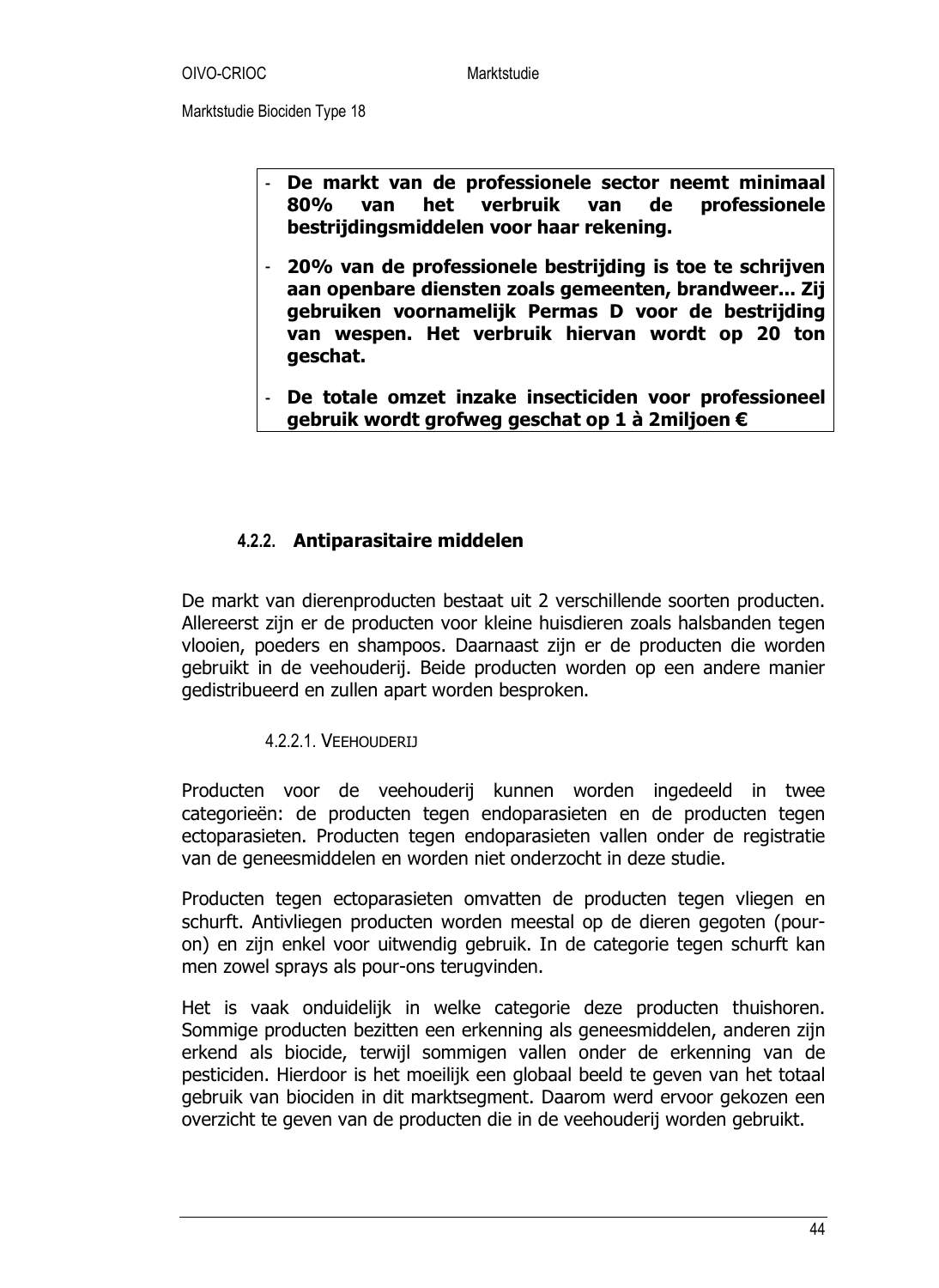- **De markt van de professionele sector neemt minimaal 80% van het verbruik van de professionele bestrijdingsmiddelen voor haar rekening.**
- **20% van de professionele bestrijding is toe te schrijven aan openbare diensten zoals gemeenten, brandweer... Zij gebruiken voornamelijk Permas D voor de bestrijding van wespen. Het verbruik hiervan wordt op 20 ton geschat.**
- **De totale omzet inzake insecticiden voor professioneel gebruik wordt grofweg geschat op 1 à 2miljoen €**

### 4.2.2. Antiparasitaire middelen

De markt van dierenproducten bestaat uit 2 verschillende soorten producten. Allereerst zijn er de producten voor kleine huisdieren zoals halsbanden tegen vlooien, poeders en shampoos. Daarnaast zijn er de producten die worden gebruikt in de veehouderij. Beide producten worden op een andere manier gedistribueerd en zullen apart worden besproken.

#### 4.2.2.1. Veehouderij

Producten voor de veehouderij kunnen worden ingedeeld in twee categorieën: de producten tegen endoparasieten en de producten tegen ectoparasieten. Producten tegen endoparasieten vallen onder de registratie van de geneesmiddelen en worden niet onderzocht in deze studie.

Producten tegen ectoparasieten omvatten de producten tegen vliegen en schurft. Antivliegen producten worden meestal op de dieren gegoten (pour-on) en zijn enkel voor uitwendig gebruik. In de categorie tegen schurft kan men zowel sprays als pour-ons terugvinden.

Het is vaak onduidelijk in welke categorie deze producten thuishoren. Sommige producten bezitten een erkenning als geneesmiddelen, anderen zijn erkend als biocide, terwijl sommigen vallen onder de erkenning van de pesticiden. Hierdoor is het moeilijk een globaal beeld te geven van het totaal gebruik van biociden in dit marktsegment. Daarom werd ervoor gekozen een overzicht te geven van de producten die in de veehouderij worden gebruikt.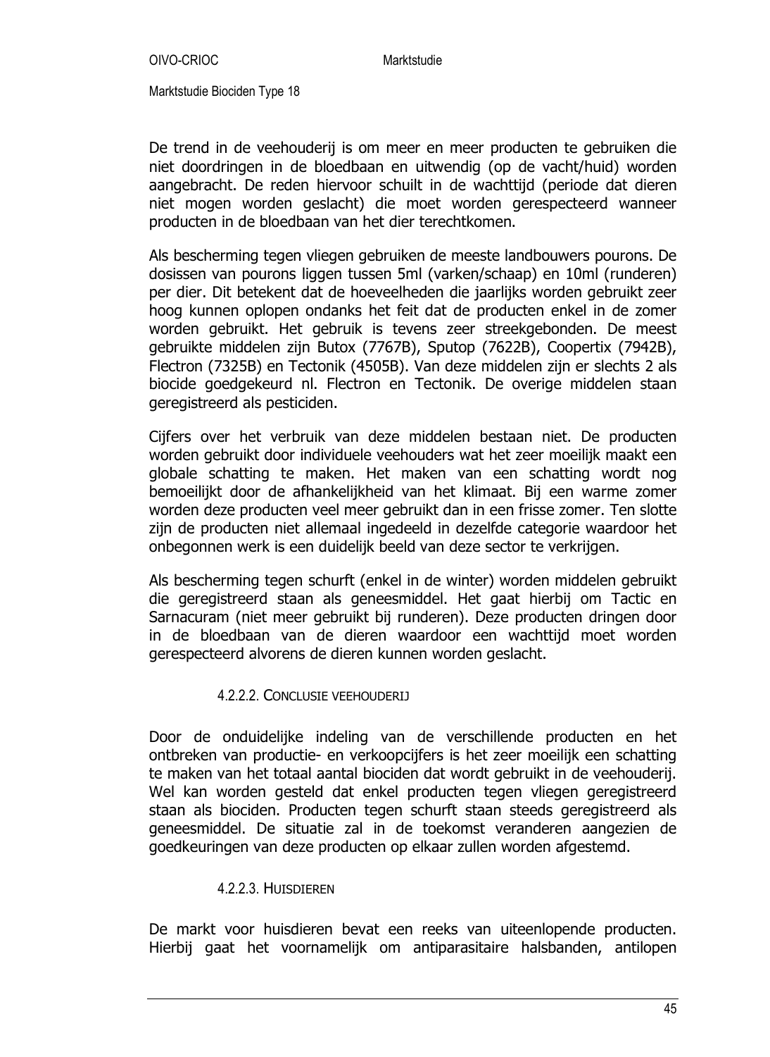De trend in de veehouderij is om meer en meer producten te gebruiken die niet doordringen in de bloedbaan en uitwendig (op de vacht/huid) worden aangebracht. De reden hiervoor schuilt in de wachttijd (periode dat dieren niet mogen worden geslacht) die moet worden gerespecteerd wanneer producten in de bloedbaan van het dier terechtkomen.

Als bescherming tegen vliegen gebruiken de meeste landbouwers pourons. De dosissen van pourons liggen tussen 5ml (varken/schaap) en 10ml (runderen) per dier. Dit betekent dat de hoeveelheden die jaarlijks worden gebruikt zeer hoog kunnen oplopen ondanks het feit dat de producten enkel in de zomer worden gebruikt. Het gebruik is tevens zeer streekgebonden. De meest gebruikte middelen zijn Butox (7767B), Sputop (7622B), Coopertix (7942B), Flectron (7325B) en Tectonik (4505B). Van deze middelen zijn er slechts 2 als biocide goedgekeurd nl. Flectron en Tectonik. De overige middelen staan geregistreerd als pesticiden.

Cijfers over het verbruik van deze middelen bestaan niet. De producten worden gebruikt door individuele veehouders wat het zeer moeilijk maakt een globale schatting te maken. Het maken van een schatting wordt nog bemoeilijkt door de afhankelijkheid van het klimaat. Bij een warme zomer worden deze producten veel meer gebruikt dan in een frisse zomer. Ten slotte zijn de producten niet allemaal ingedeeld in dezelfde categorie waardoor het onbegonnen werk is een duidelijk beeld van deze sector te verkrijgen.

Als bescherming tegen schurft (enkel in de winter) worden middelen gebruikt die geregistreerd staan als geneesmiddel. Het gaat hierbij om Tactic en Sarnacuram (niet meer gebruikt bij runderen). Deze producten dringen door in de bloedbaan van de dieren waardoor een wachttijd moet worden gerespecteerd alvorens de dieren kunnen worden geslacht.

#### 4.2.2.2. Conclusie veehouderij

Door de onduidelijke indeling van de verschillende producten en het ontbreken van productie- en verkoopcijfers is het zeer moeilijk een schatting te maken van het totaal aantal biociden dat wordt gebruikt in de veehouderij. Wel kan worden gesteld dat enkel producten tegen vliegen geregistreerd staan als biociden. Producten tegen schurft staan steeds geregistreerd als geneesmiddel. De situatie zal in de toekomst veranderen aangezien de goedkeuringen van deze producten op elkaar zullen worden afgestemd.

#### 4.2.2.3. Huisdieren

De markt voor huisdieren bevat een reeks van uiteenlopende producten. Hierbij gaat het voornamelijk om antiparasitaire halsbanden, antilopen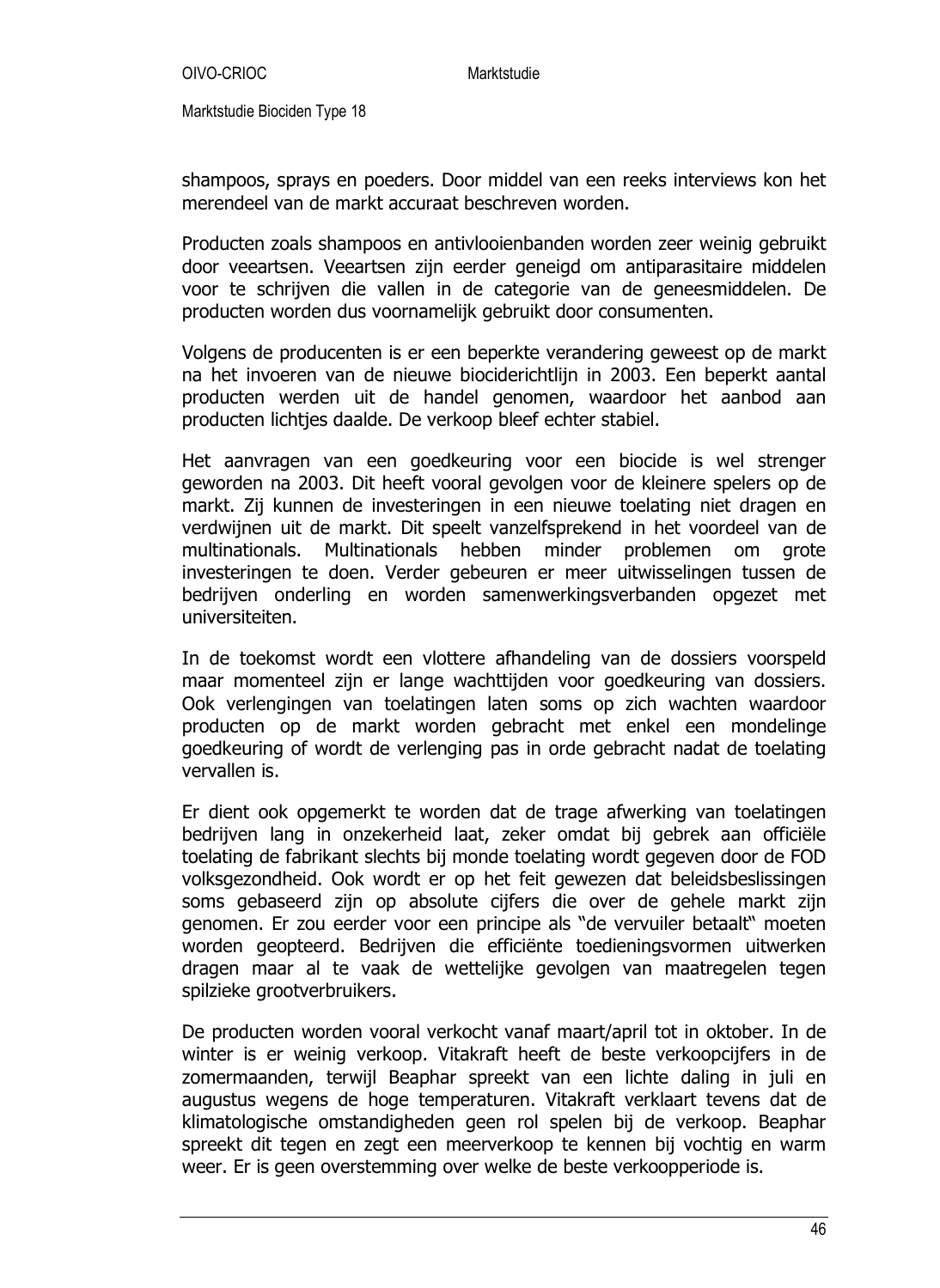shampoos, sprays en poeders. Door middel van een reeks interviews kon het merendeel van de markt accuraat beschreven worden.

Producten zoals shampoos en antivlooienbanden worden zeer weinig gebruikt door veeartsen. Veeartsen zijn eerder geneigd om antiparasitaire middelen voor te schrijven die vallen in de categorie van de geneesmiddelen. De producten worden dus voornamelijk gebruikt door consumenten.

Volgens de producenten is er een beperkte verandering geweest op de markt na het invoeren van de nieuwe biociderichtlijn in 2003. Een beperkt aantal producten werden uit de handel genomen, waardoor het aanbod aan producten lichtjes daalde. De verkoop bleef echter stabiel.

Het aanvragen van een goedkeuring voor een biocide is wel strenger geworden na 2003. Dit heeft vooral gevolgen voor de kleinere spelers op de markt. Zij kunnen de investeringen in een nieuwe toelating niet dragen en verdwijnen uit de markt. Dit speelt vanzelfsprekend in het voordeel van de multinationals. Multinationals hebben minder problemen om grote investeringen te doen. Verder gebeuren er meer uitwisselingen tussen de bedrijven onderling en worden samenwerkingsverbanden opgezet met universiteiten.

In de toekomst wordt een vlottere afhandeling van de dossiers voorspeld maar momenteel zijn er lange wachttijden voor goedkeuring van dossiers. Ook verlengingen van toelatingen laten soms op zich wachten waardoor producten op de markt worden gebracht met enkel een mondelinge goedkeuring of wordt de verlenging pas in orde gebracht nadat de toelating vervallen is.

Er dient ook opgemerkt te worden dat de trage afwerking van toelatingen bedrijven lang in onzekerheid laat, zeker omdat bij gebrek aan officiële toelating de fabrikant slechts bij monde toelating wordt gegeven door de FOD volksgezondheid. Ook wordt er op het feit gewezen dat beleidsbeslissingen soms gebaseerd zijn op absolute cijfers die over de gehele markt zijn genomen. Er zou eerder voor een principe als "de vervuiler betaalt" moeten worden geopteerd. Bedrijven die efficiënte toedieningsvormen uitwerken dragen maar al te vaak de wettelijke gevolgen van maatregelen tegen spilzieke grootverbruikers.

De producten worden vooral verkocht vanaf maart/april tot in oktober. In de winter is er weinig verkoop. Vitakraft heeft de beste verkoopcijfers in de zomermaanden, terwijl Beaphar spreekt van een lichte daling in juli en augustus wegens de hoge temperaturen. Vitakraft verklaart tevens dat de klimatologische omstandigheden geen rol spelen bij de verkoop. Beaphar spreekt dit tegen en zegt een meerverkoop te kennen bij vochtig en warm weer. Er is geen overstemming over welke de beste verkoopperiode is.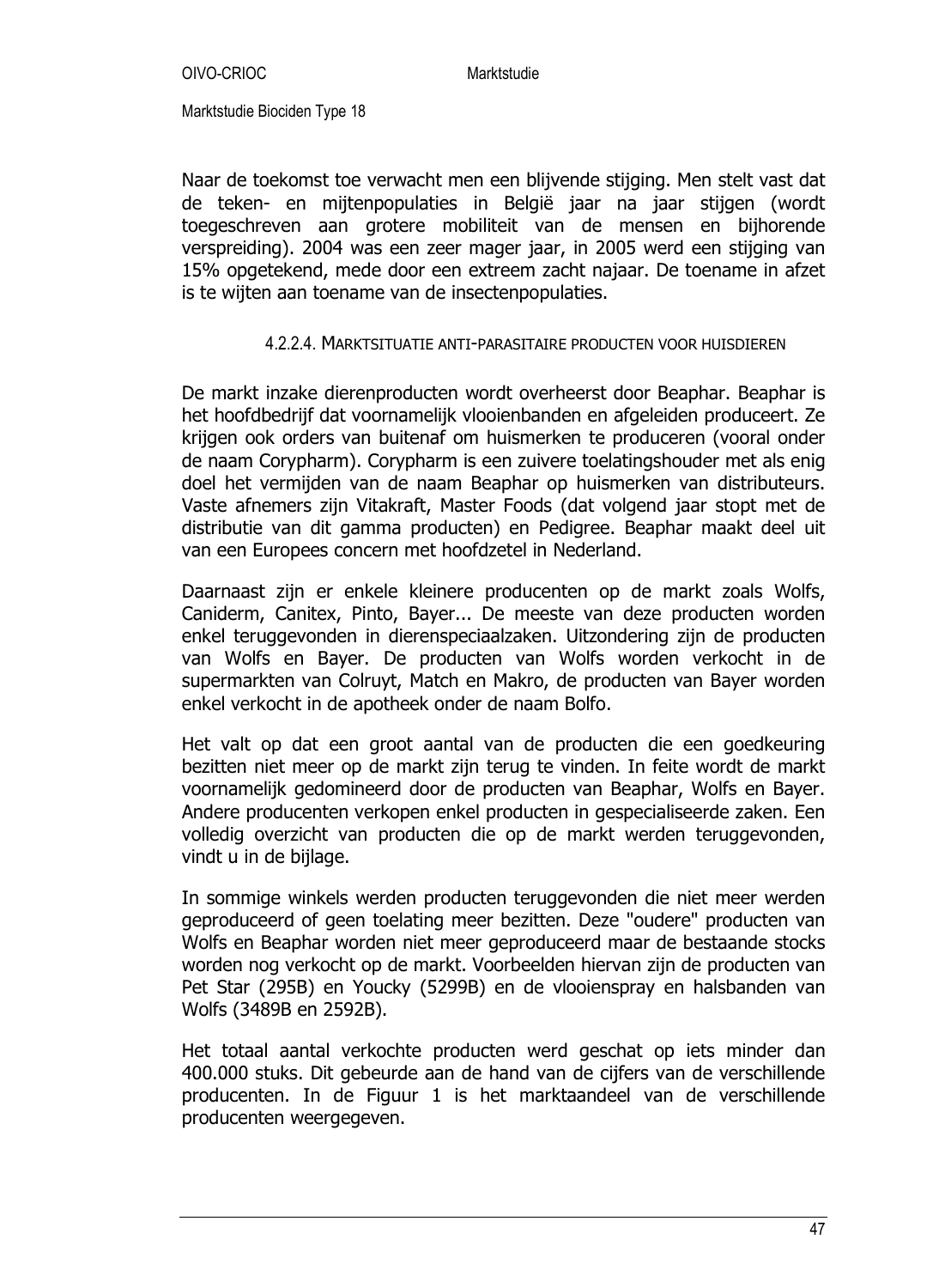Naar de toekomst toe verwacht men een blijvende stijging. Men stelt vast dat de teken- en mijtenpopulaties in België jaar na jaar stijgen (wordt toegeschreven aan grotere mobiliteit van de mensen en bijhorende verspreiding). 2004 was een zeer mager jaar, in 2005 werd een stijging van 15% opgetekend, mede door een extreem zacht najaar. De toename in afzet is te wijten aan toename van de insectenpopulaties.

#### 4.2.2.4. Marktsituatie anti-parasitaire producten voor huisdieren

De markt inzake dierenproducten wordt overheerst door Beaphar. Beaphar is het hoofdbedrijf dat voornamelijk vlooienbanden en afgeleiden produceert. Ze krijgen ook orders van buitenaf om huismerken te produceren (vooral onder de naam Corypharm). Corypharm is een zuivere toelatingshouder met als enig doel het vermijden van de naam Beaphar op huismerken van distributeurs. Vaste afnemers zijn Vitakraft, Master Foods (dat volgend jaar stopt met de distributie van dit gamma producten) en Pedigree. Beaphar maakt deel uit van een Europees concern met hoofdzetel in Nederland.

Daarnaast zijn er enkele kleinere producenten op de markt zoals Wolfs, Caniderm, Canitex, Pinto, Bayer... De meeste van deze producten worden enkel teruggevonden in dierenspeciaalzaken. Uitzondering zijn de producten van Wolfs en Bayer. De producten van Wolfs worden verkocht in de supermarkten van Colruyt, Match en Makro, de producten van Bayer worden enkel verkocht in de apotheek onder de naam Bolfo.

Het valt op dat een groot aantal van de producten die een goedkeuring bezitten niet meer op de markt zijn terug te vinden. In feite wordt de markt voornamelijk gedomineerd door de producten van Beaphar, Wolfs en Bayer. Andere producenten verkopen enkel producten in gespecialiseerde zaken. Een volledig overzicht van producten die op de markt werden teruggevonden, vindt u in de bijlage.

In sommige winkels werden producten teruggevonden die niet meer werden geproduceerd of geen toelating meer bezitten. Deze "oudere" producten van Wolfs en Beaphar worden niet meer geproduceerd maar de bestaande stocks worden nog verkocht op de markt. Voorbeelden hiervan zijn de producten van Pet Star (295B) en Youcky (5299B) en de vlooienspray en halsbanden van Wolfs (3489B en 2592B).

Het totaal aantal verkochte producten werd geschat op iets minder dan 400.000 stuks. Dit gebeurde aan de hand van de cijfers van de verschillende producenten. In de Figuur 1 is het marktaandeel van de verschillende producenten weergegeven.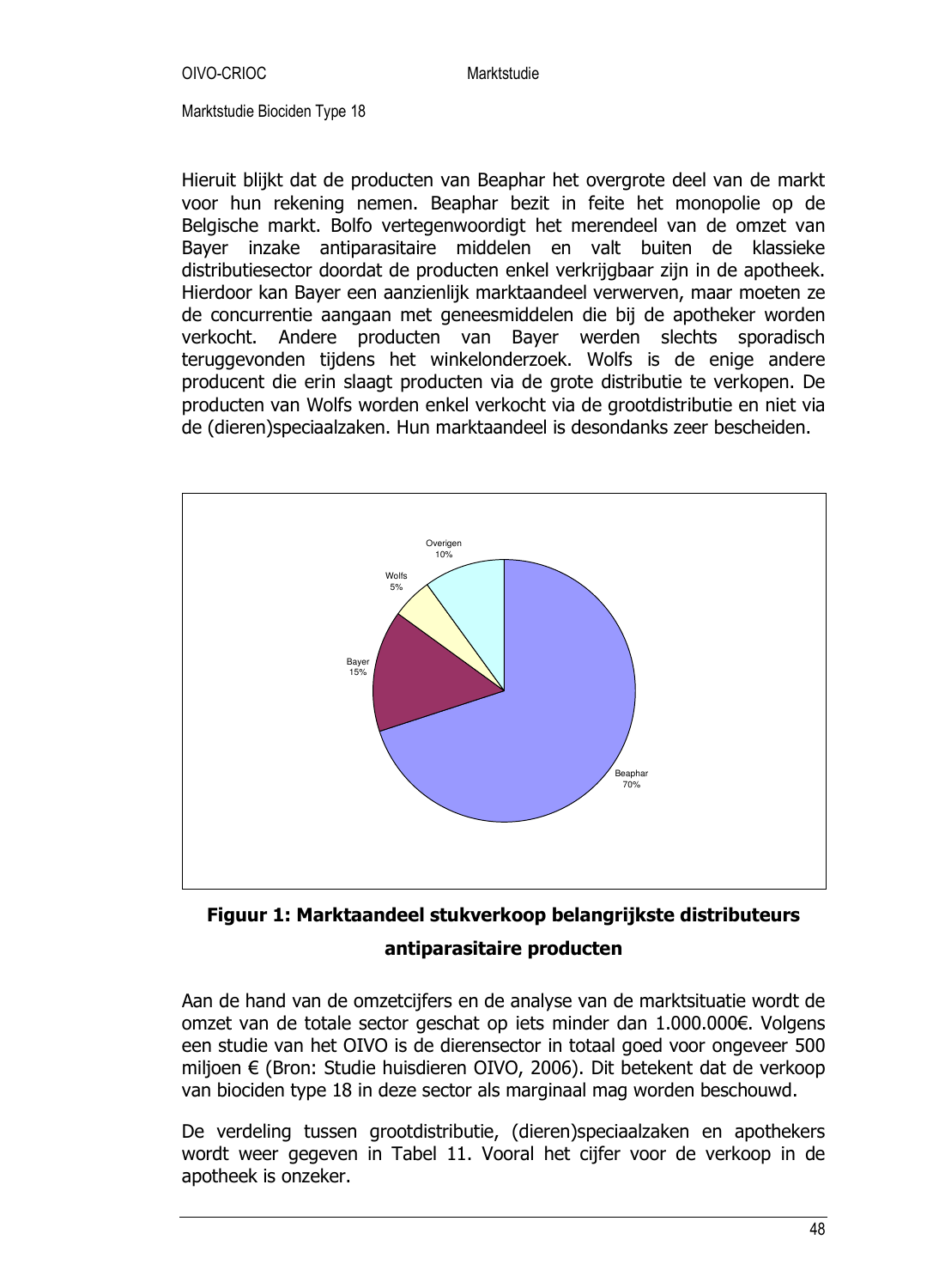Hieruit blijkt dat de producten van Beaphar het overgrote deel van de markt voor hun rekening nemen. Beaphar bezit in feite het monopolie op de Belgische markt. Bolfo vertegenwoordigt het merendeel van de omzet van Bayer inzake antiparasitaire middelen en valt buiten de klassieke distributiesector doordat de producten enkel verkrijgbaar zijn in de apotheek. Hierdoor kan Bayer een aanzienlijk marktaandeel verwerven, maar moeten ze de concurrentie aangaan met geneesmiddelen die bij de apotheker worden verkocht. Andere producten van Bayer werden slechts sporadisch teruggevonden tijdens het winkelonderzoek. Wolfs is de enige andere producent die erin slaagt producten via de grote distributie te verkopen. De producten van Wolfs worden enkel verkocht via de grootdistributie en niet via de (dieren)speciaalzaken. Hun marktaandeel is desondanks zeer bescheiden.

Overigen 10%, Wolfs 5%, Bayer 15%, Beaphar 70%

**Figuur 1: Marktaandeel stukverkoop belangrijkste distributeurs antiparasitaire producten**

Aan de hand van de omzetcijfers en de analyse van de marktsituatie wordt de omzet van de totale sector geschat op iets minder dan 1.000.000€. Volgens een studie van het OIVO is de dierensector in totaal goed voor ongeveer 500 miljoen € (Bron: Studie huisdieren OIVO, 2006). Dit betekent dat de verkoop van biociden type 18 in deze sector als marginaal mag worden beschouwd.

De verdeling tussen grootdistributie, (dieren)speciaalzaken en apothekers wordt weer gegeven in Tabel 11. Vooral het cijfer voor de verkoop in de apotheek is onzeker.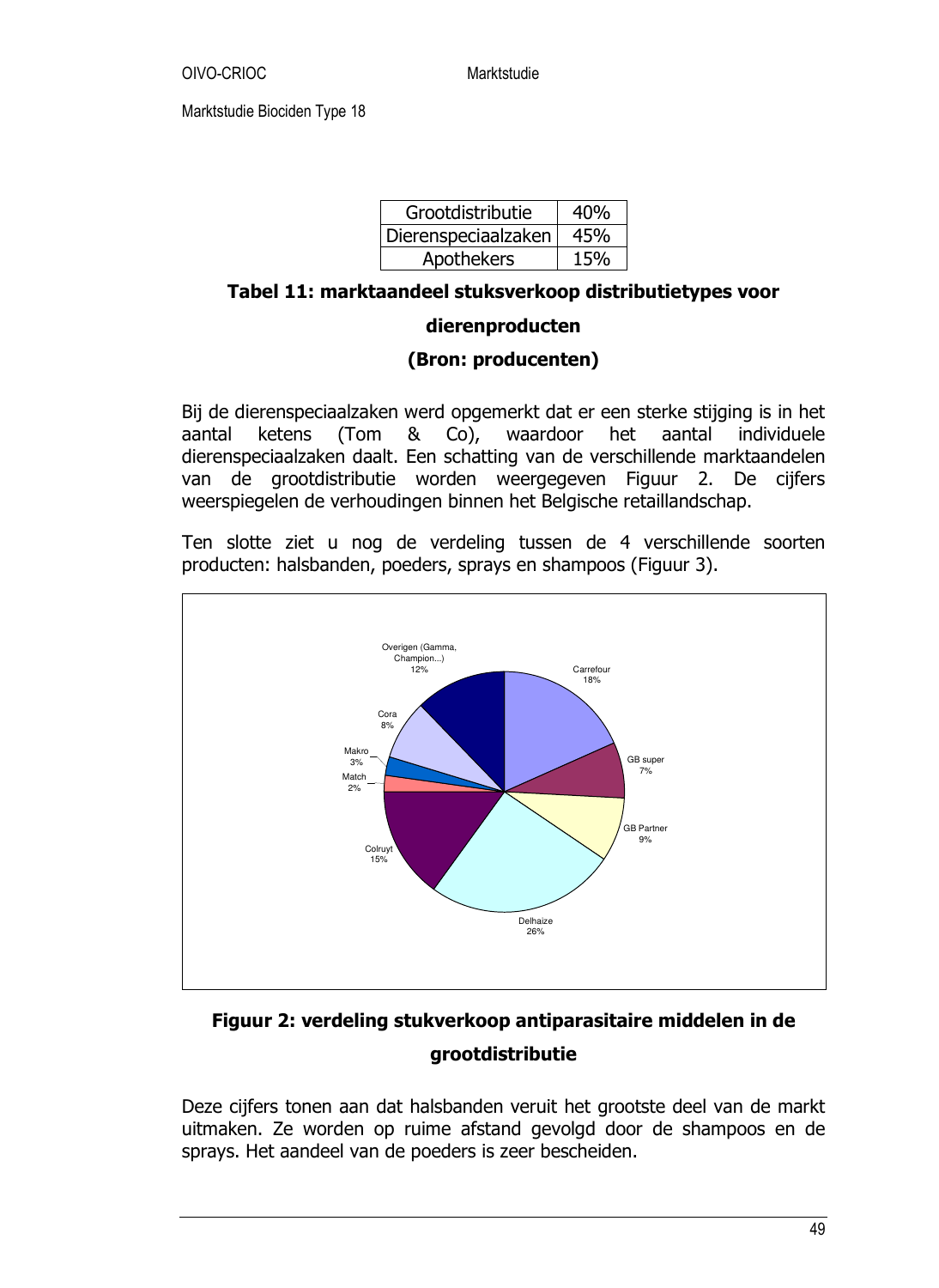| Grootdistributie | 40% |
|---|---|
| Dierenspeciaalzaken | 45% |
| Apothekers | 15% |

**Tabel 11: marktaandeel stuksverkoop distributietypes voor dierenproducten**

**(Bron: producenten)**

Bij de dierenspeciaalzaken werd opgemerkt dat er een sterke stijging is in het aantal ketens (Tom & Co), waardoor het aantal individuele dierenspeciaalzaken daalt. Een schatting van de verschillende marktaandelen van de grootdistributie worden weergegeven Figuur 2. De cijfers weerspiegelen de verhoudingen binnen het Belgische retaillandschap.

Ten slotte ziet u nog de verdeling tussen de 4 verschillende soorten producten: halsbanden, poeders, sprays en shampoos (Figuur 3).

Overigen (Gamma, Champion...) 12%
Carrefour 18%
GB super 7%
GB Partner 9%
Delhaize 26%
Colruyt 15%
Match 2%
Makro 3%
Cora 8%

**Figuur 2: verdeling stukverkoop antiparasitaire middelen in de grootdistributie**

Deze cijfers tonen aan dat halsbanden veruit het grootste deel van de markt uitmaken. Ze worden op ruime afstand gevolgd door de shampoos en de sprays. Het aandeel van de poeders is zeer bescheiden.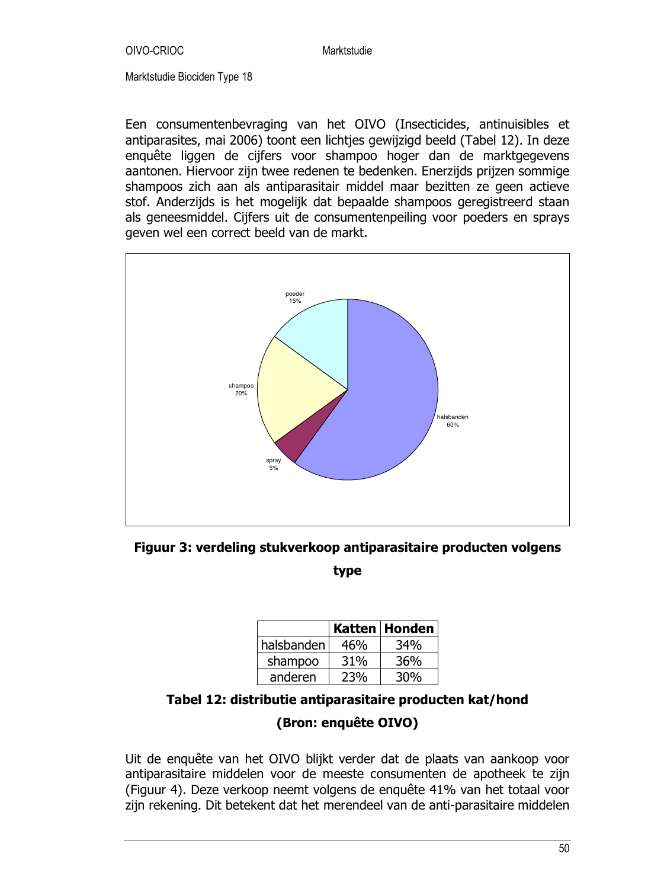Een consumentenbevraging van het OIVO (Insecticides, antinuisibles et antiparasites, mai 2006) toont een lichtjes gewijzigd beeld (Tabel 12). In deze enquête liggen de cijfers voor shampoo hoger dan de marktgegevens aantonen. Hiervoor zijn twee redenen te bedenken. Enerzijds prijzen sommige shampoos zich aan als antiparasitair middel maar bezitten ze geen actieve stof. Anderzijds is het mogelijk dat bepaalde shampoos geregistreerd staan als geneesmiddel. Cijfers uit de consumentenpeiling voor poeders en sprays geven wel een correct beeld van de markt.

poeder 15%

shampoo 20%

halsbanden 60%

spray 5%

**Figuur 3: verdeling stukverkoop antiparasitaire producten volgens type**

| | Katten | Honden |
|---|---|---|
| halsbanden | 46% | 34% |
| shampoo | 31% | 36% |
| anderen | 23% | 30% |

**Tabel 12: distributie antiparasitaire producten kat/hond (Bron: enquête OIVO)**

Uit de enquête van het OIVO blijkt verder dat de plaats van aankoop voor antiparasitaire middelen voor de meeste consumenten de apotheek te zijn (Figuur 4). Deze verkoop neemt volgens de enquête 41% van het totaal voor zijn rekening. Dit betekent dat het merendeel van de anti-parasitaire middelen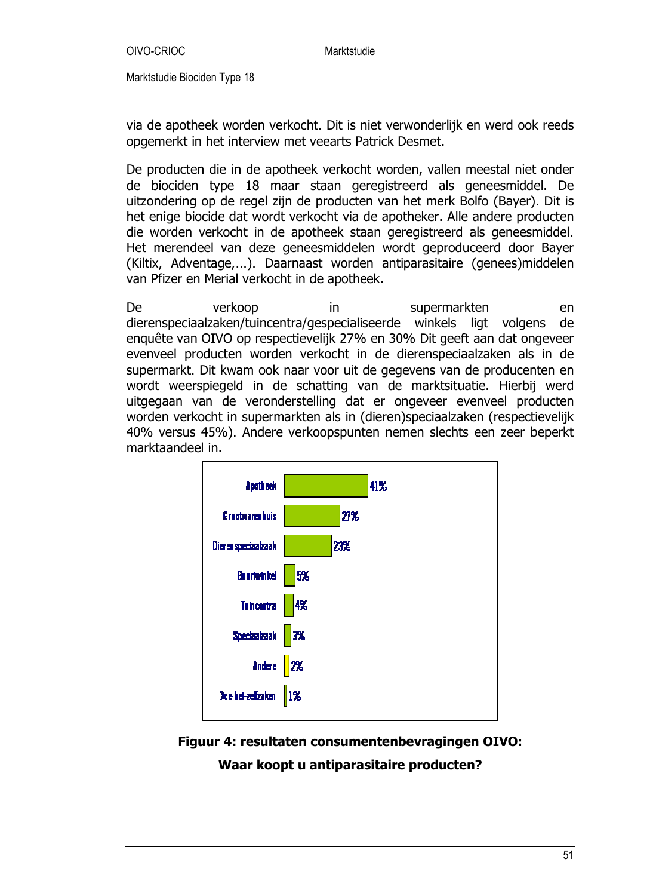via de apotheek worden verkocht. Dit is niet verwonderlijk en werd ook reeds opgemerkt in het interview met veearts Patrick Desmet.

De producten die in de apotheek verkocht worden, vallen meestal niet onder de biociden type 18 maar staan geregistreerd als geneesmiddel. De uitzondering op de regel zijn de producten van het merk Bolfo (Bayer). Dit is het enige biocide dat wordt verkocht via de apotheker. Alle andere producten die worden verkocht in de apotheek staan geregistreerd als geneesmiddel. Het merendeel van deze geneesmiddelen wordt geproduceerd door Bayer (Kiltix, Adventage,...). Daarnaast worden antiparasitaire (genees)middelen van Pfizer en Merial verkocht in de apotheek.

De verkoop in supermarkten en dierenspeciaalzaken/tuincentra/gespecialiseerde winkels ligt volgens de enquête van OIVO op respectievelijk 27% en 30% Dit geeft aan dat ongeveer evenveel producten worden verkocht in de dierenspeciaalzaken als in de supermarkt. Dit kwam ook naar voor uit de gegevens van de producenten en wordt weerspiegeld in de schatting van de marktsituatie. Hierbij werd uitgegaan van de veronderstelling dat er ongeveer evenveel producten worden verkocht in supermarkten als in (dieren)speciaalzaken (respectievelijk 40% versus 45%). Andere verkoopspunten nemen slechts een zeer beperkt marktaandeel in.

| Verkooppunt | % |
|---|---|
| Apotheek | 41% |
| Grootwarenhuis | 27% |
| Dierenspeciaalzaak | 23% |
| Buurtwinkel | 5% |
| Tuincentra | 4% |
| Speciaalzaak | 3% |
| Andere | 2% |
| Doe-het-zelfzaken | 1% |

**Figuur 4: resultaten consumentenbevragingen OIVO: Waar koopt u antiparasitaire producten?**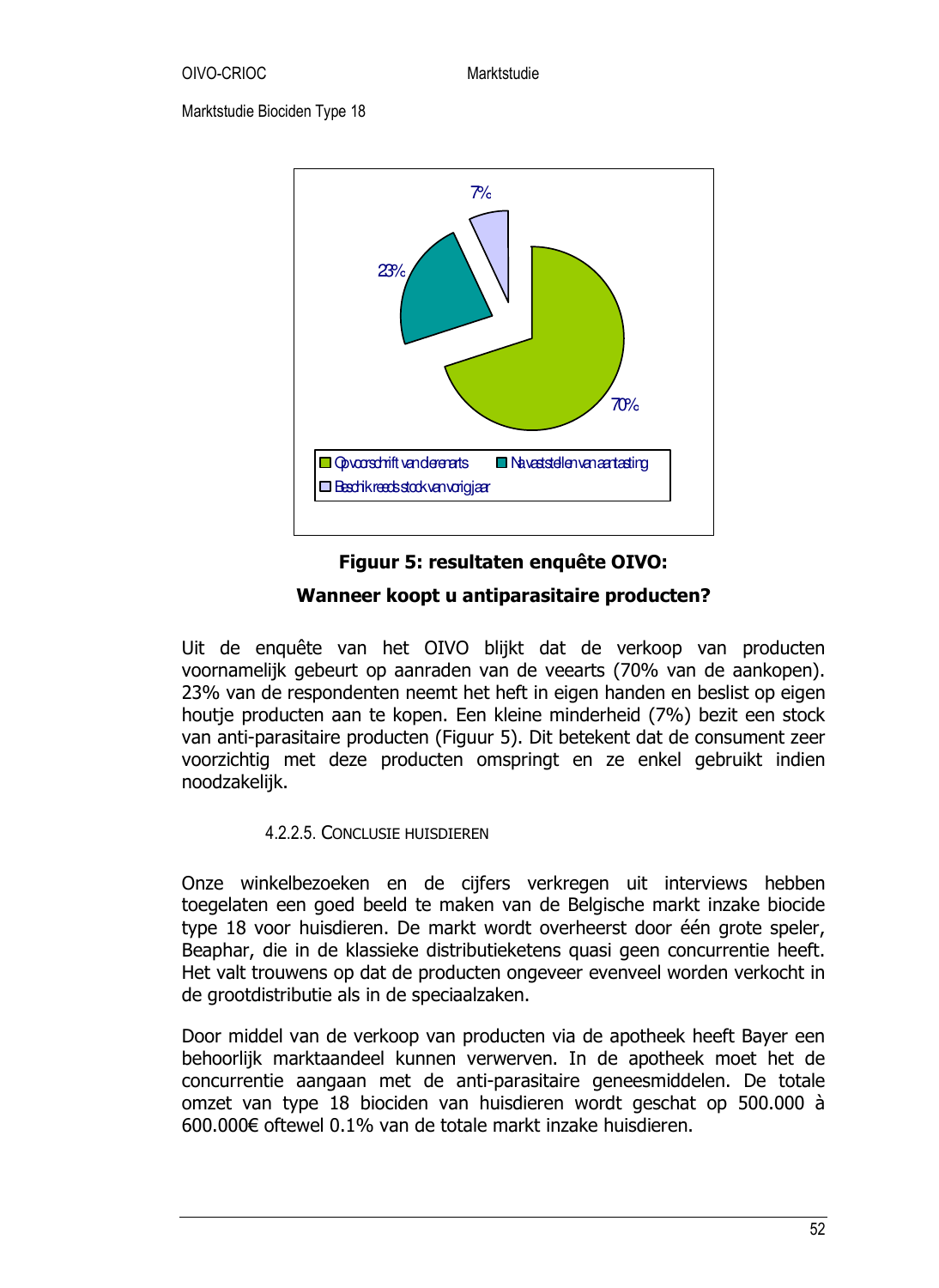**Figuur 5: resultaten enquête OIVO:**

**Wanneer koopt u antiparasitaire producten?**

Uit de enquête van het OIVO blijkt dat de verkoop van producten voornamelijk gebeurt op aanraden van de veearts (70% van de aankopen). 23% van de respondenten neemt het heft in eigen handen en beslist op eigen houtje producten aan te kopen. Een kleine minderheid (7%) bezit een stock van anti-parasitaire producten (Figuur 5). Dit betekent dat de consument zeer voorzichtig met deze producten omspringt en ze enkel gebruikt indien noodzakelijk.

#### 4.2.2.5. Conclusie huisdieren

Onze winkelbezoeken en de cijfers verkregen uit interviews hebben toegelaten een goed beeld te maken van de Belgische markt inzake biocide type 18 voor huisdieren. De markt wordt overheerst door één grote speler, Beaphar, die in de klassieke distributieketens quasi geen concurrentie heeft. Het valt trouwens op dat de producten ongeveer evenveel worden verkocht in de grootdistributie als in de speciaalzaken.

Door middel van de verkoop van producten via de apotheek heeft Bayer een behoorlijk marktaandeel kunnen verwerven. In de apotheek moet het de concurrentie aangaan met de anti-parasitaire geneesmiddelen. De totale omzet van type 18 biociden van huisdieren wordt geschat op 500.000 à 600.000€ oftewel 0.1% van de totale markt inzake huisdieren.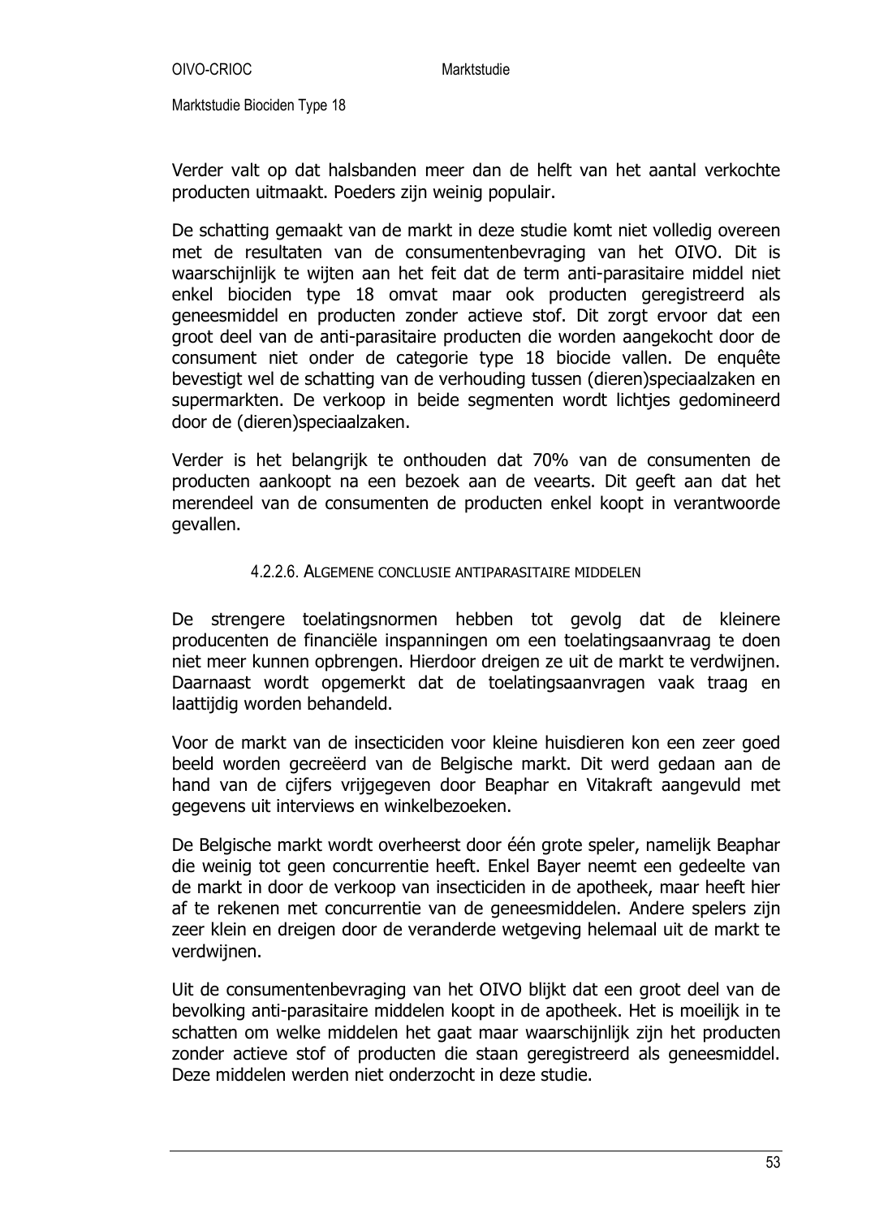Verder valt op dat halsbanden meer dan de helft van het aantal verkochte producten uitmaakt. Poeders zijn weinig populair.

De schatting gemaakt van de markt in deze studie komt niet volledig overeen met de resultaten van de consumentenbevraging van het OIVO. Dit is waarschijnlijk te wijten aan het feit dat de term anti-parasitaire middel niet enkel biociden type 18 omvat maar ook producten geregistreerd als geneesmiddel en producten zonder actieve stof. Dit zorgt ervoor dat een groot deel van de anti-parasitaire producten die worden aangekocht door de consument niet onder de categorie type 18 biocide vallen. De enquête bevestigt wel de schatting van de verhouding tussen (dieren)speciaalzaken en supermarkten. De verkoop in beide segmenten wordt lichtjes gedomineerd door de (dieren)speciaalzaken.

Verder is het belangrijk te onthouden dat 70% van de consumenten de producten aankoopt na een bezoek aan de veearts. Dit geeft aan dat het merendeel van de consumenten de producten enkel koopt in verantwoorde gevallen.

#### 4.2.2.6. Algemene conclusie antiparasitaire middelen

De strengere toelatingsnormen hebben tot gevolg dat de kleinere producenten de financiële inspanningen om een toelatingsaanvraag te doen niet meer kunnen opbrengen. Hierdoor dreigen ze uit de markt te verdwijnen. Daarnaast wordt opgemerkt dat de toelatingsaanvragen vaak traag en laattijdig worden behandeld.

Voor de markt van de insecticiden voor kleine huisdieren kon een zeer goed beeld worden gecreëerd van de Belgische markt. Dit werd gedaan aan de hand van de cijfers vrijgegeven door Beaphar en Vitakraft aangevuld met gegevens uit interviews en winkelbezoeken.

De Belgische markt wordt overheerst door één grote speler, namelijk Beaphar die weinig tot geen concurrentie heeft. Enkel Bayer neemt een gedeelte van de markt in door de verkoop van insecticiden in de apotheek, maar heeft hier af te rekenen met concurrentie van de geneesmiddelen. Andere spelers zijn zeer klein en dreigen door de veranderde wetgeving helemaal uit de markt te verdwijnen.

Uit de consumentenbevraging van het OIVO blijkt dat een groot deel van de bevolking anti-parasitaire middelen koopt in de apotheek. Het is moeilijk in te schatten om welke middelen het gaat maar waarschijnlijk zijn het producten zonder actieve stof of producten die staan geregistreerd als geneesmiddel. Deze middelen werden niet onderzocht in deze studie.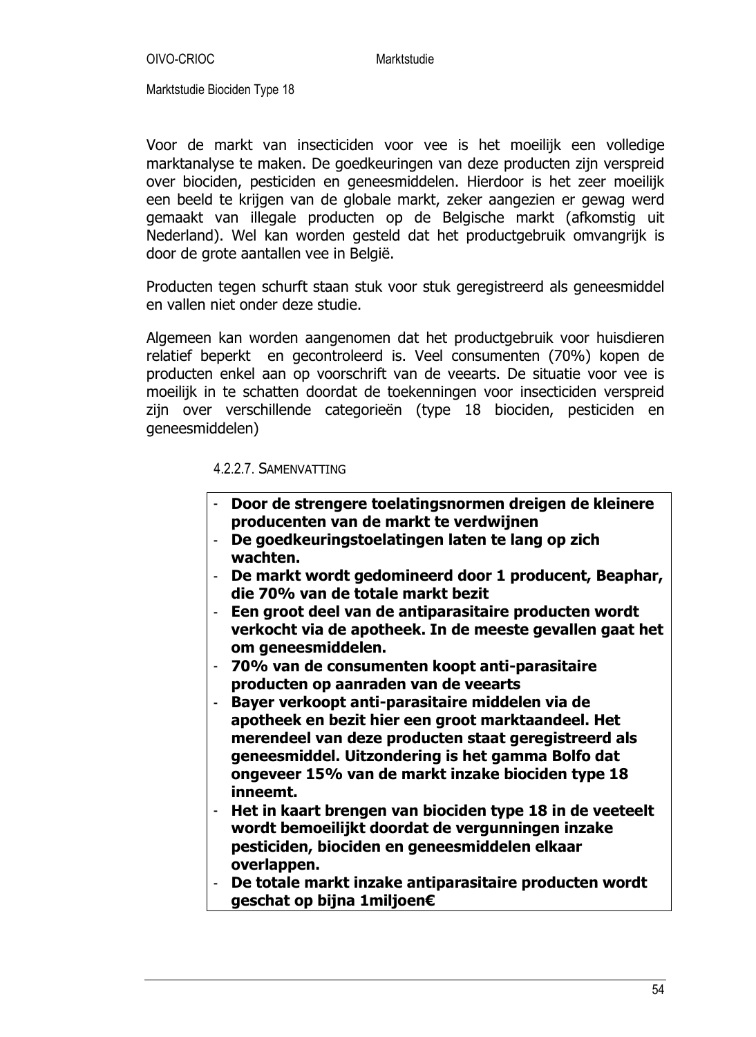Voor de markt van insecticiden voor vee is het moeilijk een volledige marktanalyse te maken. De goedkeuringen van deze producten zijn verspreid over biociden, pesticiden en geneesmiddelen. Hierdoor is het zeer moeilijk een beeld te krijgen van de globale markt, zeker aangezien er gewag werd gemaakt van illegale producten op de Belgische markt (afkomstig uit Nederland). Wel kan worden gesteld dat het productgebruik omvangrijk is door de grote aantallen vee in België.

Producten tegen schurft staan stuk voor stuk geregistreerd als geneesmiddel en vallen niet onder deze studie.

Algemeen kan worden aangenomen dat het productgebruik voor huisdieren relatief beperkt en gecontroleerd is. Veel consumenten (70%) kopen de producten enkel aan op voorschrift van de veearts. De situatie voor vee is moeilijk in te schatten doordat de toekenningen voor insecticiden verspreid zijn over verschillende categorieën (type 18 biociden, pesticiden en geneesmiddelen)

#### 4.2.2.7. Samenvatting

- **Door de strengere toelatingsnormen dreigen de kleinere producenten van de markt te verdwijnen**
- **De goedkeuringstoelatingen laten te lang op zich wachten.**
- **De markt wordt gedomineerd door 1 producent, Beaphar, die 70% van de totale markt bezit**
- **Een groot deel van de antiparasitaire producten wordt verkocht via de apotheek. In de meeste gevallen gaat het om geneesmiddelen.**
- **70% van de consumenten koopt anti-parasitaire producten op aanraden van de veearts**
- **Bayer verkoopt anti-parasitaire middelen via de apotheek en bezit hier een groot marktaandeel. Het merendeel van deze producten staat geregistreerd als geneesmiddel. Uitzondering is het gamma Bolfo dat ongeveer 15% van de markt inzake biociden type 18 inneemt.**
- **Het in kaart brengen van biociden type 18 in de veeteelt wordt bemoeilijkt doordat de vergunningen inzake pesticiden, biociden en geneesmiddelen elkaar overlappen.**
- **De totale markt inzake antiparasitaire producten wordt geschat op bijna 1miljoen€**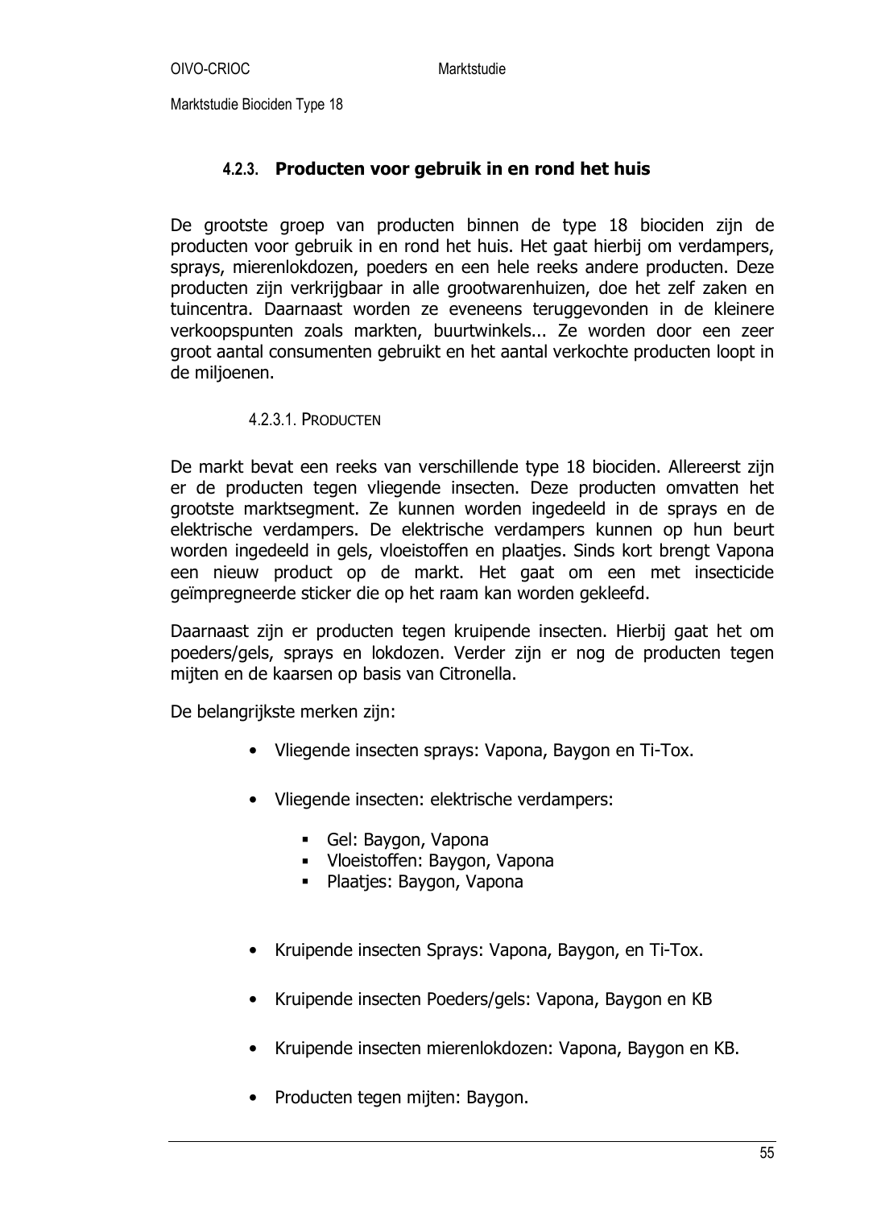### 4.2.3. Producten voor gebruik in en rond het huis

De grootste groep van producten binnen de type 18 biociden zijn de producten voor gebruik in en rond het huis. Het gaat hierbij om verdampers, sprays, mierenlokdozen, poeders en een hele reeks andere producten. Deze producten zijn verkrijgbaar in alle grootwarenhuizen, doe het zelf zaken en tuincentra. Daarnaast worden ze eveneens teruggevonden in de kleinere verkoopspunten zoals markten, buurtwinkels... Ze worden door een zeer groot aantal consumenten gebruikt en het aantal verkochte producten loopt in de miljoenen.

#### 4.2.3.1. Producten

De markt bevat een reeks van verschillende type 18 biociden. Allereerst zijn er de producten tegen vliegende insecten. Deze producten omvatten het grootste marktsegment. Ze kunnen worden ingedeeld in de sprays en de elektrische verdampers. De elektrische verdampers kunnen op hun beurt worden ingedeeld in gels, vloeistoffen en plaatjes. Sinds kort brengt Vapona een nieuw product op de markt. Het gaat om een met insecticide geïmpregneerde sticker die op het raam kan worden gekleefd.

Daarnaast zijn er producten tegen kruipende insecten. Hierbij gaat het om poeders/gels, sprays en lokdozen. Verder zijn er nog de producten tegen mijten en de kaarsen op basis van Citronella.

De belangrijkste merken zijn:

- Vliegende insecten sprays: Vapona, Baygon en Ti-Tox.
- Vliegende insecten: elektrische verdampers:
  - Gel: Baygon, Vapona
  - Vloeistoffen: Baygon, Vapona
  - Plaatjes: Baygon, Vapona
- Kruipende insecten Sprays: Vapona, Baygon, en Ti-Tox.
- Kruipende insecten Poeders/gels: Vapona, Baygon en KB
- Kruipende insecten mierenlokdozen: Vapona, Baygon en KB.
- Producten tegen mijten: Baygon.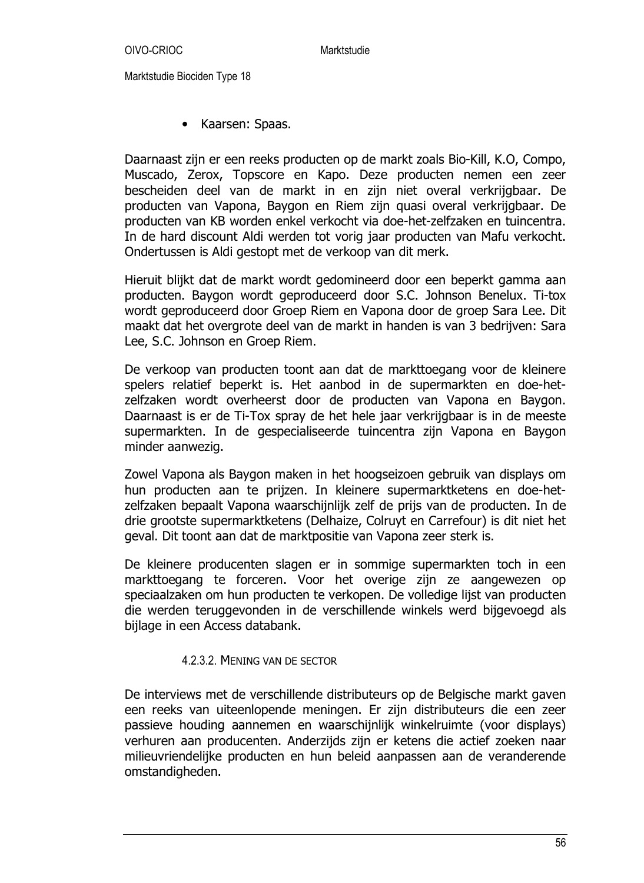- Kaarsen: Spaas.

Daarnaast zijn er een reeks producten op de markt zoals Bio-Kill, K.O, Compo, Muscado, Zerox, Topscore en Kapo. Deze producten nemen een zeer bescheiden deel van de markt in en zijn niet overal verkrijgbaar. De producten van Vapona, Baygon en Riem zijn quasi overal verkrijgbaar. De producten van KB worden enkel verkocht via doe-het-zelfzaken en tuincentra. In de hard discount Aldi werden tot vorig jaar producten van Mafu verkocht. Ondertussen is Aldi gestopt met de verkoop van dit merk.

Hieruit blijkt dat de markt wordt gedomineerd door een beperkt gamma aan producten. Baygon wordt geproduceerd door S.C. Johnson Benelux. Ti-tox wordt geproduceerd door Groep Riem en Vapona door de groep Sara Lee. Dit maakt dat het overgrote deel van de markt in handen is van 3 bedrijven: Sara Lee, S.C. Johnson en Groep Riem.

De verkoop van producten toont aan dat de markttoegang voor de kleinere spelers relatief beperkt is. Het aanbod in de supermarkten en doe-het-zelfzaken wordt overheerst door de producten van Vapona en Baygon. Daarnaast is er de Ti-Tox spray de het hele jaar verkrijgbaar is in de meeste supermarkten. In de gespecialiseerde tuincentra zijn Vapona en Baygon minder aanwezig.

Zowel Vapona als Baygon maken in het hoogseizoen gebruik van displays om hun producten aan te prijzen. In kleinere supermarktketens en doe-het-zelfzaken bepaalt Vapona waarschijnlijk zelf de prijs van de producten. In de drie grootste supermarktketens (Delhaize, Colruyt en Carrefour) is dit niet het geval. Dit toont aan dat de marktpositie van Vapona zeer sterk is.

De kleinere producenten slagen er in sommige supermarkten toch in een markttoegang te forceren. Voor het overige zijn ze aangewezen op speciaalzaken om hun producten te verkopen. De volledige lijst van producten die werden teruggevonden in de verschillende winkels werd bijgevoegd als bijlage in een Access databank.

#### 4.2.3.2. Mening van de sector

De interviews met de verschillende distributeurs op de Belgische markt gaven een reeks van uiteenlopende meningen. Er zijn distributeurs die een zeer passieve houding aannemen en waarschijnlijk winkelruimte (voor displays) verhuren aan producenten. Anderzijds zijn er ketens die actief zoeken naar milieuvriendelijke producten en hun beleid aanpassen aan de veranderende omstandigheden.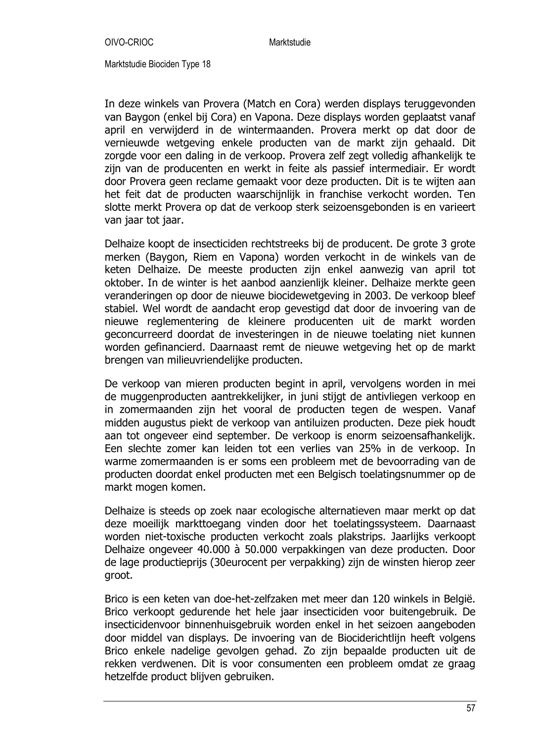In deze winkels van Provera (Match en Cora) werden displays teruggevonden van Baygon (enkel bij Cora) en Vapona. Deze displays worden geplaatst vanaf april en verwijderd in de wintermaanden. Provera merkt op dat door de vernieuwde wetgeving enkele producten van de markt zijn gehaald. Dit zorgde voor een daling in de verkoop. Provera zelf zegt volledig afhankelijk te zijn van de producenten en werkt in feite als passief intermediair. Er wordt door Provera geen reclame gemaakt voor deze producten. Dit is te wijten aan het feit dat de producten waarschijnlijk in franchise verkocht worden. Ten slotte merkt Provera op dat de verkoop sterk seizoensgebonden is en varieert van jaar tot jaar.

Delhaize koopt de insecticiden rechtstreeks bij de producent. De grote 3 grote merken (Baygon, Riem en Vapona) worden verkocht in de winkels van de keten Delhaize. De meeste producten zijn enkel aanwezig van april tot oktober. In de winter is het aanbod aanzienlijk kleiner. Delhaize merkte geen veranderingen op door de nieuwe biocidewetgeving in 2003. De verkoop bleef stabiel. Wel wordt de aandacht erop gevestigd dat door de invoering van de nieuwe reglementering de kleinere producenten uit de markt worden geconcurreerd doordat de investeringen in de nieuwe toelating niet kunnen worden gefinancierd. Daarnaast remt de nieuwe wetgeving het op de markt brengen van milieuvriendelijke producten.

De verkoop van mieren producten begint in april, vervolgens worden in mei de muggenproducten aantrekkelijker, in juni stijgt de antivliegen verkoop en in zomermaanden zijn het vooral de producten tegen de wespen. Vanaf midden augustus piekt de verkoop van antiluizen producten. Deze piek houdt aan tot ongeveer eind september. De verkoop is enorm seizoensafhankelijk. Een slechte zomer kan leiden tot een verlies van 25% in de verkoop. In warme zomermaanden is er soms een probleem met de bevoorrading van de producten doordat enkel producten met een Belgisch toelatingsnummer op de markt mogen komen.

Delhaize is steeds op zoek naar ecologische alternatieven maar merkt op dat deze moeilijk markttoegang vinden door het toelatingssysteem. Daarnaast worden niet-toxische producten verkocht zoals plakstrips. Jaarlijks verkoopt Delhaize ongeveer 40.000 à 50.000 verpakkingen van deze producten. Door de lage productieprijs (30eurocent per verpakking) zijn de winsten hierop zeer groot.

Brico is een keten van doe-het-zelfzaken met meer dan 120 winkels in België. Brico verkoopt gedurende het hele jaar insecticiden voor buitengebruik. De insecticidenvoor binnenhuisgebruik worden enkel in het seizoen aangeboden door middel van displays. De invoering van de Biociderichtlijn heeft volgens Brico enkele nadelige gevolgen gehad. Zo zijn bepaalde producten uit de rekken verdwenen. Dit is voor consumenten een probleem omdat ze graag hetzelfde product blijven gebruiken.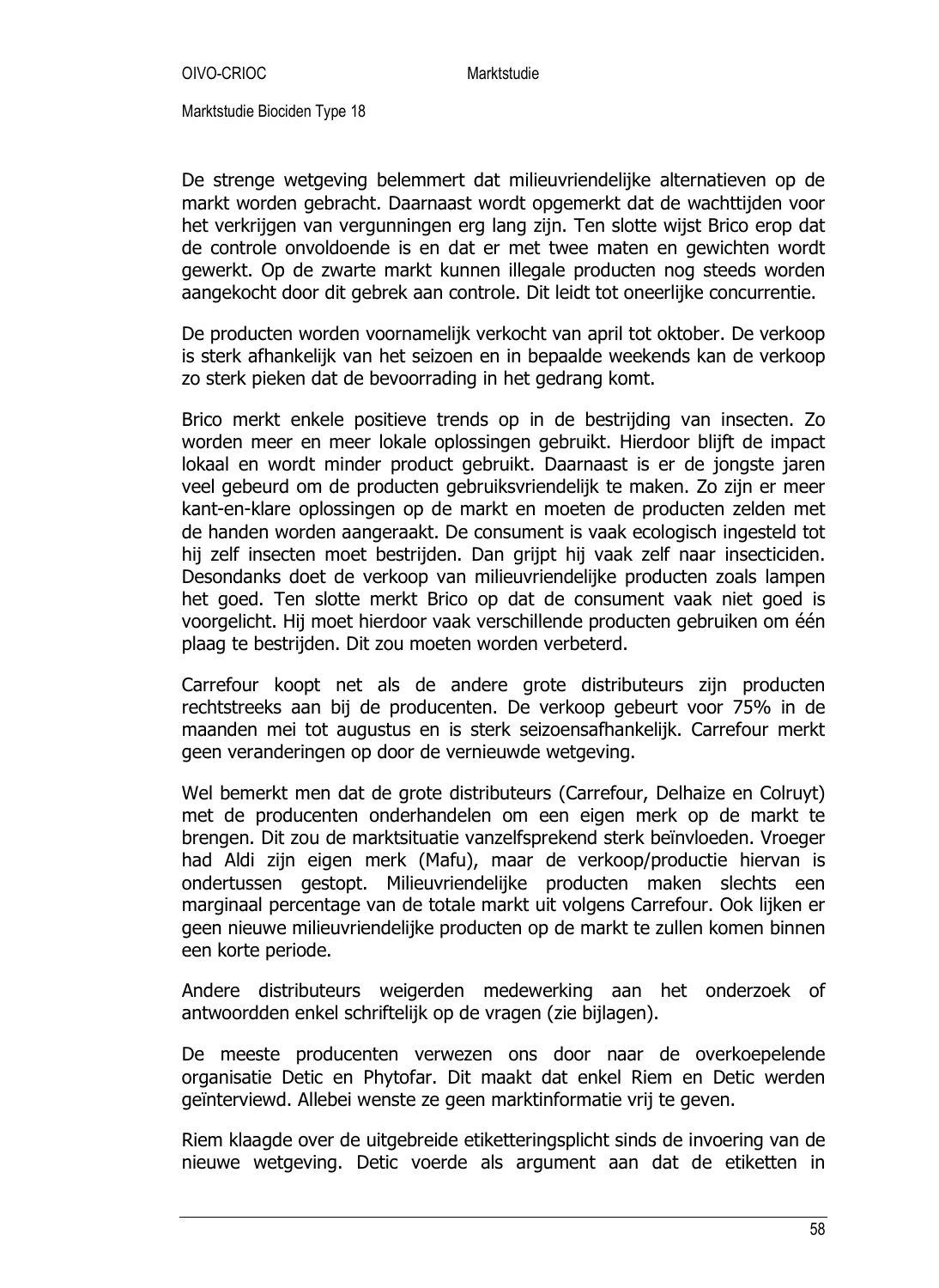De strenge wetgeving belemmert dat milieuvriendelijke alternatieven op de markt worden gebracht. Daarnaast wordt opgemerkt dat de wachttijden voor het verkrijgen van vergunningen erg lang zijn. Ten slotte wijst Brico erop dat de controle onvoldoende is en dat er met twee maten en gewichten wordt gewerkt. Op de zwarte markt kunnen illegale producten nog steeds worden aangekocht door dit gebrek aan controle. Dit leidt tot oneerlijke concurrentie.

De producten worden voornamelijk verkocht van april tot oktober. De verkoop is sterk afhankelijk van het seizoen en in bepaalde weekends kan de verkoop zo sterk pieken dat de bevoorrading in het gedrang komt.

Brico merkt enkele positieve trends op in de bestrijding van insecten. Zo worden meer en meer lokale oplossingen gebruikt. Hierdoor blijft de impact lokaal en wordt minder product gebruikt. Daarnaast is er de jongste jaren veel gebeurd om de producten gebruiksvriendelijk te maken. Zo zijn er meer kant-en-klare oplossingen op de markt en moeten de producten zelden met de handen worden aangeraakt. De consument is vaak ecologisch ingesteld tot hij zelf insecten moet bestrijden. Dan grijpt hij vaak zelf naar insecticiden. Desondanks doet de verkoop van milieuvriendelijke producten zoals lampen het goed. Ten slotte merkt Brico op dat de consument vaak niet goed is voorgelicht. Hij moet hierdoor vaak verschillende producten gebruiken om één plaag te bestrijden. Dit zou moeten worden verbeterd.

Carrefour koopt net als de andere grote distributeurs zijn producten rechtstreeks aan bij de producenten. De verkoop gebeurt voor 75% in de maanden mei tot augustus en is sterk seizoensafhankelijk. Carrefour merkt geen veranderingen op door de vernieuwde wetgeving.

Wel bemerkt men dat de grote distributeurs (Carrefour, Delhaize en Colruyt) met de producenten onderhandelen om een eigen merk op de markt te brengen. Dit zou de marktsituatie vanzelfsprekend sterk beïnvloeden. Vroeger had Aldi zijn eigen merk (Mafu), maar de verkoop/productie hiervan is ondertussen gestopt. Milieuvriendelijke producten maken slechts een marginaal percentage van de totale markt uit volgens Carrefour. Ook lijken er geen nieuwe milieuvriendelijke producten op de markt te zullen komen binnen een korte periode.

Andere distributeurs weigerden medewerking aan het onderzoek of antwoordden enkel schriftelijk op de vragen (zie bijlagen).

De meeste producenten verwezen ons door naar de overkoepelende organisatie Detic en Phytofar. Dit maakt dat enkel Riem en Detic werden geïnterviewd. Allebei wenste ze geen marktinformatie vrij te geven.

Riem klaagde over de uitgebreide etiketteringsplicht sinds de invoering van de nieuwe wetgeving. Detic voerde als argument aan dat de etiketten in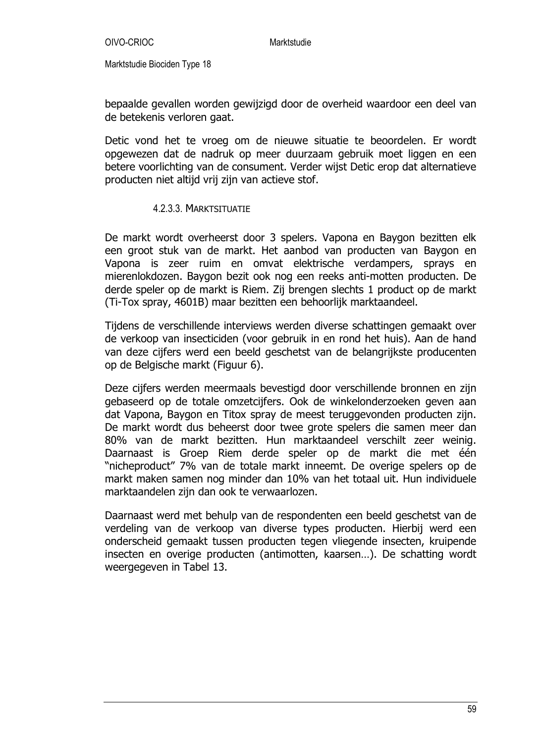bepaalde gevallen worden gewijzigd door de overheid waardoor een deel van de betekenis verloren gaat.

Detic vond het te vroeg om de nieuwe situatie te beoordelen. Er wordt opgewezen dat de nadruk op meer duurzaam gebruik moet liggen en een betere voorlichting van de consument. Verder wijst Detic erop dat alternatieve producten niet altijd vrij zijn van actieve stof.

#### 4.2.3.3. Marktsituatie

De markt wordt overheerst door 3 spelers. Vapona en Baygon bezitten elk een groot stuk van de markt. Het aanbod van producten van Baygon en Vapona is zeer ruim en omvat elektrische verdampers, sprays en mierenlokdozen. Baygon bezit ook nog een reeks anti-motten producten. De derde speler op de markt is Riem. Zij brengen slechts 1 product op de markt (Ti-Tox spray, 4601B) maar bezitten een behoorlijk marktaandeel.

Tijdens de verschillende interviews werden diverse schattingen gemaakt over de verkoop van insecticiden (voor gebruik in en rond het huis). Aan de hand van deze cijfers werd een beeld geschetst van de belangrijkste producenten op de Belgische markt (Figuur 6).

Deze cijfers werden meermaals bevestigd door verschillende bronnen en zijn gebaseerd op de totale omzetcijfers. Ook de winkelonderzoeken geven aan dat Vapona, Baygon en Titox spray de meest teruggevonden producten zijn. De markt wordt dus beheerst door twee grote spelers die samen meer dan 80% van de markt bezitten. Hun marktaandeel verschilt zeer weinig. Daarnaast is Groep Riem derde speler op de markt die met één "nicheproduct" 7% van de totale markt inneemt. De overige spelers op de markt maken samen nog minder dan 10% van het totaal uit. Hun individuele marktaandelen zijn dan ook te verwaarlozen.

Daarnaast werd met behulp van de respondenten een beeld geschetst van de verdeling van de verkoop van diverse types producten. Hierbij werd een onderscheid gemaakt tussen producten tegen vliegende insecten, kruipende insecten en overige producten (antimotten, kaarsen…). De schatting wordt weergegeven in Tabel 13.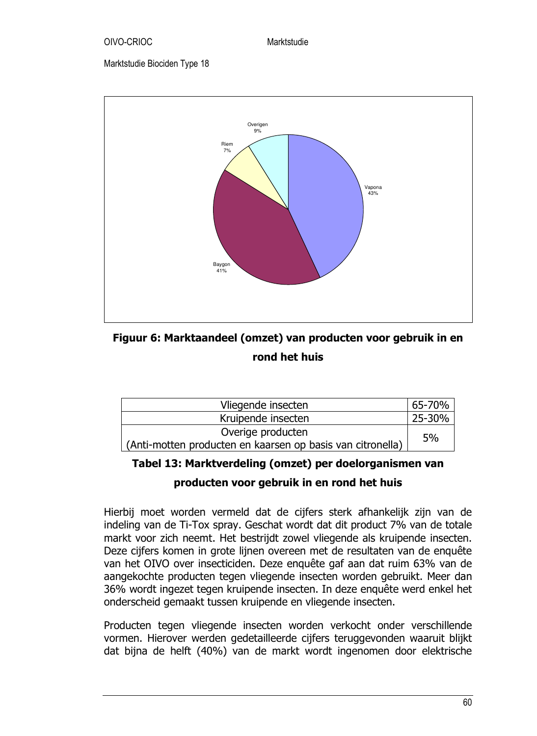Overigen 9%

Riem 7%

Vapona 43%

Baygon 41%

**Figuur 6: Marktaandeel (omzet) van producten voor gebruik in en rond het huis**

| Doelorganismen | Aandeel |
|---|---|
| Vliegende insecten | 65-70% |
| Kruipende insecten | 25-30% |
| Overige producten (Anti-motten producten en kaarsen op basis van citronella) | 5% |

**Tabel 13: Marktverdeling (omzet) per doelorganismen van producten voor gebruik in en rond het huis**

Hierbij moet worden vermeld dat de cijfers sterk afhankelijk zijn van de indeling van de Ti-Tox spray. Geschat wordt dat dit product 7% van de totale markt voor zich neemt. Het bestrijdt zowel vliegende als kruipende insecten. Deze cijfers komen in grote lijnen overeen met de resultaten van de enquête van het OIVO over insecticiden. Deze enquête gaf aan dat ruim 63% van de aangekochte producten tegen vliegende insecten worden gebruikt. Meer dan 36% wordt ingezet tegen kruipende insecten. In deze enquête werd enkel het onderscheid gemaakt tussen kruipende en vliegende insecten.

Producten tegen vliegende insecten worden verkocht onder verschillende vormen. Hierover werden gedetailleerde cijfers teruggevonden waaruit blijkt dat bijna de helft (40%) van de markt wordt ingenomen door elektrische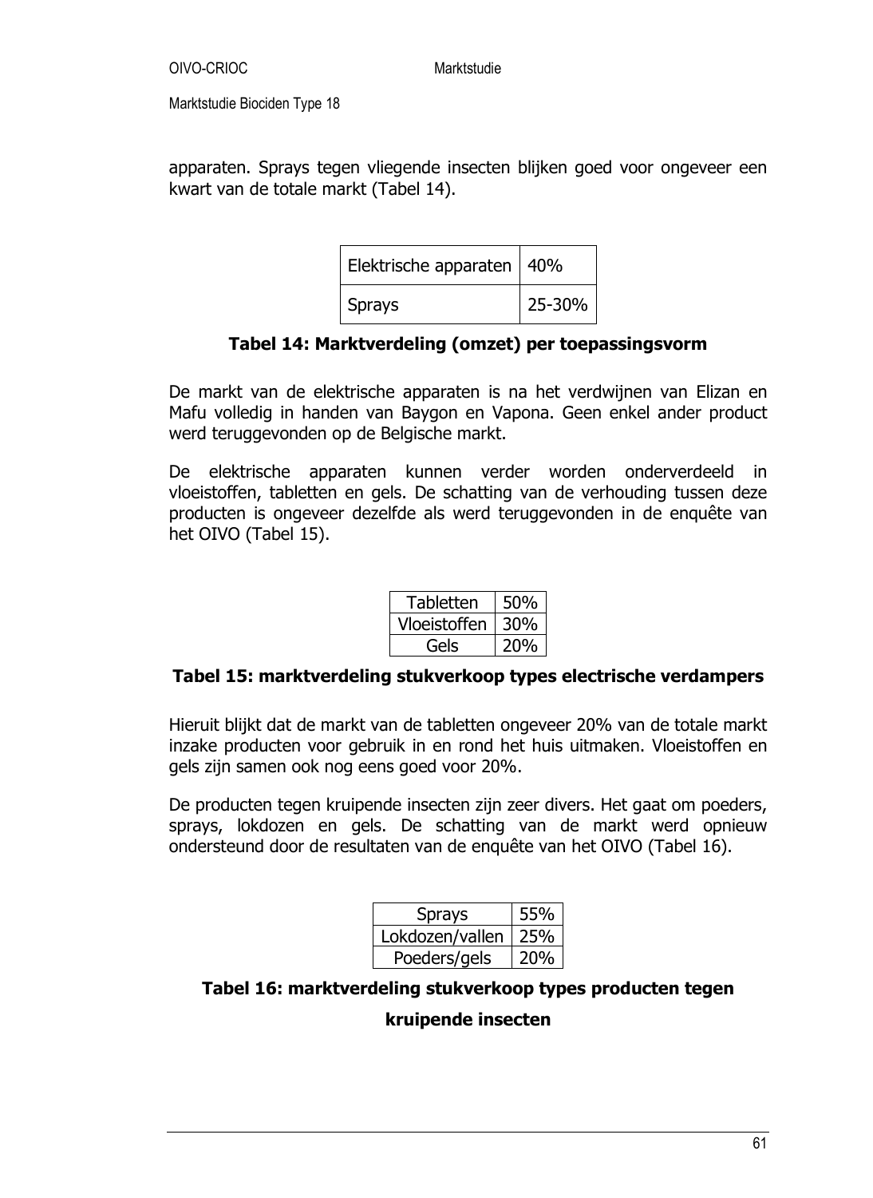apparaten. Sprays tegen vliegende insecten blijken goed voor ongeveer een kwart van de totale markt (Tabel 14).

| Elektrische apparaten | 40% |
| --- | --- |
| Sprays | 25-30% |

**Tabel 14: Marktverdeling (omzet) per toepassingsvorm**

De markt van de elektrische apparaten is na het verdwijnen van Elizan en Mafu volledig in handen van Baygon en Vapona. Geen enkel ander product werd teruggevonden op de Belgische markt.

De elektrische apparaten kunnen verder worden onderverdeeld in vloeistoffen, tabletten en gels. De schatting van de verhouding tussen deze producten is ongeveer dezelfde als werd teruggevonden in de enquête van het OIVO (Tabel 15).

| Tabletten | 50% |
| --- | --- |
| Vloeistoffen | 30% |
| Gels | 20% |

**Tabel 15: marktverdeling stukverkoop types electrische verdampers**

Hieruit blijkt dat de markt van de tabletten ongeveer 20% van de totale markt inzake producten voor gebruik in en rond het huis uitmaken. Vloeistoffen en gels zijn samen ook nog eens goed voor 20%.

De producten tegen kruipende insecten zijn zeer divers. Het gaat om poeders, sprays, lokdozen en gels. De schatting van de markt werd opnieuw ondersteund door de resultaten van de enquête van het OIVO (Tabel 16).

| Sprays | 55% |
| --- | --- |
| Lokdozen/vallen | 25% |
| Poeders/gels | 20% |

**Tabel 16: marktverdeling stukverkoop types producten tegen kruipende insecten**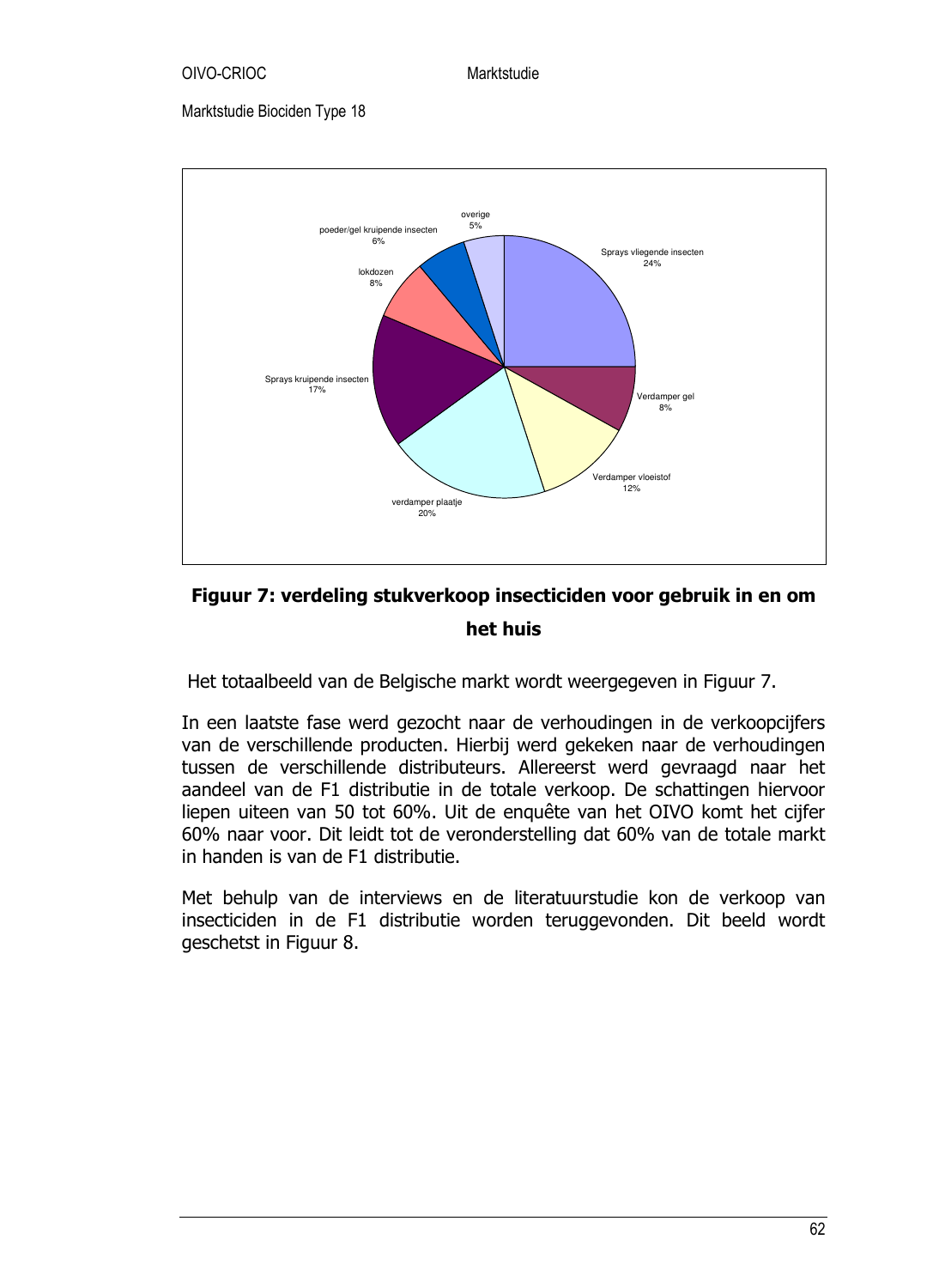Marktstudie Biociden Type 18

| Categorie | Aandeel |
|---|---|
| Sprays vliegende insecten | 24% |
| Verdamper gel | 8% |
| Verdamper vloeistof | 12% |
| verdamper plaatje | 20% |
| Sprays kruipende insecten | 17% |
| lokdozen | 8% |
| poeder/gel kruipende insecten | 6% |
| overige | 5% |

**Figuur 7: verdeling stukverkoop insecticiden voor gebruik in en om het huis**

Het totaalbeeld van de Belgische markt wordt weergegeven in Figuur 7.

In een laatste fase werd gezocht naar de verhoudingen in de verkoopcijfers van de verschillende producten. Hierbij werd gekeken naar de verhoudingen tussen de verschillende distributeurs. Allereerst werd gevraagd naar het aandeel van de F1 distributie in de totale verkoop. De schattingen hiervoor liepen uiteen van 50 tot 60%. Uit de enquête van het OIVO komt het cijfer 60% naar voor. Dit leidt tot de veronderstelling dat 60% van de totale markt in handen is van de F1 distributie.

Met behulp van de interviews en de literatuurstudie kon de verkoop van insecticiden in de F1 distributie worden teruggevonden. Dit beeld wordt geschetst in Figuur 8.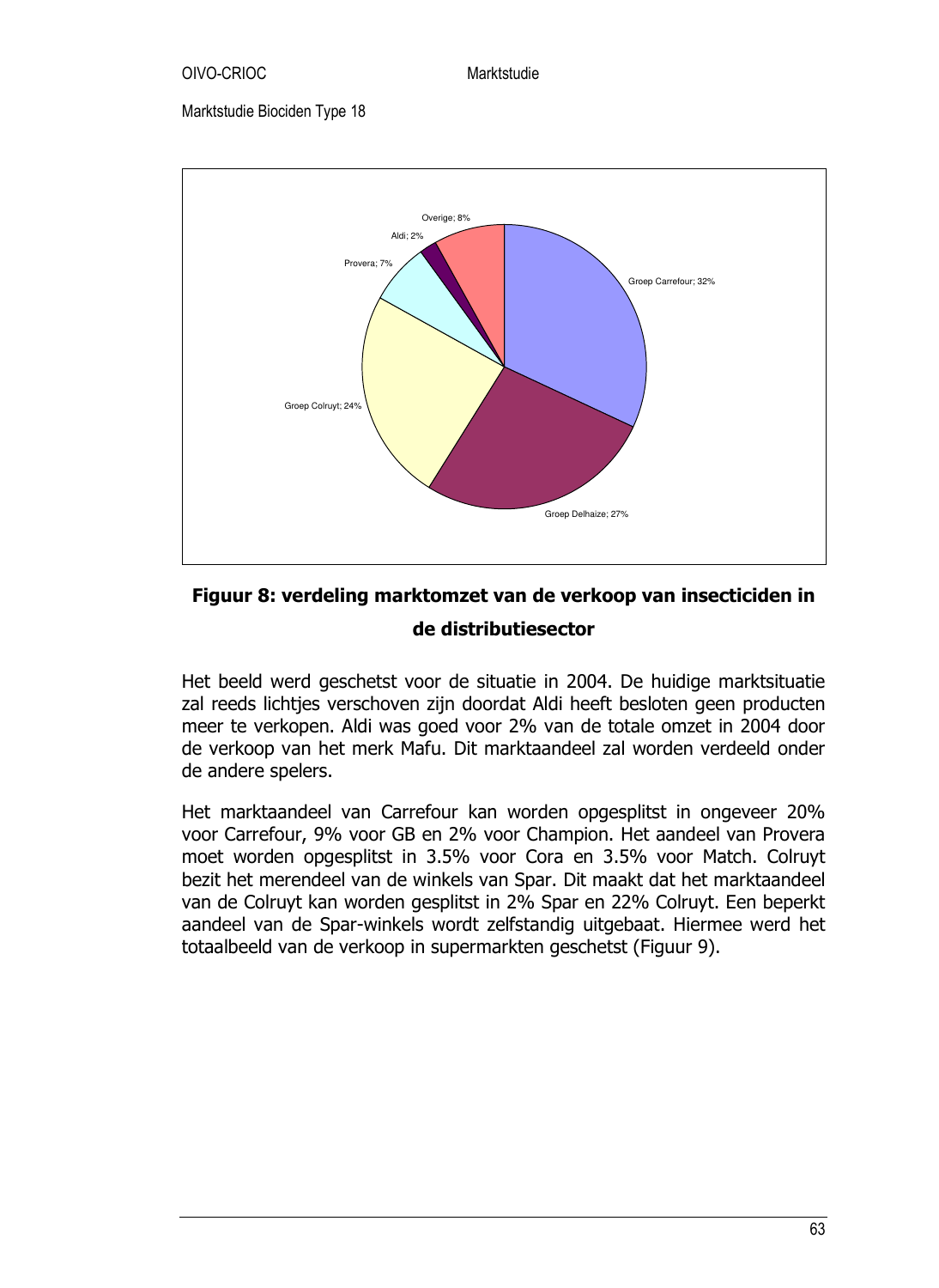Marktstudie Biociden Type 18

Overige; 8%

Aldi; 2%

Provera; 7%

Groep Carrefour; 32%

Groep Colruyt; 24%

Groep Delhaize; 27%

**Figuur 8: verdeling marktomzet van de verkoop van insecticiden in de distributiesector**

Het beeld werd geschetst voor de situatie in 2004. De huidige marktsituatie zal reeds lichtjes verschoven zijn doordat Aldi heeft besloten geen producten meer te verkopen. Aldi was goed voor 2% van de totale omzet in 2004 door de verkoop van het merk Mafu. Dit marktaandeel zal worden verdeeld onder de andere spelers.

Het marktaandeel van Carrefour kan worden opgesplitst in ongeveer 20% voor Carrefour, 9% voor GB en 2% voor Champion. Het aandeel van Provera moet worden opgesplitst in 3.5% voor Cora en 3.5% voor Match. Colruyt bezit het merendeel van de winkels van Spar. Dit maakt dat het marktaandeel van de Colruyt kan worden gesplitst in 2% Spar en 22% Colruyt. Een beperkt aandeel van de Spar-winkels wordt zelfstandig uitgebaat. Hiermee werd het totaalbeeld van de verkoop in supermarkten geschetst (Figuur 9).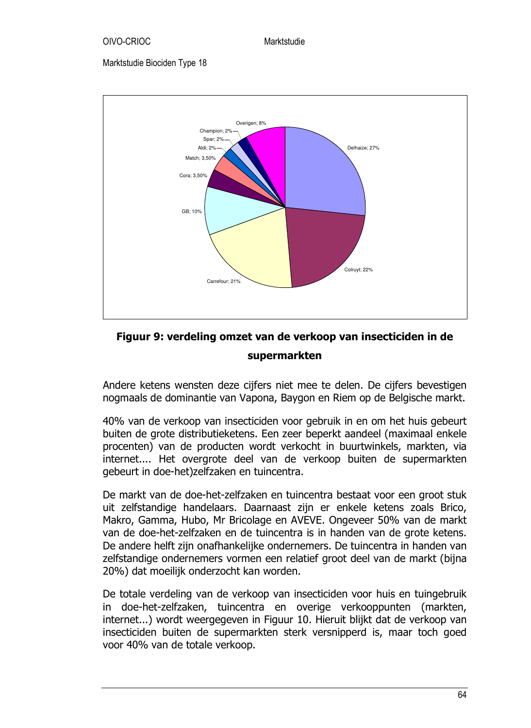Delhaize; 27%
Colruyt; 22%
Carrefour; 21%
GB; 10%
Cora; 3,50%
Match; 3,50%
Aldi; 2%
Spar; 2%
Champion; 2%
Overigen; 8%

**Figuur 9: verdeling omzet van de verkoop van insecticiden in de supermarkten**

Andere ketens wensten deze cijfers niet mee te delen. De cijfers bevestigen nogmaals de dominantie van Vapona, Baygon en Riem op de Belgische markt.

40% van de verkoop van insecticiden voor gebruik in en om het huis gebeurt buiten de grote distributieketens. Een zeer beperkt aandeel (maximaal enkele procenten) van de producten wordt verkocht in buurtwinkels, markten, via internet.... Het overgrote deel van de verkoop buiten de supermarkten gebeurt in doe-het)zelfzaken en tuincentra.

De markt van de doe-het-zelfzaken en tuincentra bestaat voor een groot stuk uit zelfstandige handelaars. Daarnaast zijn er enkele ketens zoals Brico, Makro, Gamma, Hubo, Mr Bricolage en AVEVE. Ongeveer 50% van de markt van de doe-het-zelfzaken en de tuincentra is in handen van de grote ketens. De andere helft zijn onafhankelijke ondernemers. De tuincentra in handen van zelfstandige ondernemers vormen een relatief groot deel van de markt (bijna 20%) dat moeilijk onderzocht kan worden.

De totale verdeling van de verkoop van insecticiden voor huis en tuingebruik in doe-het-zelfzaken, tuincentra en overige verkooppunten (markten, internet...) wordt weergegeven in Figuur 10. Hieruit blijkt dat de verkoop van insecticiden buiten de supermarkten sterk versnipperd is, maar toch goed voor 40% van de totale verkoop.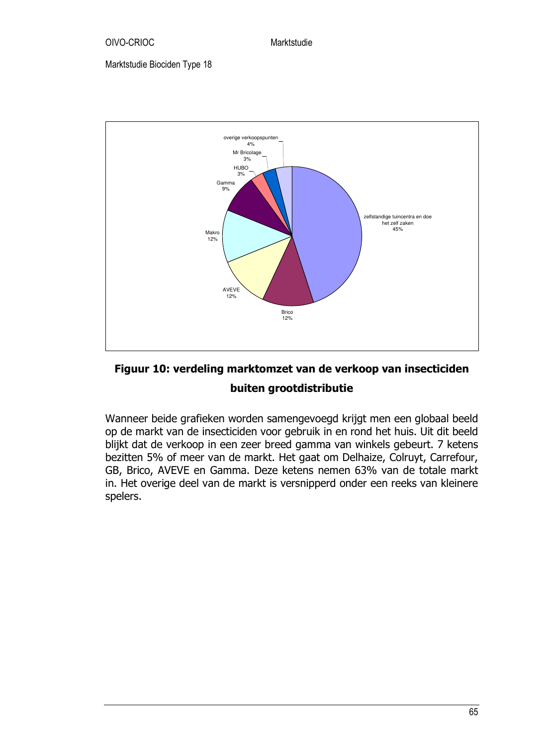Marktstudie Biociden Type 18

overige verkoopspunten 4%

Mr Bricolage 3%

HUBO 3%

Gamma 9%

Makro 12%

AVEVE 12%

Brico 12%

zelfstandige tuincentra en doe het zelf zaken 45%

**Figuur 10: verdeling marktomzet van de verkoop van insecticiden buiten grootdistributie**

Wanneer beide grafieken worden samengevoegd krijgt men een globaal beeld op de markt van de insecticiden voor gebruik in en rond het huis. Uit dit beeld blijkt dat de verkoop in een zeer breed gamma van winkels gebeurt. 7 ketens bezitten 5% of meer van de markt. Het gaat om Delhaize, Colruyt, Carrefour, GB, Brico, AVEVE en Gamma. Deze ketens nemen 63% van de totale markt in. Het overige deel van de markt is versnipperd onder een reeks van kleinere spelers.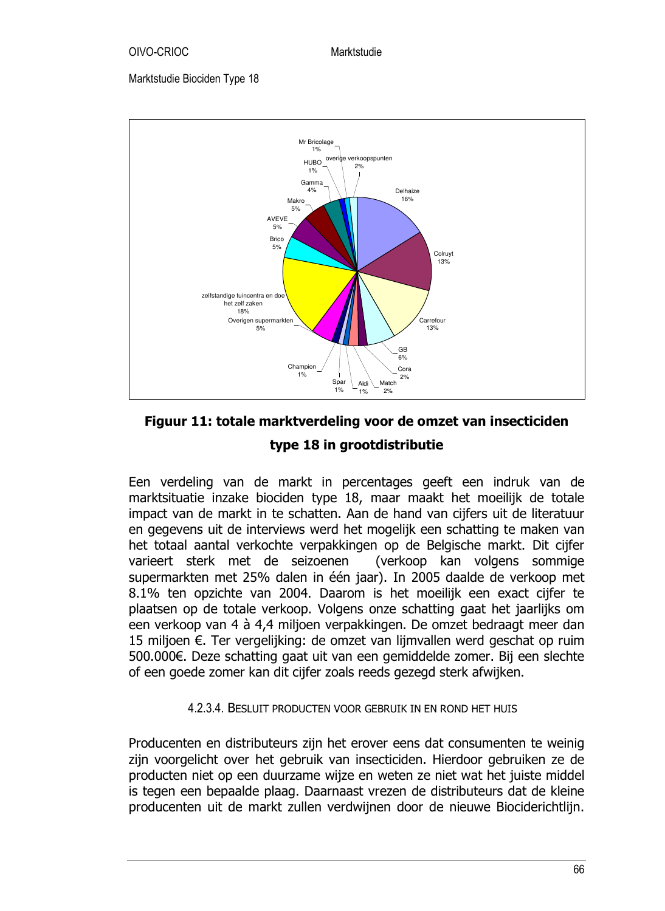Mr Bricolage 1%

HUBO 1%

overige verkoopspunten 2%

Gamma 4%

Makro 5%

AVEVE 5%

Brico 5%

zelfstandige tuincentra en doe het zelf zaken 18%

Overigen supermarkten 5%

Champion 1%

Spar 1%

Aldi 1%

Match 2%

Cora 2%

GB 6%

Carrefour 13%

Colruyt 13%

Delhaize 16%

**Figuur 11: totale marktverdeling voor de omzet van insecticiden type 18 in grootdistributie**

Een verdeling van de markt in percentages geeft een indruk van de marktsituatie inzake biociden type 18, maar maakt het moeilijk de totale impact van de markt in te schatten. Aan de hand van cijfers uit de literatuur en gegevens uit de interviews werd het mogelijk een schatting te maken van het totaal aantal verkochte verpakkingen op de Belgische markt. Dit cijfer varieert sterk met de seizoenen (verkoop kan volgens sommige supermarkten met 25% dalen in één jaar). In 2005 daalde de verkoop met 8.1% ten opzichte van 2004. Daarom is het moeilijk een exact cijfer te plaatsen op de totale verkoop. Volgens onze schatting gaat het jaarlijks om een verkoop van 4 à 4,4 miljoen verpakkingen. De omzet bedraagt meer dan 15 miljoen €. Ter vergelijking: de omzet van lijmvallen werd geschat op ruim 500.000€. Deze schatting gaat uit van een gemiddelde zomer. Bij een slechte of een goede zomer kan dit cijfer zoals reeds gezegd sterk afwijken.

#### 4.2.3.4. Besluit producten voor gebruik in en rond het huis

Producenten en distributeurs zijn het erover eens dat consumenten te weinig zijn voorgelicht over het gebruik van insecticiden. Hierdoor gebruiken ze de producten niet op een duurzame wijze en weten ze niet wat het juiste middel is tegen een bepaalde plaag. Daarnaast vrezen de distributeurs dat de kleine producenten uit de markt zullen verdwijnen door de nieuwe Biociderichtlijn.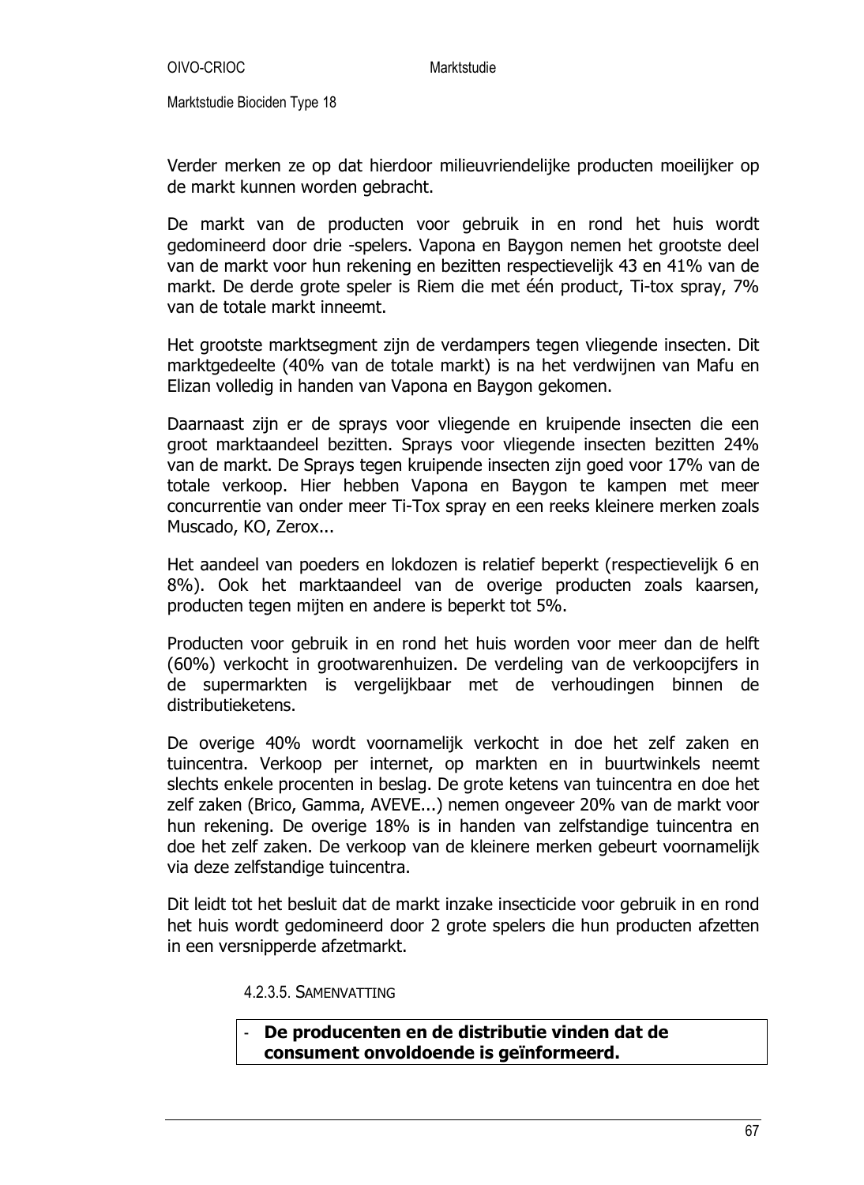Verder merken ze op dat hierdoor milieuvriendelijke producten moeilijker op de markt kunnen worden gebracht.

De markt van de producten voor gebruik in en rond het huis wordt gedomineerd door drie -spelers. Vapona en Baygon nemen het grootste deel van de markt voor hun rekening en bezitten respectievelijk 43 en 41% van de markt. De derde grote speler is Riem die met één product, Ti-tox spray, 7% van de totale markt inneemt.

Het grootste marktsegment zijn de verdampers tegen vliegende insecten. Dit marktgedeelte (40% van de totale markt) is na het verdwijnen van Mafu en Elizan volledig in handen van Vapona en Baygon gekomen.

Daarnaast zijn er de sprays voor vliegende en kruipende insecten die een groot marktaandeel bezitten. Sprays voor vliegende insecten bezitten 24% van de markt. De Sprays tegen kruipende insecten zijn goed voor 17% van de totale verkoop. Hier hebben Vapona en Baygon te kampen met meer concurrentie van onder meer Ti-Tox spray en een reeks kleinere merken zoals Muscado, KO, Zerox...

Het aandeel van poeders en lokdozen is relatief beperkt (respectievelijk 6 en 8%). Ook het marktaandeel van de overige producten zoals kaarsen, producten tegen mijten en andere is beperkt tot 5%.

Producten voor gebruik in en rond het huis worden voor meer dan de helft (60%) verkocht in grootwarenhuizen. De verdeling van de verkoopcijfers in de supermarkten is vergelijkbaar met de verhoudingen binnen de distributieketens.

De overige 40% wordt voornamelijk verkocht in doe het zelf zaken en tuincentra. Verkoop per internet, op markten en in buurtwinkels neemt slechts enkele procenten in beslag. De grote ketens van tuincentra en doe het zelf zaken (Brico, Gamma, AVEVE...) nemen ongeveer 20% van de markt voor hun rekening. De overige 18% is in handen van zelfstandige tuincentra en doe het zelf zaken. De verkoop van de kleinere merken gebeurt voornamelijk via deze zelfstandige tuincentra.

Dit leidt tot het besluit dat de markt inzake insecticide voor gebruik in en rond het huis wordt gedomineerd door 2 grote spelers die hun producten afzetten in een versnipperde afzetmarkt.

#### 4.2.3.5. Samenvatting

- **De producenten en de distributie vinden dat de consument onvoldoende is geïnformeerd.**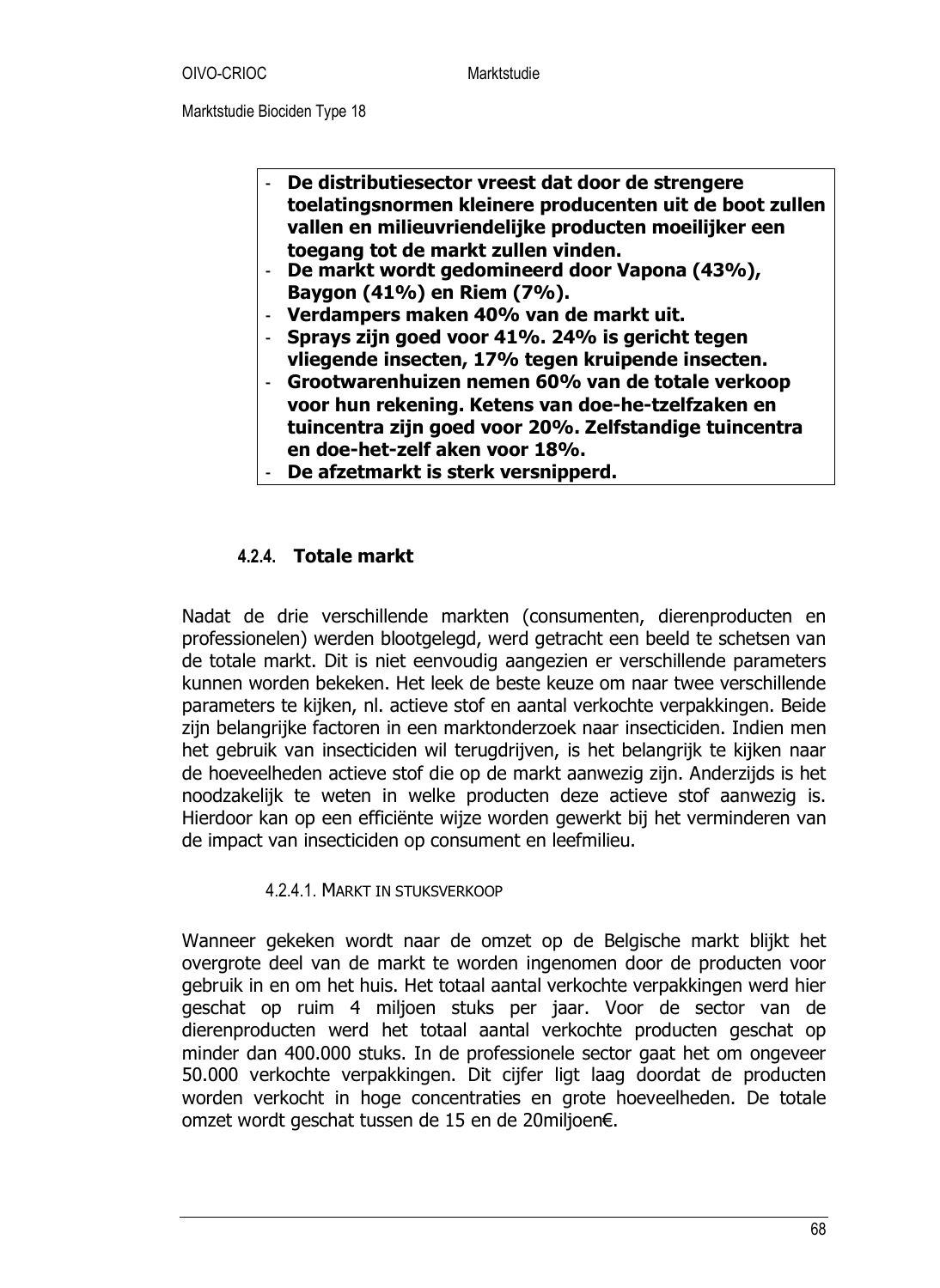- **De distributiesector vreest dat door de strengere toelatingsnormen kleinere producenten uit de boot zullen vallen en milieuvriendelijke producten moeilijker een toegang tot de markt zullen vinden.**
- **De markt wordt gedomineerd door Vapona (43%), Baygon (41%) en Riem (7%).**
- **Verdampers maken 40% van de markt uit.**
- **Sprays zijn goed voor 41%. 24% is gericht tegen vliegende insecten, 17% tegen kruipende insecten.**
- **Grootwarenhuizen nemen 60% van de totale verkoop voor hun rekening. Ketens van doe-he-tzelfzaken en tuincentra zijn goed voor 20%. Zelfstandige tuincentra en doe-het-zelf aken voor 18%.**
- **De afzetmarkt is sterk versnipperd.**

### 4.2.4. Totale markt

Nadat de drie verschillende markten (consumenten, dierenproducten en professionelen) werden blootgelegd, werd getracht een beeld te schetsen van de totale markt. Dit is niet eenvoudig aangezien er verschillende parameters kunnen worden bekeken. Het leek de beste keuze om naar twee verschillende parameters te kijken, nl. actieve stof en aantal verkochte verpakkingen. Beide zijn belangrijke factoren in een marktonderzoek naar insecticiden. Indien men het gebruik van insecticiden wil terugdrijven, is het belangrijk te kijken naar de hoeveelheden actieve stof die op de markt aanwezig zijn. Anderzijds is het noodzakelijk te weten in welke producten deze actieve stof aanwezig is. Hierdoor kan op een efficiënte wijze worden gewerkt bij het verminderen van de impact van insecticiden op consument en leefmilieu.

#### 4.2.4.1. Markt in stuksverkoop

Wanneer gekeken wordt naar de omzet op de Belgische markt blijkt het overgrote deel van de markt te worden ingenomen door de producten voor gebruik in en om het huis. Het totaal aantal verkochte verpakkingen werd hier geschat op ruim 4 miljoen stuks per jaar. Voor de sector van de dierenproducten werd het totaal aantal verkochte producten geschat op minder dan 400.000 stuks. In de professionele sector gaat het om ongeveer 50.000 verkochte verpakkingen. Dit cijfer ligt laag doordat de producten worden verkocht in hoge concentraties en grote hoeveelheden. De totale omzet wordt geschat tussen de 15 en de 20miljoen€.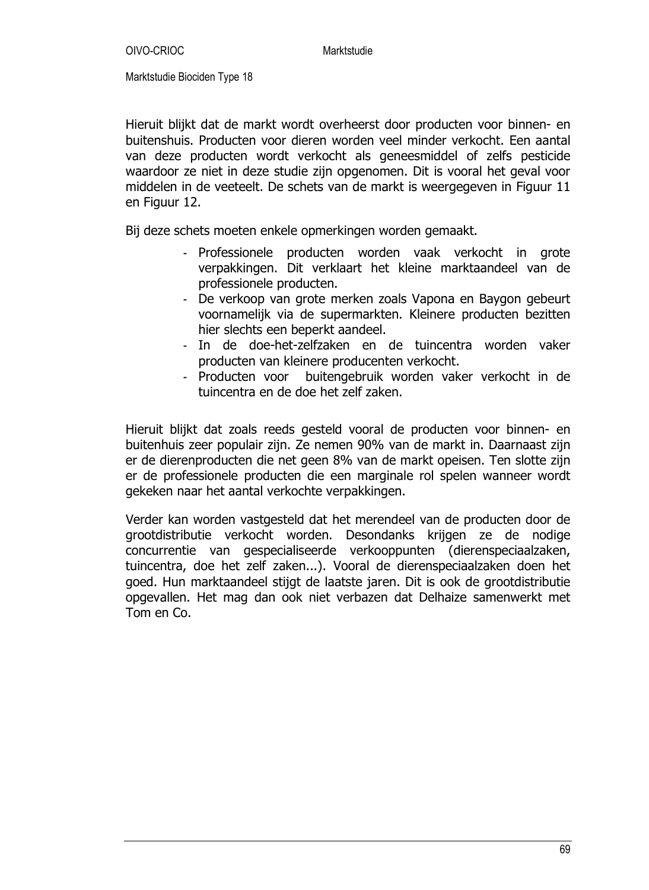Hieruit blijkt dat de markt wordt overheerst door producten voor binnen- en buitenshuis. Producten voor dieren worden veel minder verkocht. Een aantal van deze producten wordt verkocht als geneesmiddel of zelfs pesticide waardoor ze niet in deze studie zijn opgenomen. Dit is vooral het geval voor middelen in de veeteelt. De schets van de markt is weergegeven in Figuur 11 en Figuur 12.

Bij deze schets moeten enkele opmerkingen worden gemaakt.

- Professionele producten worden vaak verkocht in grote verpakkingen. Dit verklaart het kleine marktaandeel van de professionele producten.
- De verkoop van grote merken zoals Vapona en Baygon gebeurt voornamelijk via de supermarkten. Kleinere producten bezitten hier slechts een beperkt aandeel.
- In de doe-het-zelfzaken en de tuincentra worden vaker producten van kleinere producenten verkocht.
- Producten voor buitengebruik worden vaker verkocht in de tuincentra en de doe het zelf zaken.

Hieruit blijkt dat zoals reeds gesteld vooral de producten voor binnen- en buitenhuis zeer populair zijn. Ze nemen 90% van de markt in. Daarnaast zijn er de dierenproducten die net geen 8% van de markt opeisen. Ten slotte zijn er de professionele producten die een marginale rol spelen wanneer wordt gekeken naar het aantal verkochte verpakkingen.

Verder kan worden vastgesteld dat het merendeel van de producten door de grootdistributie verkocht worden. Desondanks krijgen ze de nodige concurrentie van gespecialiseerde verkooppunten (dierenspeciaalzaken, tuincentra, doe het zelf zaken...). Vooral de dierenspeciaalzaken doen het goed. Hun marktaandeel stijgt de laatste jaren. Dit is ook de grootdistributie opgevallen. Het mag dan ook niet verbazen dat Delhaize samenwerkt met Tom en Co.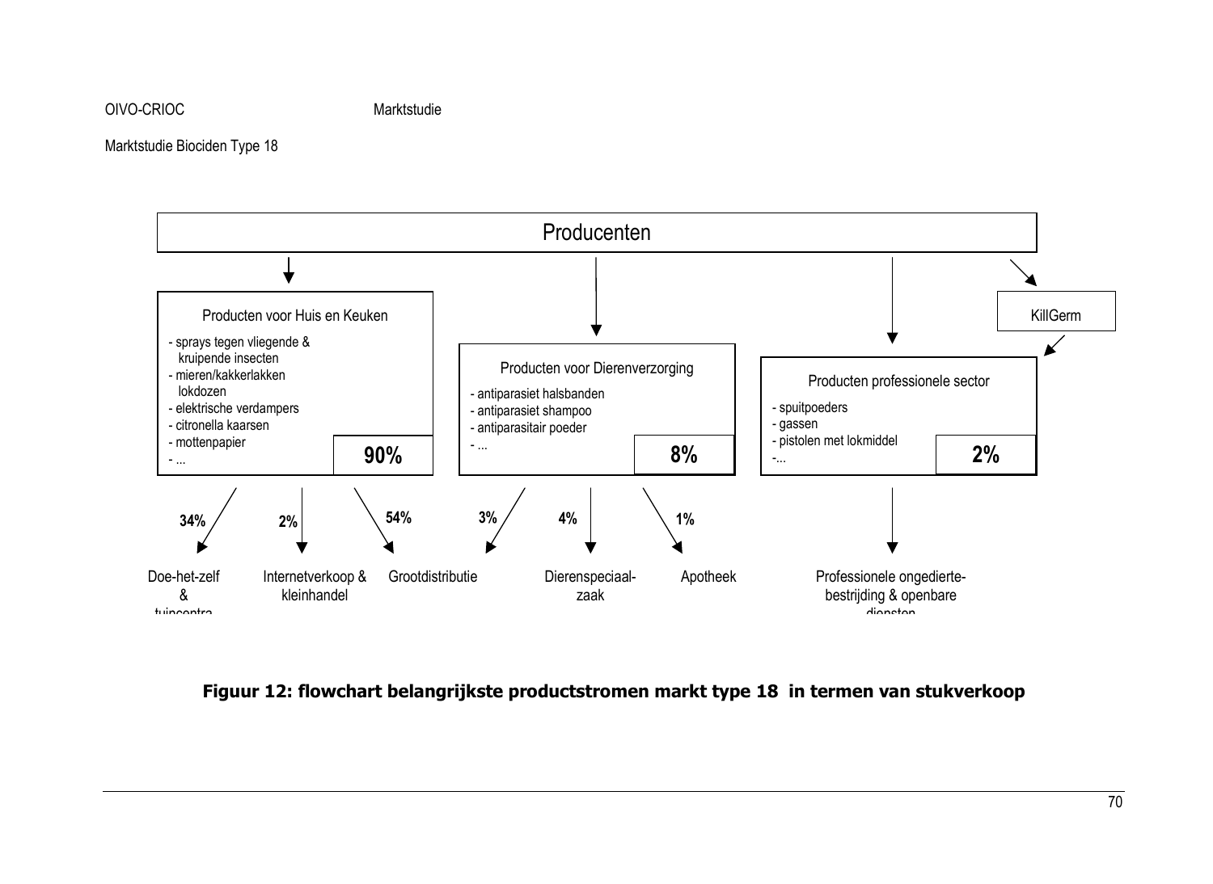Marktstudie Biociden Type 18

Producenten

**Producten voor Huis en Keuken** — **90%**
- sprays tegen vliegende & kruipende insecten
- mieren/kakkerlakken lokdozen
- elektrische verdampers
- citronella kaarsen
- mottenpapier
- ...

**Producten voor Dierenverzorging** — **8%**
- antiparasiet halsbanden
- antiparasiet shampoo
- antiparasitair poeder
- ...

KillGerm

**Producten professionele sector** — **2%**
- spuitpoeders
- gassen
- pistolen met lokmiddel
- ...

**34%** Doe-het-zelf & tuincentra

**2%** Internetverkoop & kleinhandel

**54%** Grootdistributie

**3%** Grootdistributie

**4%** Dierenspeciaalzaak

**1%** Apotheek

Professionele ongedierte-bestrijding & openbare diensten

**Figuur 12: flowchart belangrijkste productstromen markt type 18 in termen van stukverkoop**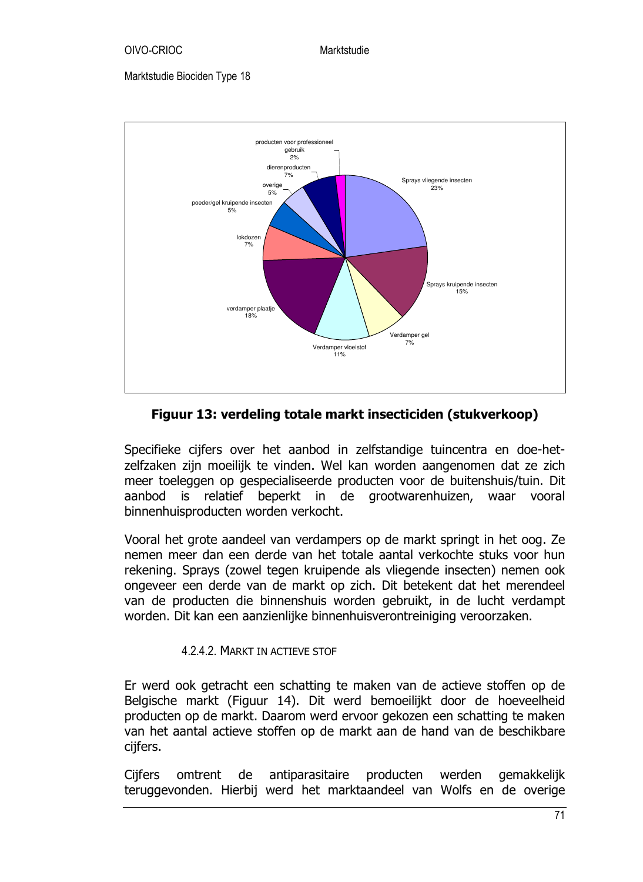**Figuur 13: verdeling totale markt insecticiden (stukverkoop)**

Specifieke cijfers over het aanbod in zelfstandige tuincentra en doe-het-zelfzaken zijn moeilijk te vinden. Wel kan worden aangenomen dat ze zich meer toeleggen op gespecialiseerde producten voor de buitenshuis/tuin. Dit aanbod is relatief beperkt in de grootwarenhuizen, waar vooral binnenhuisproducten worden verkocht.

Vooral het grote aandeel van verdampers op de markt springt in het oog. Ze nemen meer dan een derde van het totale aantal verkochte stuks voor hun rekening. Sprays (zowel tegen kruipende als vliegende insecten) nemen ook ongeveer een derde van de markt op zich. Dit betekent dat het merendeel van de producten die binnenshuis worden gebruikt, in de lucht verdampt worden. Dit kan een aanzienlijke binnenhuisverontreiniging veroorzaken.

#### 4.2.4.2. MARKT IN ACTIEVE STOF

Er werd ook getracht een schatting te maken van de actieve stoffen op de Belgische markt (Figuur 14). Dit werd bemoeilijkt door de hoeveelheid producten op de markt. Daarom werd ervoor gekozen een schatting te maken van het aantal actieve stoffen op de markt aan de hand van de beschikbare cijfers.

Cijfers omtrent de antiparasitaire producten werden gemakkelijk teruggevonden. Hierbij werd het marktaandeel van Wolfs en de overige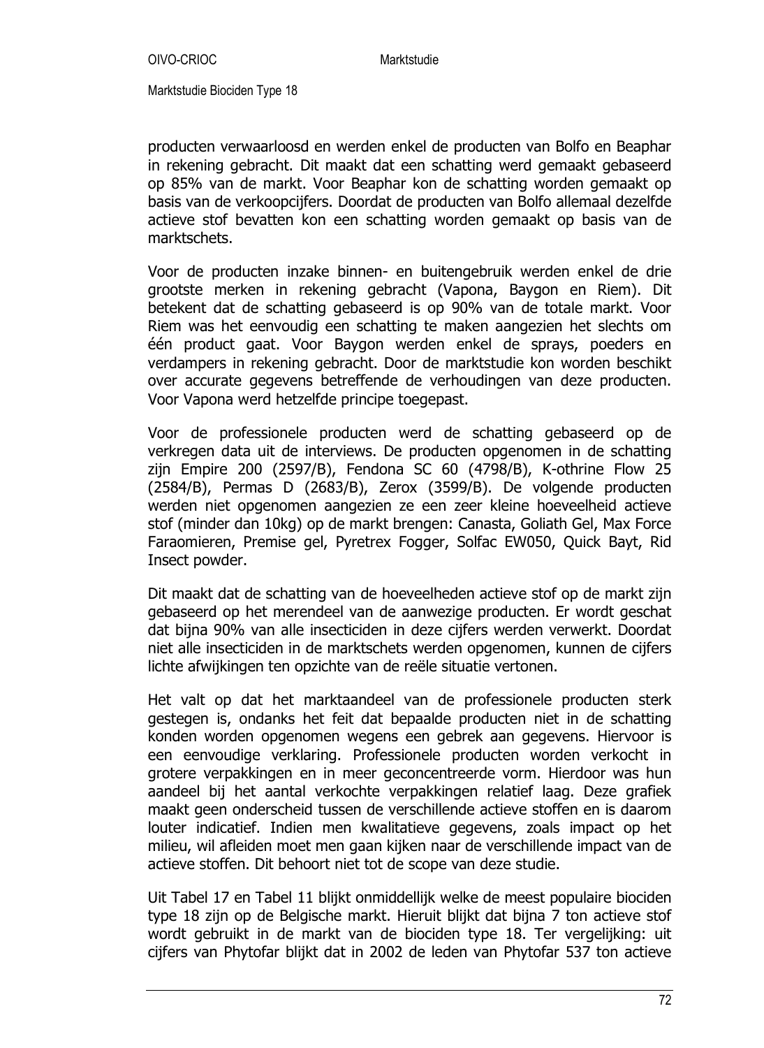producten verwaarloosd en werden enkel de producten van Bolfo en Beaphar in rekening gebracht. Dit maakt dat een schatting werd gemaakt gebaseerd op 85% van de markt. Voor Beaphar kon de schatting worden gemaakt op basis van de verkoopcijfers. Doordat de producten van Bolfo allemaal dezelfde actieve stof bevatten kon een schatting worden gemaakt op basis van de marktschets.

Voor de producten inzake binnen- en buitengebruik werden enkel de drie grootste merken in rekening gebracht (Vapona, Baygon en Riem). Dit betekent dat de schatting gebaseerd is op 90% van de totale markt. Voor Riem was het eenvoudig een schatting te maken aangezien het slechts om één product gaat. Voor Baygon werden enkel de sprays, poeders en verdampers in rekening gebracht. Door de marktstudie kon worden beschikt over accurate gegevens betreffende de verhoudingen van deze producten. Voor Vapona werd hetzelfde principe toegepast.

Voor de professionele producten werd de schatting gebaseerd op de verkregen data uit de interviews. De producten opgenomen in de schatting zijn Empire 200 (2597/B), Fendona SC 60 (4798/B), K-othrine Flow 25 (2584/B), Permas D (2683/B), Zerox (3599/B). De volgende producten werden niet opgenomen aangezien ze een zeer kleine hoeveelheid actieve stof (minder dan 10kg) op de markt brengen: Canasta, Goliath Gel, Max Force Faraomieren, Premise gel, Pyretrex Fogger, Solfac EW050, Quick Bayt, Rid Insect powder.

Dit maakt dat de schatting van de hoeveelheden actieve stof op de markt zijn gebaseerd op het merendeel van de aanwezige producten. Er wordt geschat dat bijna 90% van alle insecticiden in deze cijfers werden verwerkt. Doordat niet alle insecticiden in de marktschets werden opgenomen, kunnen de cijfers lichte afwijkingen ten opzichte van de reële situatie vertonen.

Het valt op dat het marktaandeel van de professionele producten sterk gestegen is, ondanks het feit dat bepaalde producten niet in de schatting konden worden opgenomen wegens een gebrek aan gegevens. Hiervoor is een eenvoudige verklaring. Professionele producten worden verkocht in grotere verpakkingen en in meer geconcentreerde vorm. Hierdoor was hun aandeel bij het aantal verkochte verpakkingen relatief laag. Deze grafiek maakt geen onderscheid tussen de verschillende actieve stoffen en is daarom louter indicatief. Indien men kwalitatieve gegevens, zoals impact op het milieu, wil afleiden moet men gaan kijken naar de verschillende impact van de actieve stoffen. Dit behoort niet tot de scope van deze studie.

Uit Tabel 17 en Tabel 11 blijkt onmiddellijk welke de meest populaire biociden type 18 zijn op de Belgische markt. Hieruit blijkt dat bijna 7 ton actieve stof wordt gebruikt in de markt van de biociden type 18. Ter vergelijking: uit cijfers van Phytofar blijkt dat in 2002 de leden van Phytofar 537 ton actieve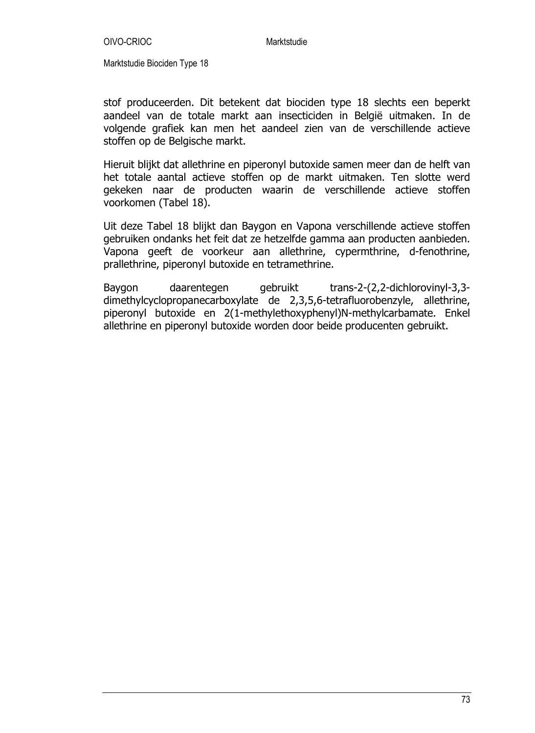stof produceerden. Dit betekent dat biociden type 18 slechts een beperkt aandeel van de totale markt aan insecticiden in België uitmaken. In de volgende grafiek kan men het aandeel zien van de verschillende actieve stoffen op de Belgische markt.

Hieruit blijkt dat allethrine en piperonyl butoxide samen meer dan de helft van het totale aantal actieve stoffen op de markt uitmaken. Ten slotte werd gekeken naar de producten waarin de verschillende actieve stoffen voorkomen (Tabel 18).

Uit deze Tabel 18 blijkt dan Baygon en Vapona verschillende actieve stoffen gebruiken ondanks het feit dat ze hetzelfde gamma aan producten aanbieden. Vapona geeft de voorkeur aan allethrine, cypermthrine, d-fenothrine, prallethrine, piperonyl butoxide en tetramethrine.

Baygon daarentegen gebruikt trans-2-(2,2-dichlorovinyl-3,3-dimethylcyclopropanecarboxylate de 2,3,5,6-tetrafluorobenzyle, allethrine, piperonyl butoxide en 2(1-methylethoxyphenyl)N-methylcarbamate. Enkel allethrine en piperonyl butoxide worden door beide producenten gebruikt.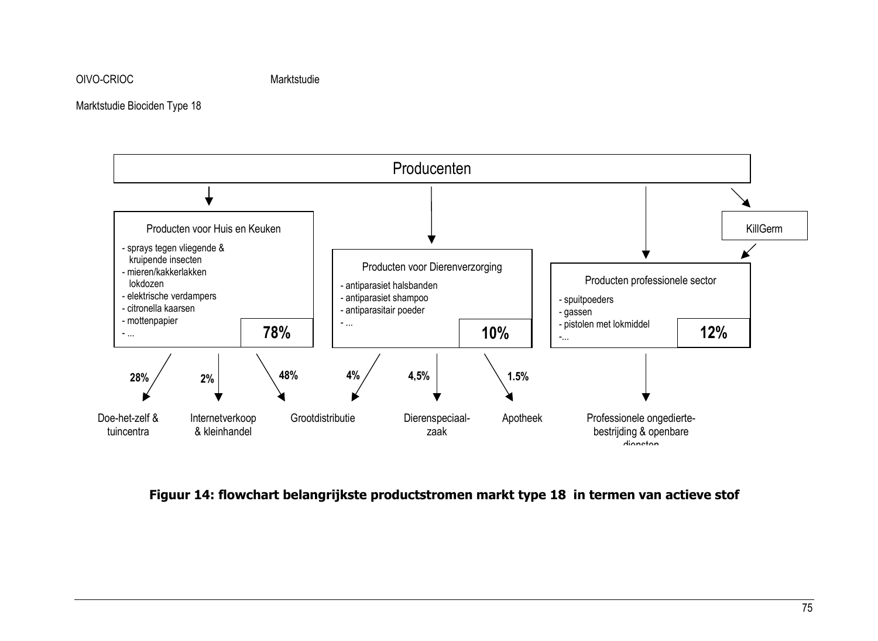Producenten

Producten voor Huis en Keuken

- sprays tegen vliegende & kruipende insecten
- mieren/kakkerlakken lokdozen
- elektrische verdampers
- citronella kaarsen
- mottenpapier
- ...

**78%**

Producten voor Dierenverzorging

- antiparasiet halsbanden
- antiparasiet shampoo
- antiparasitair poeder
- ...

**10%**

Producten professionele sector

- spuitpoeders
- gassen
- pistolen met lokmiddel
- ...

**12%**

KillGerm

**28%** Doe-het-zelf & tuincentra

**2%** Internetverkoop & kleinhandel

**48%** Grootdistributie

**4%** Grootdistributie

**4,5%** Dierenspeciaalzaak

**1.5%** Apotheek

Professionele ongedierte-bestrijding & openbare diensten

**Figuur 14: flowchart belangrijkste productstromen markt type 18 in termen van actieve stof**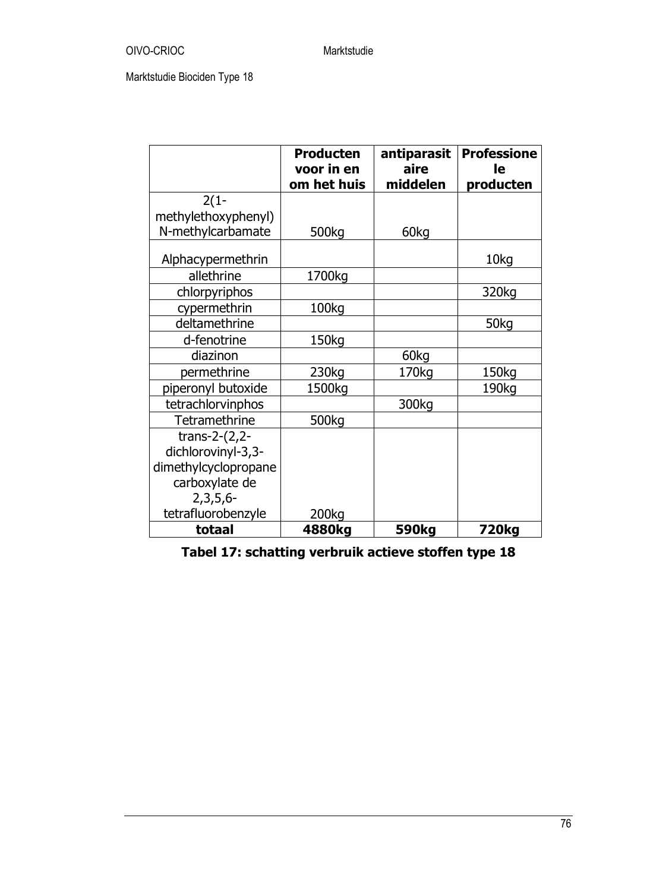| | Producten voor in en om het huis | antiparasitaire middelen | Professionele producten |
|---|---|---|---|
| 2(1-methylethoxyphenyl) N-methylcarbamate | 500kg | 60kg | |
| Alphacypermethrin | | | 10kg |
| allethrine | 1700kg | | |
| chlorpyriphos | | | 320kg |
| cypermethrin | 100kg | | |
| deltamethrine | | | 50kg |
| d-fenotrine | 150kg | | |
| diazinon | | 60kg | |
| permethrine | 230kg | 170kg | 150kg |
| piperonyl butoxide | 1500kg | | 190kg |
| tetrachlorvinphos | | 300kg | |
| Tetramethrine | 500kg | | |
| trans-2-(2,2-dichlorovinyl-3,3-dimethylcyclopropane carboxylate de 2,3,5,6-tetrafluorobenzyle | 200kg | | |
| **totaal** | **4880kg** | **590kg** | **720kg** |

**Tabel 17: schatting verbruik actieve stoffen type 18**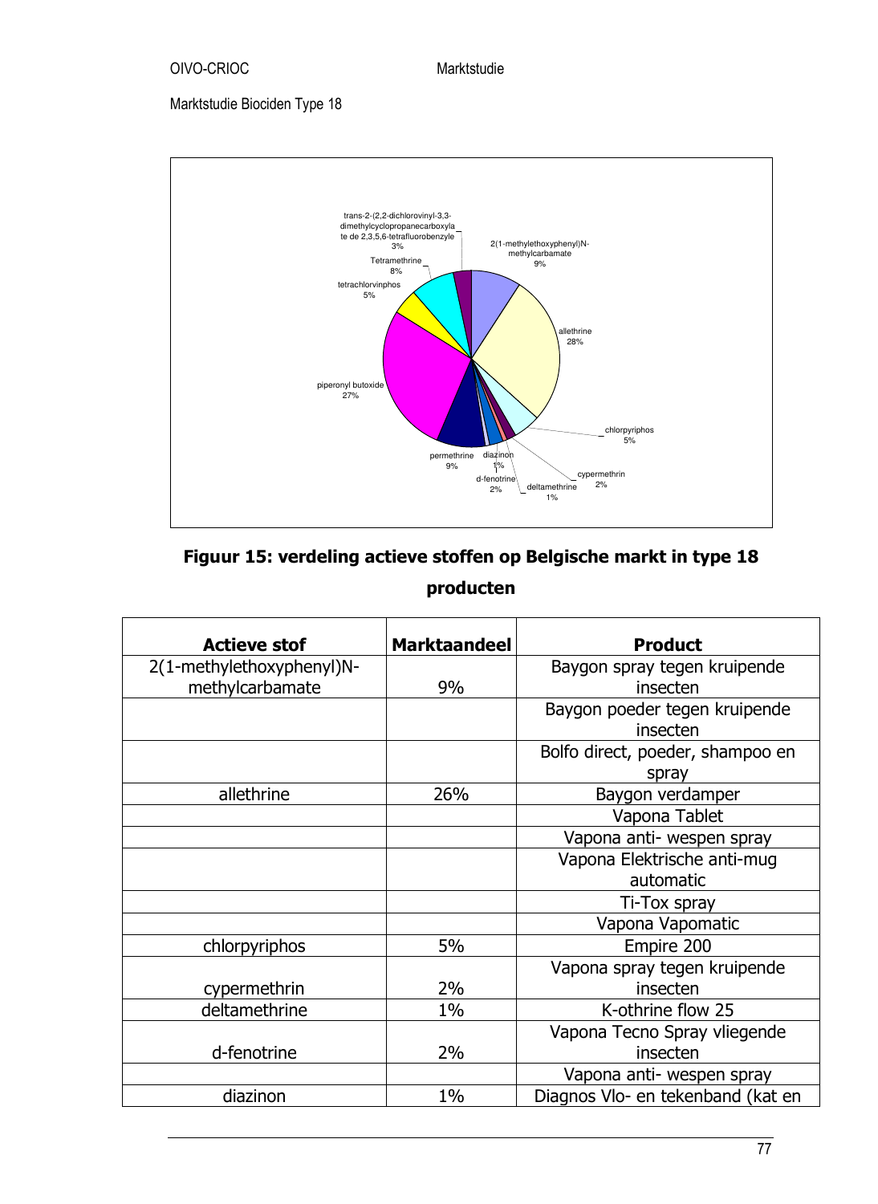Marktstudie Biociden Type 18

**Figuur 15: verdeling actieve stoffen op Belgische markt in type 18 producten**

| Actieve stof | Marktaandeel | Product |
|---|---|---|
| 2(1-methylethoxyphenyl)N-methylcarbamate | 9% | Baygon spray tegen kruipende insecten |
| | | Baygon poeder tegen kruipende insecten |
| | | Bolfo direct, poeder, shampoo en spray |
| allethrine | 26% | Baygon verdamper |
| | | Vapona Tablet |
| | | Vapona anti- wespen spray |
| | | Vapona Elektrische anti-mug automatic |
| | | Ti-Tox spray |
| | | Vapona Vapomatic |
| chlorpyriphos | 5% | Empire 200 |
| cypermethrin | 2% | Vapona spray tegen kruipende insecten |
| deltamethrine | 1% | K-othrine flow 25 |
| d-fenotrine | 2% | Vapona Tecno Spray vliegende insecten |
| | | Vapona anti- wespen spray |
| diazinon | 1% | Diagnos Vlo- en tekenband (kat en |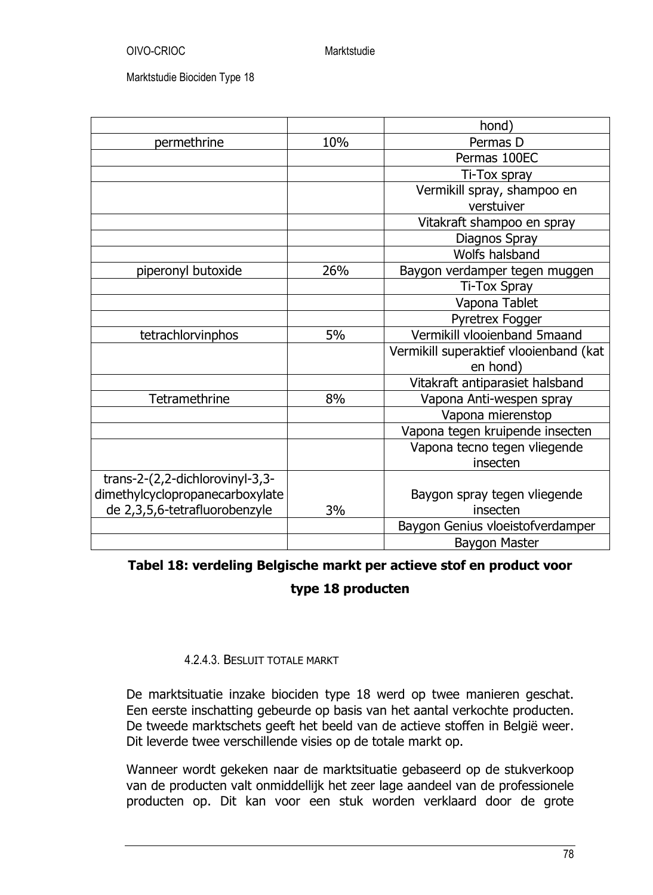| | | |
|---|---|---|
| | | hond) |
| permethrine | 10% | Permas D |
| | | Permas 100EC |
| | | Ti-Tox spray |
| | | Vermikill spray, shampoo en verstuiver |
| | | Vitakraft shampoo en spray |
| | | Diagnos Spray |
| | | Wolfs halsband |
| piperonyl butoxide | 26% | Baygon verdamper tegen muggen |
| | | Ti-Tox Spray |
| | | Vapona Tablet |
| | | Pyretrex Fogger |
| tetrachlorvinphos | 5% | Vermikill vlooienband 5maand |
| | | Vermikill superaktief vlooienband (kat en hond) |
| | | Vitakraft antiparasiet halsband |
| Tetramethrine | 8% | Vapona Anti-wespen spray |
| | | Vapona mierenstop |
| | | Vapona tegen kruipende insecten |
| | | Vapona tecno tegen vliegende insecten |
| trans-2-(2,2-dichlorovinyl-3,3-dimethylcyclopropanecarboxylate de 2,3,5,6-tetrafluorobenzyle | 3% | Baygon spray tegen vliegende insecten |
| | | Baygon Genius vloeistofverdamper |
| | | Baygon Master |

**Tabel 18: verdeling Belgische markt per actieve stof en product voor type 18 producten**

#### 4.2.4.3. Besluit totale markt

De marktsituatie inzake biociden type 18 werd op twee manieren geschat. Een eerste inschatting gebeurde op basis van het aantal verkochte producten. De tweede marktschets geeft het beeld van de actieve stoffen in België weer. Dit leverde twee verschillende visies op de totale markt op.

Wanneer wordt gekeken naar de marktsituatie gebaseerd op de stukverkoop van de producten valt onmiddellijk het zeer lage aandeel van de professionele producten op. Dit kan voor een stuk worden verklaard door de grote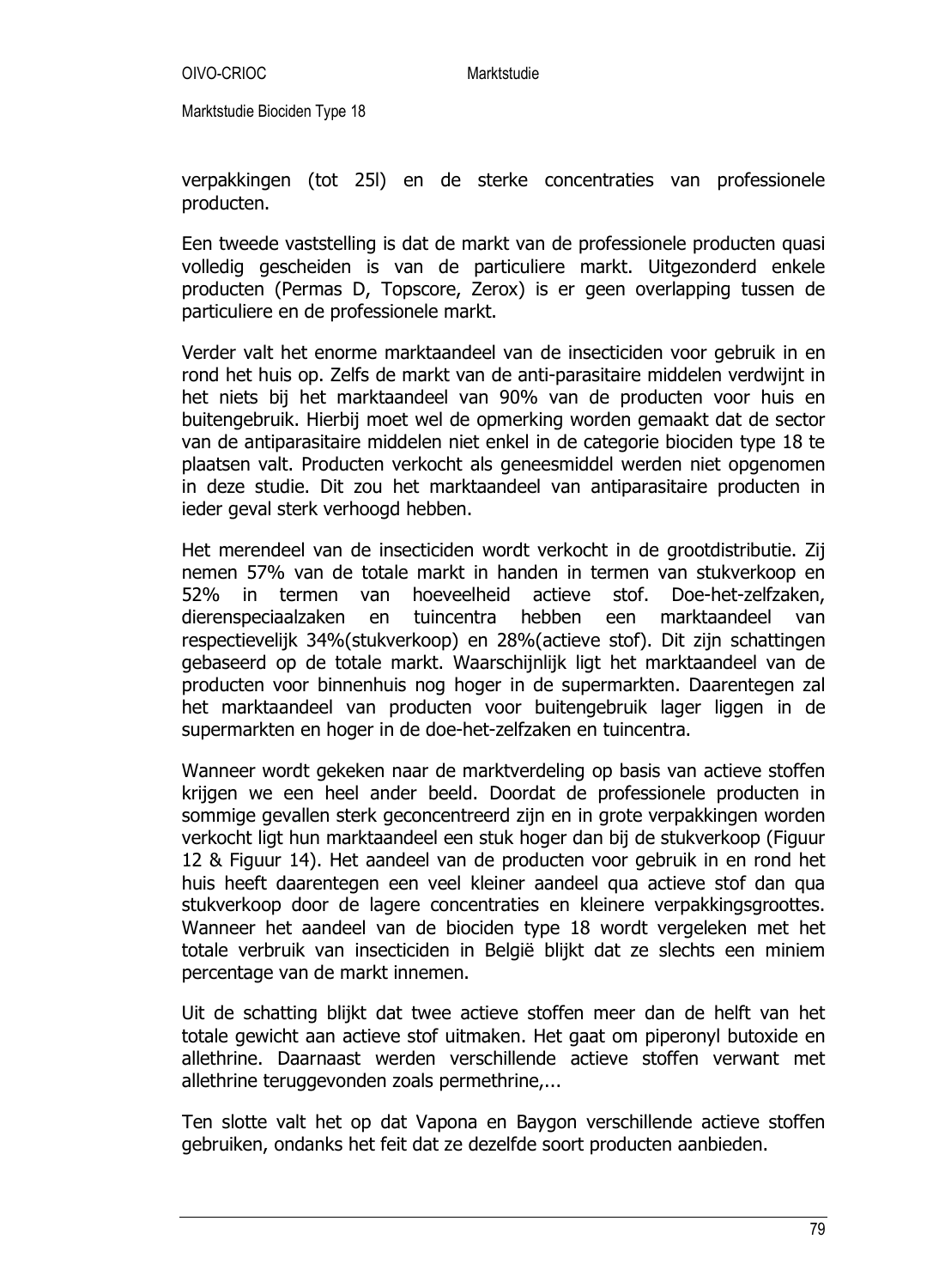verpakkingen (tot 25l) en de sterke concentraties van professionele producten.

Een tweede vaststelling is dat de markt van de professionele producten quasi volledig gescheiden is van de particuliere markt. Uitgezonderd enkele producten (Permas D, Topscore, Zerox) is er geen overlapping tussen de particuliere en de professionele markt.

Verder valt het enorme marktaandeel van de insecticiden voor gebruik in en rond het huis op. Zelfs de markt van de anti-parasitaire middelen verdwijnt in het niets bij het marktaandeel van 90% van de producten voor huis en buitengebruik. Hierbij moet wel de opmerking worden gemaakt dat de sector van de antiparasitaire middelen niet enkel in de categorie biociden type 18 te plaatsen valt. Producten verkocht als geneesmiddel werden niet opgenomen in deze studie. Dit zou het marktaandeel van antiparasitaire producten in ieder geval sterk verhoogd hebben.

Het merendeel van de insecticiden wordt verkocht in de grootdistributie. Zij nemen 57% van de totale markt in handen in termen van stukverkoop en 52% in termen van hoeveelheid actieve stof. Doe-het-zelfzaken, dierenspeciaalzaken en tuincentra hebben een marktaandeel van respectievelijk 34%(stukverkoop) en 28%(actieve stof). Dit zijn schattingen gebaseerd op de totale markt. Waarschijnlijk ligt het marktaandeel van de producten voor binnenhuis nog hoger in de supermarkten. Daarentegen zal het marktaandeel van producten voor buitengebruik lager liggen in de supermarkten en hoger in de doe-het-zelfzaken en tuincentra.

Wanneer wordt gekeken naar de marktverdeling op basis van actieve stoffen krijgen we een heel ander beeld. Doordat de professionele producten in sommige gevallen sterk geconcentreerd zijn en in grote verpakkingen worden verkocht ligt hun marktaandeel een stuk hoger dan bij de stukverkoop (Figuur 12 & Figuur 14). Het aandeel van de producten voor gebruik in en rond het huis heeft daarentegen een veel kleiner aandeel qua actieve stof dan qua stukverkoop door de lagere concentraties en kleinere verpakkingsgroottes. Wanneer het aandeel van de biociden type 18 wordt vergeleken met het totale verbruik van insecticiden in België blijkt dat ze slechts een miniem percentage van de markt innemen.

Uit de schatting blijkt dat twee actieve stoffen meer dan de helft van het totale gewicht aan actieve stof uitmaken. Het gaat om piperonyl butoxide en allethrine. Daarnaast werden verschillende actieve stoffen verwant met allethrine teruggevonden zoals permethrine,...

Ten slotte valt het op dat Vapona en Baygon verschillende actieve stoffen gebruiken, ondanks het feit dat ze dezelfde soort producten aanbieden.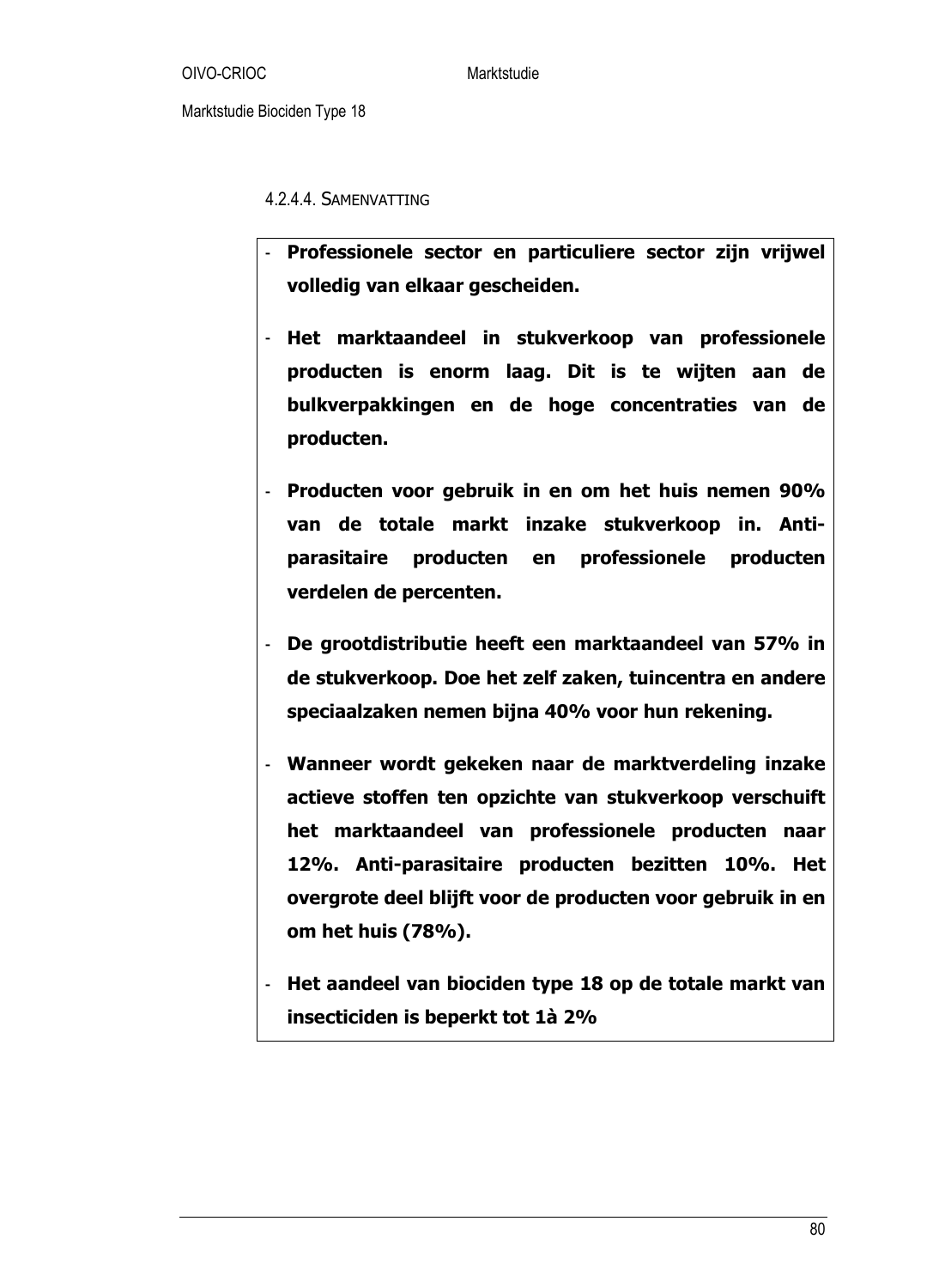#### 4.2.4.4. Samenvatting

- **Professionele sector en particuliere sector zijn vrijwel volledig van elkaar gescheiden.**
- **Het marktaandeel in stukverkoop van professionele producten is enorm laag. Dit is te wijten aan de bulkverpakkingen en de hoge concentraties van de producten.**
- **Producten voor gebruik in en om het huis nemen 90% van de totale markt inzake stukverkoop in. Anti-parasitaire producten en professionele producten verdelen de percenten.**
- **De grootdistributie heeft een marktaandeel van 57% in de stukverkoop. Doe het zelf zaken, tuincentra en andere speciaalzaken nemen bijna 40% voor hun rekening.**
- **Wanneer wordt gekeken naar de marktverdeling inzake actieve stoffen ten opzichte van stukverkoop verschuift het marktaandeel van professionele producten naar 12%. Anti-parasitaire producten bezitten 10%. Het overgrote deel blijft voor de producten voor gebruik in en om het huis (78%).**
- **Het aandeel van biociden type 18 op de totale markt van insecticiden is beperkt tot 1à 2%**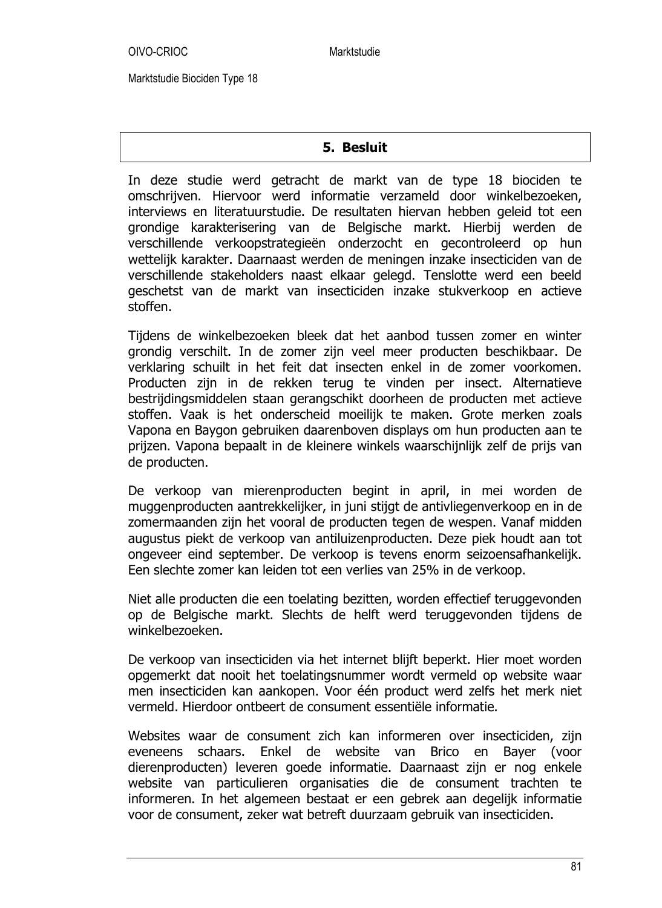## 5. Besluit

In deze studie werd getracht de markt van de type 18 biociden te omschrijven. Hiervoor werd informatie verzameld door winkelbezoeken, interviews en literatuurstudie. De resultaten hiervan hebben geleid tot een grondige karakterisering van de Belgische markt. Hierbij werden de verschillende verkoopstrategieën onderzocht en gecontroleerd op hun wettelijk karakter. Daarnaast werden de meningen inzake insecticiden van de verschillende stakeholders naast elkaar gelegd. Tenslotte werd een beeld geschetst van de markt van insecticiden inzake stukverkoop en actieve stoffen.

Tijdens de winkelbezoeken bleek dat het aanbod tussen zomer en winter grondig verschilt. In de zomer zijn veel meer producten beschikbaar. De verklaring schuilt in het feit dat insecten enkel in de zomer voorkomen. Producten zijn in de rekken terug te vinden per insect. Alternatieve bestrijdingsmiddelen staan gerangschikt doorheen de producten met actieve stoffen. Vaak is het onderscheid moeilijk te maken. Grote merken zoals Vapona en Baygon gebruiken daarenboven displays om hun producten aan te prijzen. Vapona bepaalt in de kleinere winkels waarschijnlijk zelf de prijs van de producten.

De verkoop van mierenproducten begint in april, in mei worden de muggenproducten aantrekkelijker, in juni stijgt de antivliegenverkoop en in de zomermaanden zijn het vooral de producten tegen de wespen. Vanaf midden augustus piekt de verkoop van antiluizenproducten. Deze piek houdt aan tot ongeveer eind september. De verkoop is tevens enorm seizoensafhankelijk. Een slechte zomer kan leiden tot een verlies van 25% in de verkoop.

Niet alle producten die een toelating bezitten, worden effectief teruggevonden op de Belgische markt. Slechts de helft werd teruggevonden tijdens de winkelbezoeken.

De verkoop van insecticiden via het internet blijft beperkt. Hier moet worden opgemerkt dat nooit het toelatingsnummer wordt vermeld op website waar men insecticiden kan aankopen. Voor één product werd zelfs het merk niet vermeld. Hierdoor ontbeert de consument essentiële informatie.

Websites waar de consument zich kan informeren over insecticiden, zijn eveneens schaars. Enkel de website van Brico en Bayer (voor dierenproducten) leveren goede informatie. Daarnaast zijn er nog enkele website van particulieren organisaties die de consument trachten te informeren. In het algemeen bestaat er een gebrek aan degelijk informatie voor de consument, zeker wat betreft duurzaam gebruik van insecticiden.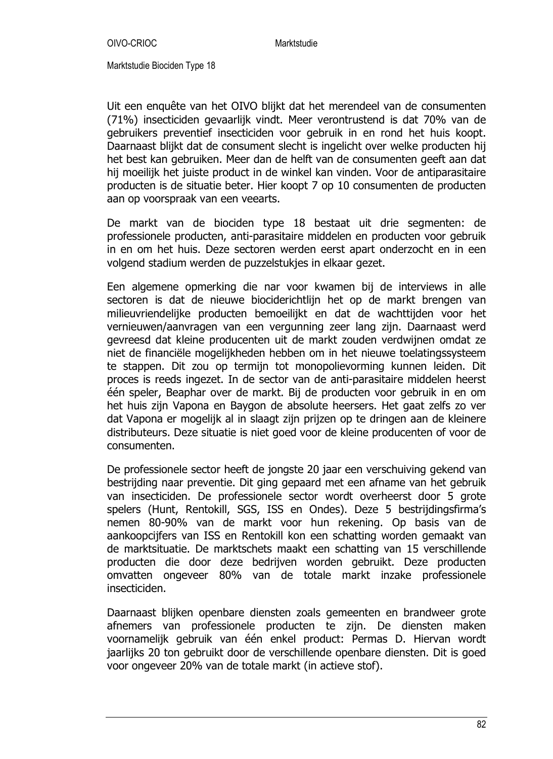Uit een enquête van het OIVO blijkt dat het merendeel van de consumenten (71%) insecticiden gevaarlijk vindt. Meer verontrustend is dat 70% van de gebruikers preventief insecticiden voor gebruik in en rond het huis koopt. Daarnaast blijkt dat de consument slecht is ingelicht over welke producten hij het best kan gebruiken. Meer dan de helft van de consumenten geeft aan dat hij moeilijk het juiste product in de winkel kan vinden. Voor de antiparasitaire producten is de situatie beter. Hier koopt 7 op 10 consumenten de producten aan op voorspraak van een veearts.

De markt van de biociden type 18 bestaat uit drie segmenten: de professionele producten, anti-parasitaire middelen en producten voor gebruik in en om het huis. Deze sectoren werden eerst apart onderzocht en in een volgend stadium werden de puzzelstukjes in elkaar gezet.

Een algemene opmerking die nar voor kwamen bij de interviews in alle sectoren is dat de nieuwe biociderichtlijn het op de markt brengen van milieuvriendelijke producten bemoeilijkt en dat de wachttijden voor het vernieuwen/aanvragen van een vergunning zeer lang zijn. Daarnaast werd gevreesd dat kleine producenten uit de markt zouden verdwijnen omdat ze niet de financiële mogelijkheden hebben om in het nieuwe toelatingssysteem te stappen. Dit zou op termijn tot monopolievorming kunnen leiden. Dit proces is reeds ingezet. In de sector van de anti-parasitaire middelen heerst één speler, Beaphar over de markt. Bij de producten voor gebruik in en om het huis zijn Vapona en Baygon de absolute heersers. Het gaat zelfs zo ver dat Vapona er mogelijk al in slaagt zijn prijzen op te dringen aan de kleinere distributeurs. Deze situatie is niet goed voor de kleine producenten of voor de consumenten.

De professionele sector heeft de jongste 20 jaar een verschuiving gekend van bestrijding naar preventie. Dit ging gepaard met een afname van het gebruik van insecticiden. De professionele sector wordt overheerst door 5 grote spelers (Hunt, Rentokill, SGS, ISS en Ondes). Deze 5 bestrijdingsfirma's nemen 80-90% van de markt voor hun rekening. Op basis van de aankoopcijfers van ISS en Rentokill kon een schatting worden gemaakt van de marktsituatie. De marktschets maakt een schatting van 15 verschillende producten die door deze bedrijven worden gebruikt. Deze producten omvatten ongeveer 80% van de totale markt inzake professionele insecticiden.

Daarnaast blijken openbare diensten zoals gemeenten en brandweer grote afnemers van professionele producten te zijn. De diensten maken voornamelijk gebruik van één enkel product: Permas D. Hiervan wordt jaarlijks 20 ton gebruikt door de verschillende openbare diensten. Dit is goed voor ongeveer 20% van de totale markt (in actieve stof).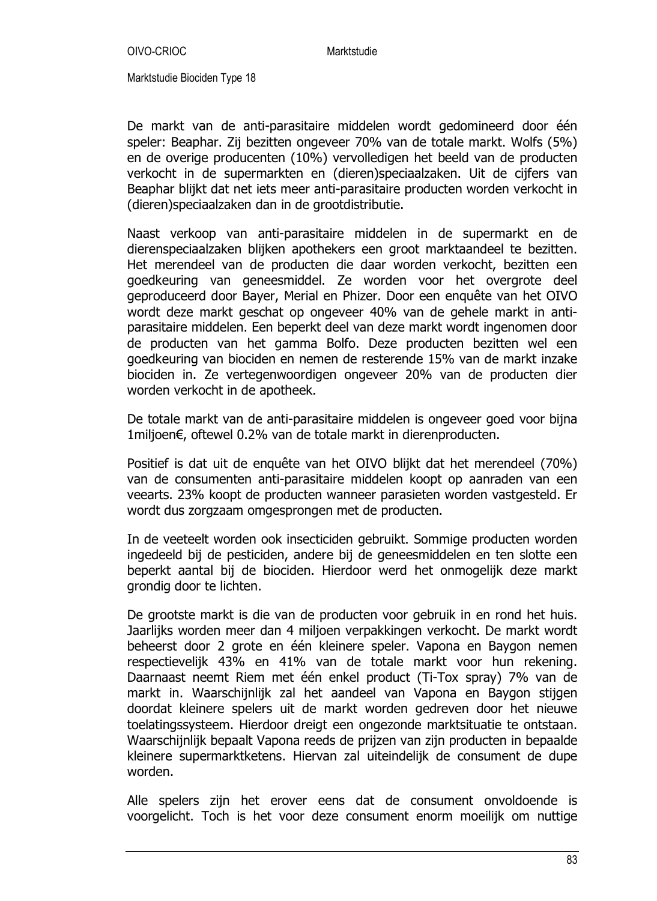De markt van de anti-parasitaire middelen wordt gedomineerd door één speler: Beaphar. Zij bezitten ongeveer 70% van de totale markt. Wolfs (5%) en de overige producenten (10%) vervolledigen het beeld van de producten verkocht in de supermarkten en (dieren)speciaalzaken. Uit de cijfers van Beaphar blijkt dat net iets meer anti-parasitaire producten worden verkocht in (dieren)speciaalzaken dan in de grootdistributie.

Naast verkoop van anti-parasitaire middelen in de supermarkt en de dierenspeciaalzaken blijken apothekers een groot marktaandeel te bezitten. Het merendeel van de producten die daar worden verkocht, bezitten een goedkeuring van geneesmiddel. Ze worden voor het overgrote deel geproduceerd door Bayer, Merial en Phizer. Door een enquête van het OIVO wordt deze markt geschat op ongeveer 40% van de gehele markt in anti-parasitaire middelen. Een beperkt deel van deze markt wordt ingenomen door de producten van het gamma Bolfo. Deze producten bezitten wel een goedkeuring van biociden en nemen de resterende 15% van de markt inzake biociden in. Ze vertegenwoordigen ongeveer 20% van de producten dier worden verkocht in de apotheek.

De totale markt van de anti-parasitaire middelen is ongeveer goed voor bijna 1miljoen€, oftewel 0.2% van de totale markt in dierenproducten.

Positief is dat uit de enquête van het OIVO blijkt dat het merendeel (70%) van de consumenten anti-parasitaire middelen koopt op aanraden van een veearts. 23% koopt de producten wanneer parasieten worden vastgesteld. Er wordt dus zorgzaam omgesprongen met de producten.

In de veeteelt worden ook insecticiden gebruikt. Sommige producten worden ingedeeld bij de pesticiden, andere bij de geneesmiddelen en ten slotte een beperkt aantal bij de biociden. Hierdoor werd het onmogelijk deze markt grondig door te lichten.

De grootste markt is die van de producten voor gebruik in en rond het huis. Jaarlijks worden meer dan 4 miljoen verpakkingen verkocht. De markt wordt beheerst door 2 grote en één kleinere speler. Vapona en Baygon nemen respectievelijk 43% en 41% van de totale markt voor hun rekening. Daarnaast neemt Riem met één enkel product (Ti-Tox spray) 7% van de markt in. Waarschijnlijk zal het aandeel van Vapona en Baygon stijgen doordat kleinere spelers uit de markt worden gedreven door het nieuwe toelatingssysteem. Hierdoor dreigt een ongezonde marktsituatie te ontstaan. Waarschijnlijk bepaalt Vapona reeds de prijzen van zijn producten in bepaalde kleinere supermarktketens. Hiervan zal uiteindelijk de consument de dupe worden.

Alle spelers zijn het erover eens dat de consument onvoldoende is voorgelicht. Toch is het voor deze consument enorm moeilijk om nuttige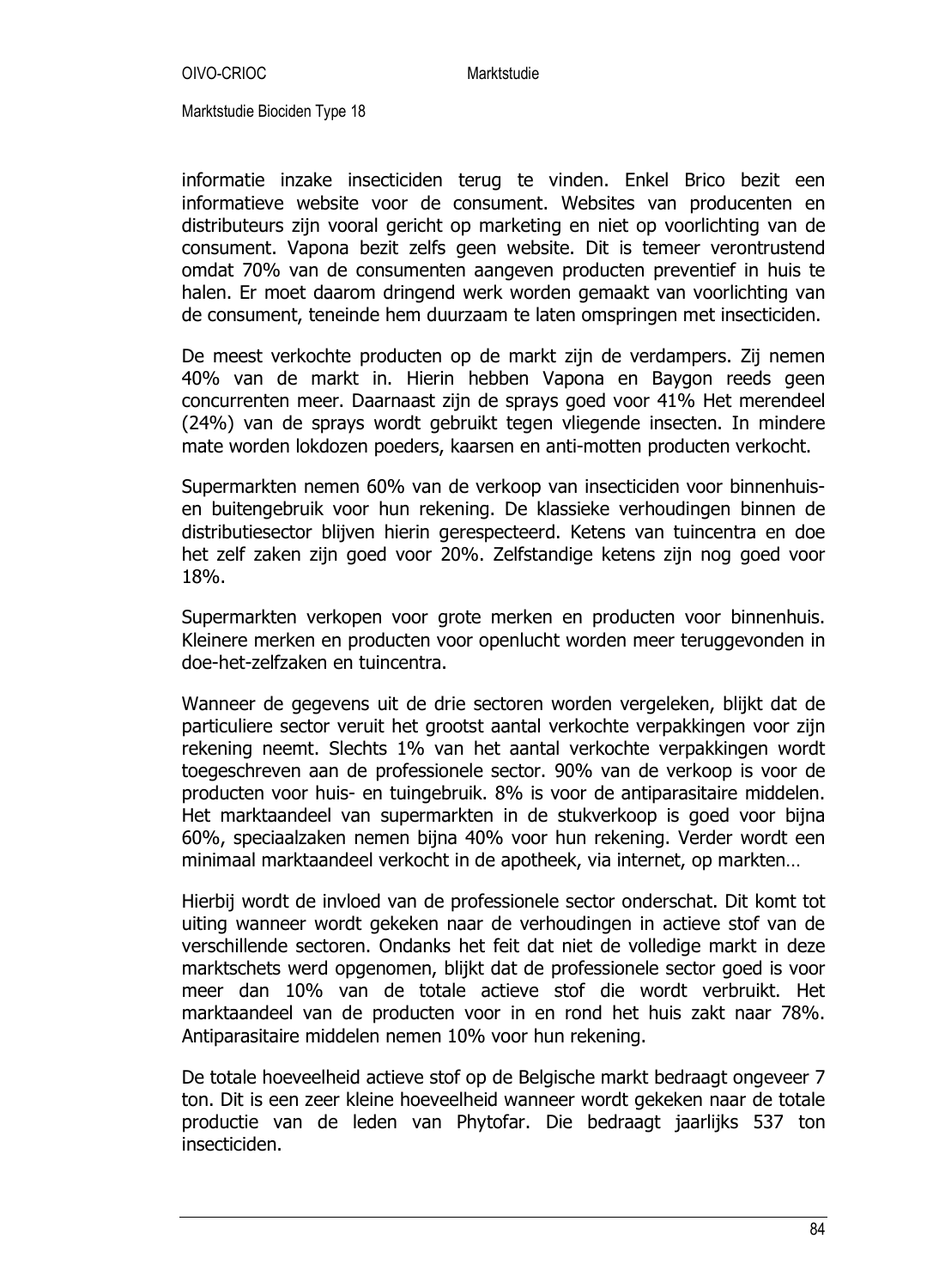informatie inzake insecticiden terug te vinden. Enkel Brico bezit een informatieve website voor de consument. Websites van producenten en distributeurs zijn vooral gericht op marketing en niet op voorlichting van de consument. Vapona bezit zelfs geen website. Dit is temeer verontrustend omdat 70% van de consumenten aangeven producten preventief in huis te halen. Er moet daarom dringend werk worden gemaakt van voorlichting van de consument, teneinde hem duurzaam te laten omspringen met insecticiden.

De meest verkochte producten op de markt zijn de verdampers. Zij nemen 40% van de markt in. Hierin hebben Vapona en Baygon reeds geen concurrenten meer. Daarnaast zijn de sprays goed voor 41% Het merendeel (24%) van de sprays wordt gebruikt tegen vliegende insecten. In mindere mate worden lokdozen poeders, kaarsen en anti-motten producten verkocht.

Supermarkten nemen 60% van de verkoop van insecticiden voor binnenhuis- en buitengebruik voor hun rekening. De klassieke verhoudingen binnen de distributiesector blijven hierin gerespecteerd. Ketens van tuincentra en doe het zelf zaken zijn goed voor 20%. Zelfstandige ketens zijn nog goed voor 18%.

Supermarkten verkopen voor grote merken en producten voor binnenhuis. Kleinere merken en producten voor openlucht worden meer teruggevonden in doe-het-zelfzaken en tuincentra.

Wanneer de gegevens uit de drie sectoren worden vergeleken, blijkt dat de particuliere sector veruit het grootst aantal verkochte verpakkingen voor zijn rekening neemt. Slechts 1% van het aantal verkochte verpakkingen wordt toegeschreven aan de professionele sector. 90% van de verkoop is voor de producten voor huis- en tuingebruik. 8% is voor de antiparasitaire middelen. Het marktaandeel van supermarkten in de stukverkoop is goed voor bijna 60%, speciaalzaken nemen bijna 40% voor hun rekening. Verder wordt een minimaal marktaandeel verkocht in de apotheek, via internet, op markten…

Hierbij wordt de invloed van de professionele sector onderschat. Dit komt tot uiting wanneer wordt gekeken naar de verhoudingen in actieve stof van de verschillende sectoren. Ondanks het feit dat niet de volledige markt in deze marktschets werd opgenomen, blijkt dat de professionele sector goed is voor meer dan 10% van de totale actieve stof die wordt verbruikt. Het marktaandeel van de producten voor in en rond het huis zakt naar 78%. Antiparasitaire middelen nemen 10% voor hun rekening.

De totale hoeveelheid actieve stof op de Belgische markt bedraagt ongeveer 7 ton. Dit is een zeer kleine hoeveelheid wanneer wordt gekeken naar de totale productie van de leden van Phytofar. Die bedraagt jaarlijks 537 ton insecticiden.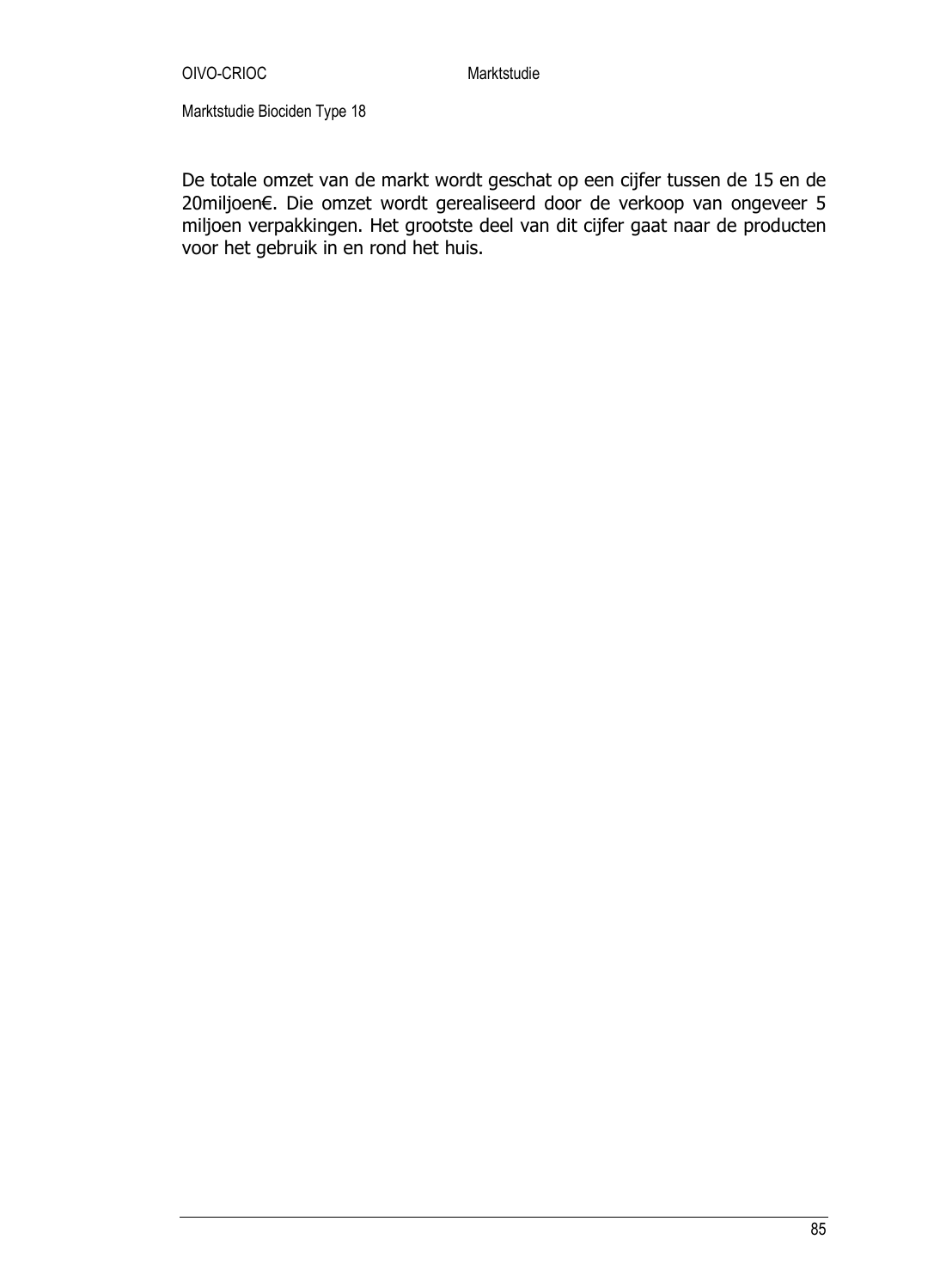De totale omzet van de markt wordt geschat op een cijfer tussen de 15 en de 20miljoen€. Die omzet wordt gerealiseerd door de verkoop van ongeveer 5 miljoen verpakkingen. Het grootste deel van dit cijfer gaat naar de producten voor het gebruik in en rond het huis.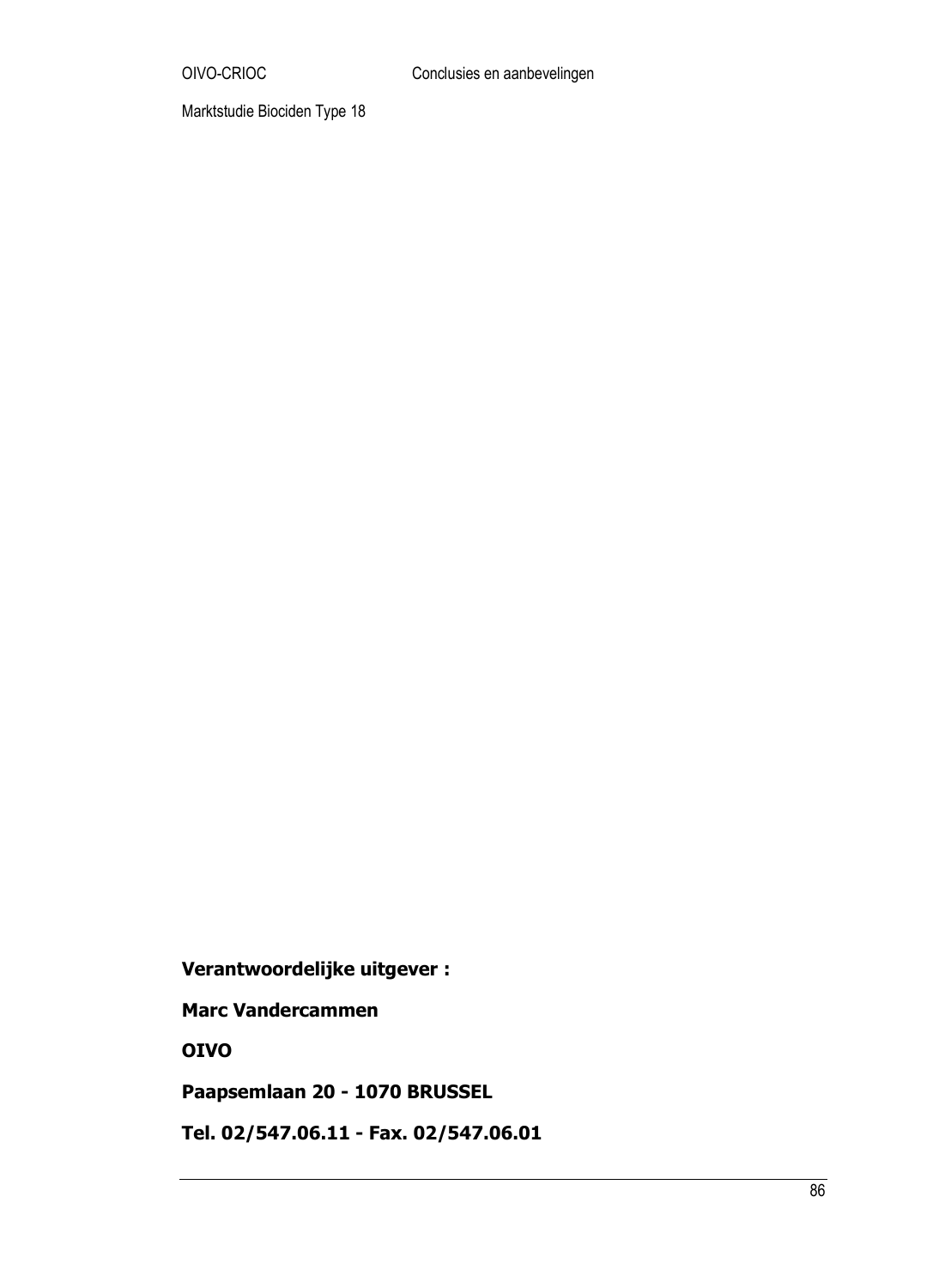**Verantwoordelijke uitgever :**

**Marc Vandercammen**

**OIVO**

**Paapsemlaan 20 - 1070 BRUSSEL**

**Tel. 02/547.06.11 - Fax. 02/547.06.01**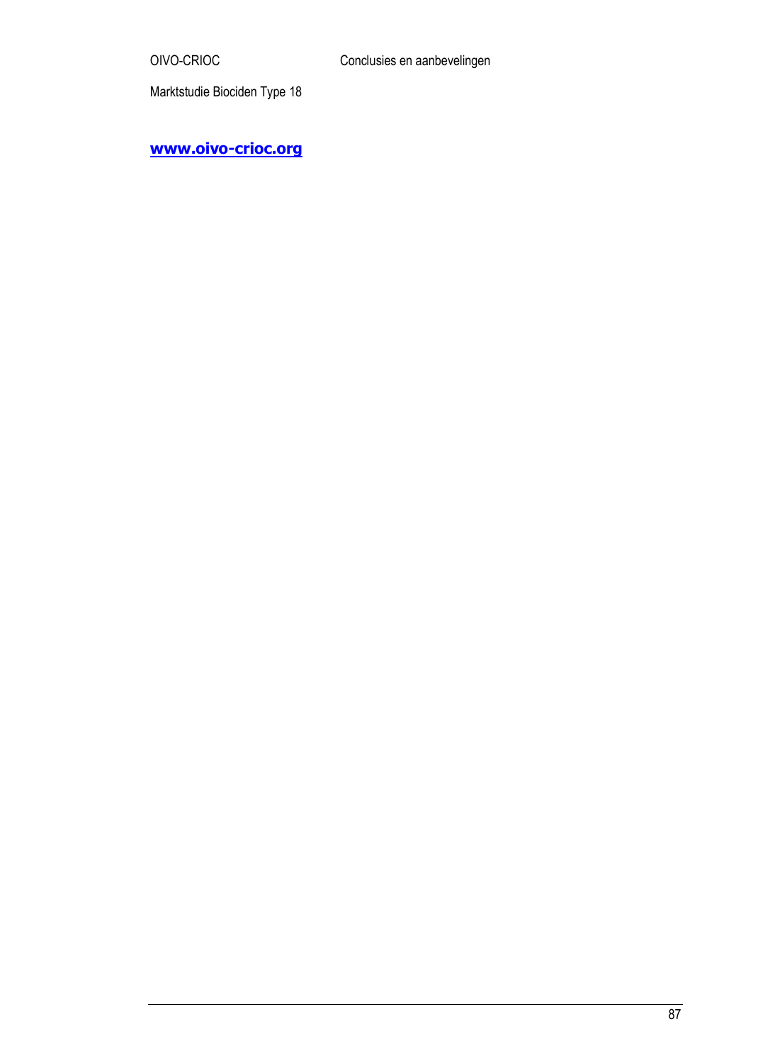**[www.oivo-crioc.org](http://www.oivo-crioc.org)**